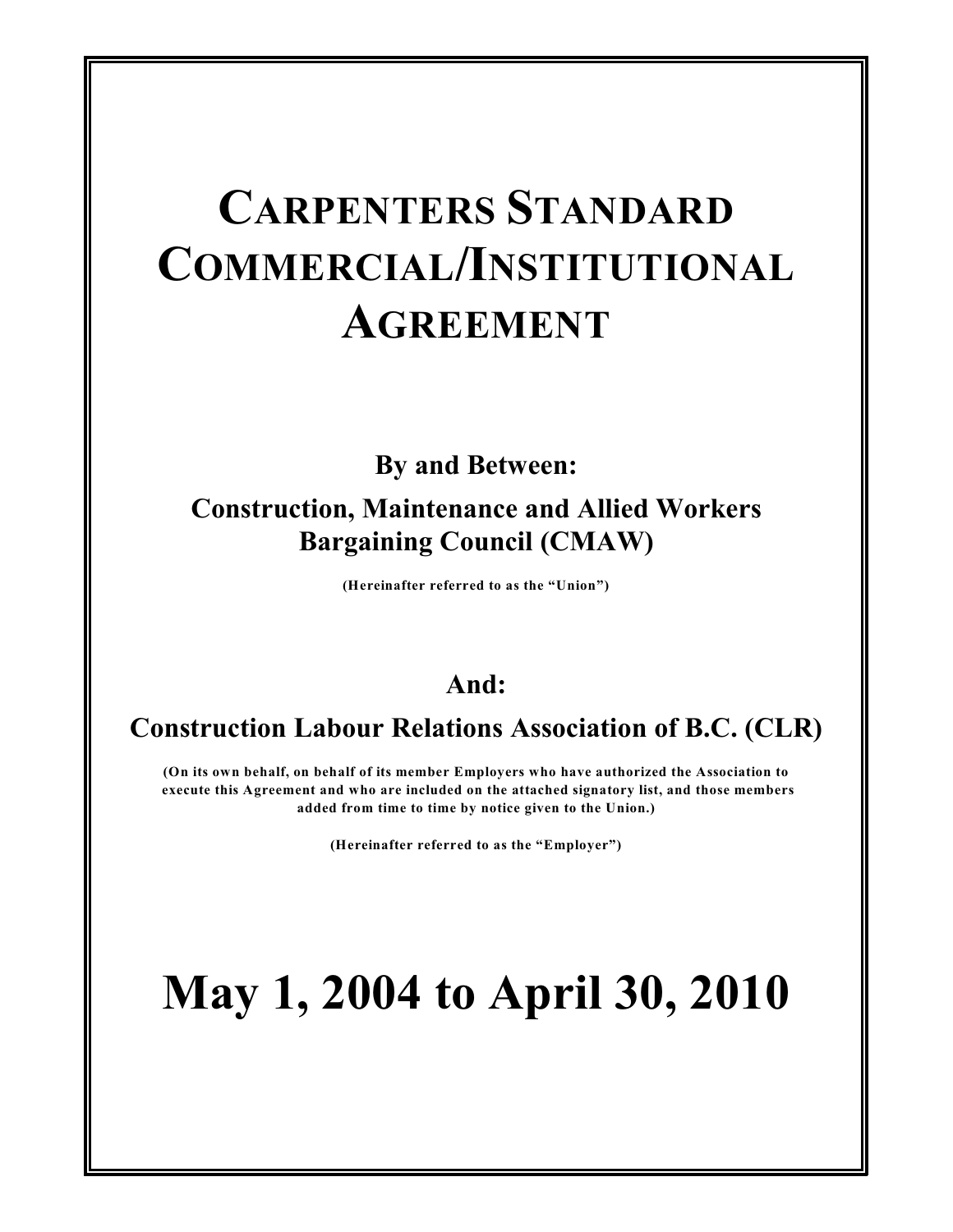# CARPENTERS STANDARD COMMERCIAL/INSTITUTIONAL AGREEMENT

**By and Between:**

**Construction, Maintenance and Allied Workers Bargaining Council (CMAW)**

**(Hereinafter referred to as the "Union")**

**And:**

**Construction Labour Relations Association of B.C. (CLR)**

**(On its own behalf, on behalf of its member Employers who have authorized the Association to execute this Agreement and who are included on the attached signatory list, and those members added from time to time by notice given to the Union.)**

**(Hereinafter referred to as the "Employer")**

# May 1, 2004 to April 30, 2010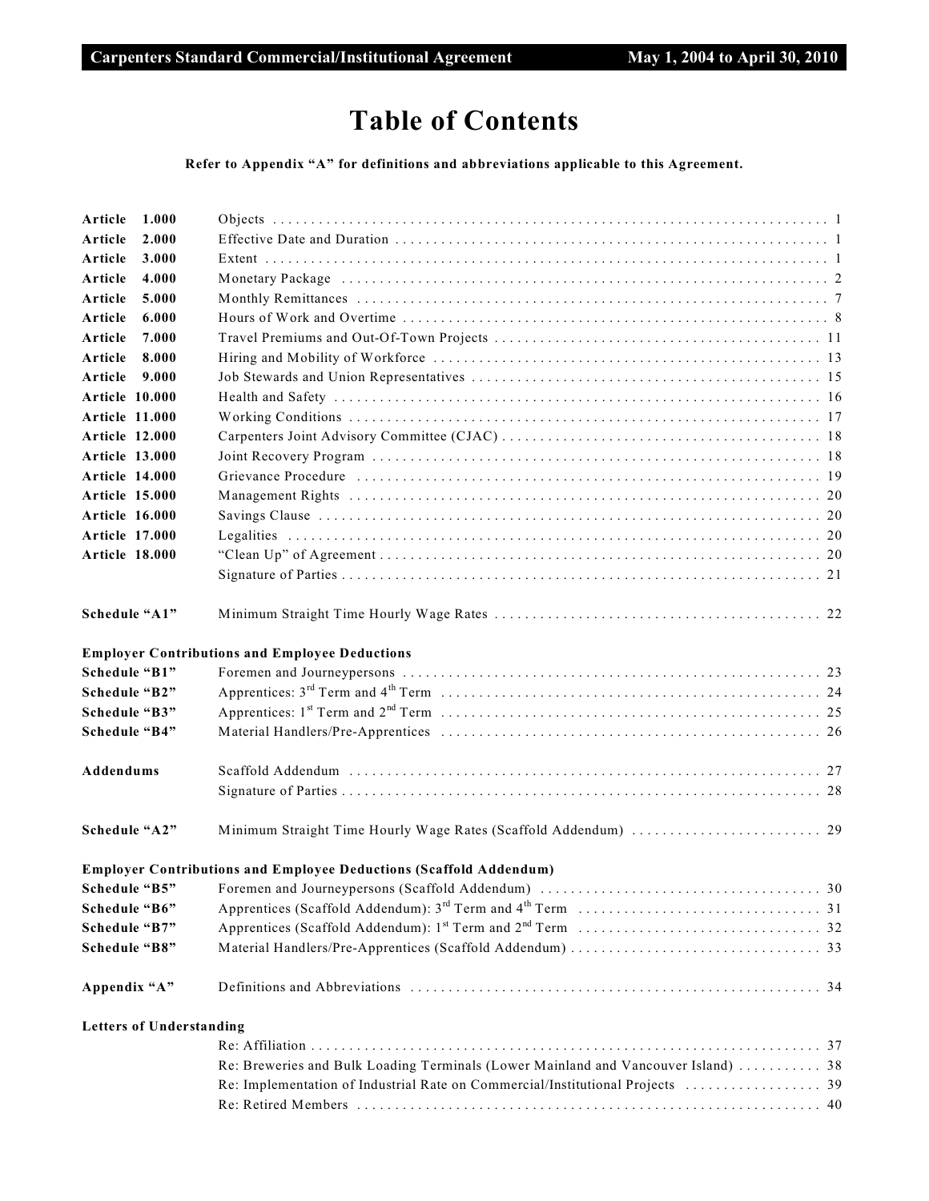# Table of Contents

**Refer to Appendix "A" for definitions and abbreviations applicable to this Agreement.**

| | | |
|---|---|---|
| **Article 1.000** | Objects | 1 |
| **Article 2.000** | Effective Date and Duration | 1 |
| **Article 3.000** | Extent | 1 |
| **Article 4.000** | Monetary Package | 2 |
| **Article 5.000** | Monthly Remittances | 7 |
| **Article 6.000** | Hours of Work and Overtime | 8 |
| **Article 7.000** | Travel Premiums and Out-Of-Town Projects | 11 |
| **Article 8.000** | Hiring and Mobility of Workforce | 13 |
| **Article 9.000** | Job Stewards and Union Representatives | 15 |
| **Article 10.000** | Health and Safety | 16 |
| **Article 11.000** | Working Conditions | 17 |
| **Article 12.000** | Carpenters Joint Advisory Committee (CJAC) | 18 |
| **Article 13.000** | Joint Recovery Program | 18 |
| **Article 14.000** | Grievance Procedure | 19 |
| **Article 15.000** | Management Rights | 20 |
| **Article 16.000** | Savings Clause | 20 |
| **Article 17.000** | Legalities | 20 |
| **Article 18.000** | "Clean Up" of Agreement | 20 |
| | Signature of Parties | 21 |
| **Schedule "A1"** | Minimum Straight Time Hourly Wage Rates | 22 |
| **Employer Contributions and Employee Deductions** | | |
| **Schedule "B1"** | Foremen and Journeypersons | 23 |
| **Schedule "B2"** | Apprentices: 3rd Term and 4th Term | 24 |
| **Schedule "B3"** | Apprentices: 1st Term and 2nd Term | 25 |
| **Schedule "B4"** | Material Handlers/Pre-Apprentices | 26 |
| **Addendums** | Scaffold Addendum | 27 |
| | Signature of Parties | 28 |
| **Schedule "A2"** | Minimum Straight Time Hourly Wage Rates (Scaffold Addendum) | 29 |
| **Employer Contributions and Employee Deductions (Scaffold Addendum)** | | |
| **Schedule "B5"** | Foremen and Journeypersons (Scaffold Addendum) | 30 |
| **Schedule "B6"** | Apprentices (Scaffold Addendum): 3rd Term and 4th Term | 31 |
| **Schedule "B7"** | Apprentices (Scaffold Addendum): 1st Term and 2nd Term | 32 |
| **Schedule "B8"** | Material Handlers/Pre-Apprentices (Scaffold Addendum) | 33 |
| **Appendix "A"** | Definitions and Abbreviations | 34 |
| **Letters of Understanding** | | |
| | Re: Affiliation | 37 |
| | Re: Breweries and Bulk Loading Terminals (Lower Mainland and Vancouver Island) | 38 |
| | Re: Implementation of Industrial Rate on Commercial/Institutional Projects | 39 |
| | Re: Retired Members | 40 |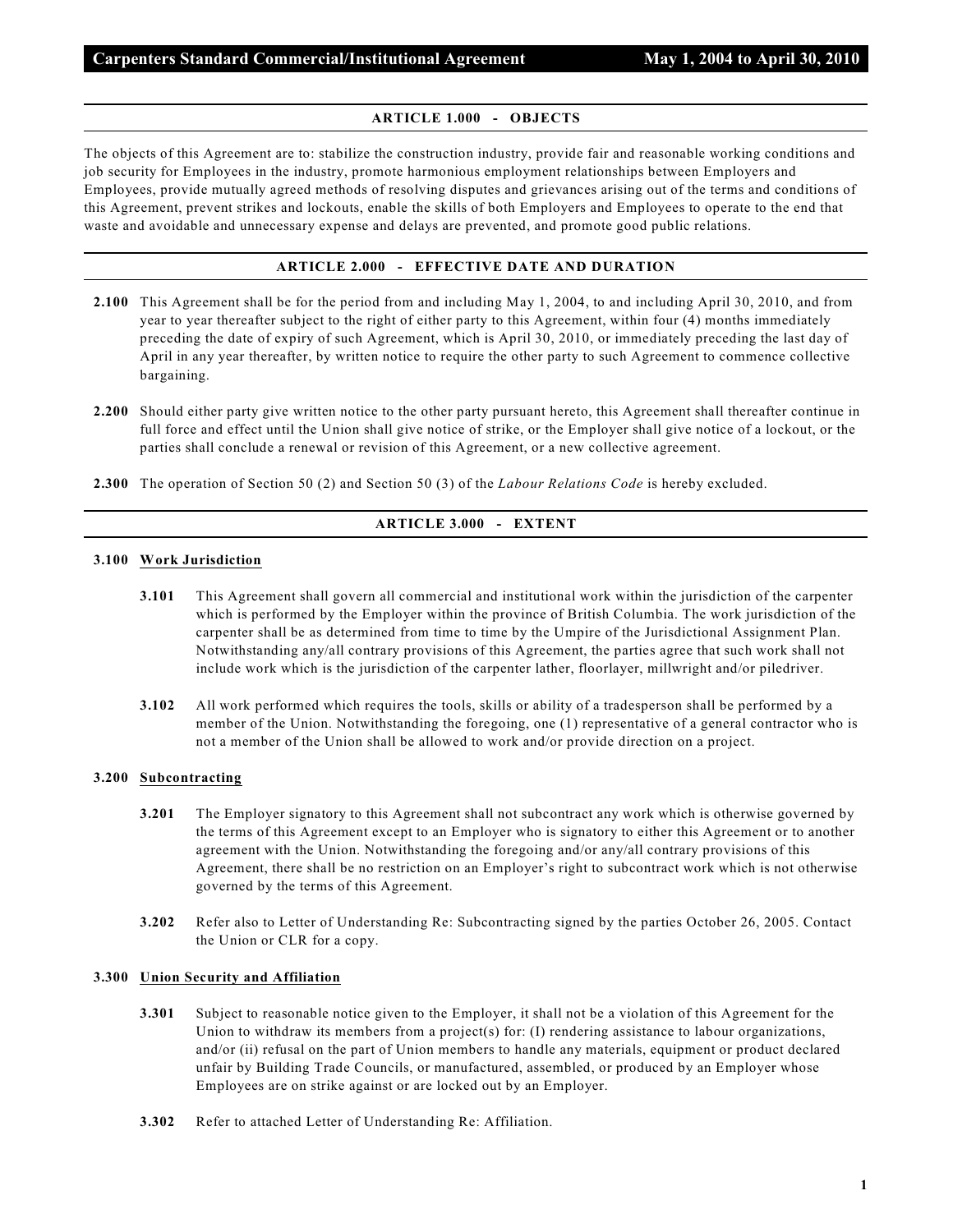## ARTICLE 1.000 - OBJECTS

The objects of this Agreement are to: stabilize the construction industry, provide fair and reasonable working conditions and job security for Employees in the industry, promote harmonious employment relationships between Employers and Employees, provide mutually agreed methods of resolving disputes and grievances arising out of the terms and conditions of this Agreement, prevent strikes and lockouts, enable the skills of both Employers and Employees to operate to the end that waste and avoidable and unnecessary expense and delays are prevented, and promote good public relations.

## ARTICLE 2.000 - EFFECTIVE DATE AND DURATION

**2.100** This Agreement shall be for the period from and including May 1, 2004, to and including April 30, 2010, and from year to year thereafter subject to the right of either party to this Agreement, within four (4) months immediately preceding the date of expiry of such Agreement, which is April 30, 2010, or immediately preceding the last day of April in any year thereafter, by written notice to require the other party to such Agreement to commence collective bargaining.

**2.200** Should either party give written notice to the other party pursuant hereto, this Agreement shall thereafter continue in full force and effect until the Union shall give notice of strike, or the Employer shall give notice of a lockout, or the parties shall conclude a renewal or revision of this Agreement, or a new collective agreement.

**2.300** The operation of Section 50 (2) and Section 50 (3) of the *Labour Relations Code* is hereby excluded.

## ARTICLE 3.000 - EXTENT

### 3.100 Work Jurisdiction

**3.101** This Agreement shall govern all commercial and institutional work within the jurisdiction of the carpenter which is performed by the Employer within the province of British Columbia. The work jurisdiction of the carpenter shall be as determined from time to time by the Umpire of the Jurisdictional Assignment Plan. Notwithstanding any/all contrary provisions of this Agreement, the parties agree that such work shall not include work which is the jurisdiction of the carpenter lather, floorlayer, millwright and/or piledriver.

**3.102** All work performed which requires the tools, skills or ability of a tradesperson shall be performed by a member of the Union. Notwithstanding the foregoing, one (1) representative of a general contractor who is not a member of the Union shall be allowed to work and/or provide direction on a project.

### 3.200 Subcontracting

**3.201** The Employer signatory to this Agreement shall not subcontract any work which is otherwise governed by the terms of this Agreement except to an Employer who is signatory to either this Agreement or to another agreement with the Union. Notwithstanding the foregoing and/or any/all contrary provisions of this Agreement, there shall be no restriction on an Employer's right to subcontract work which is not otherwise governed by the terms of this Agreement.

**3.202** Refer also to Letter of Understanding Re: Subcontracting signed by the parties October 26, 2005. Contact the Union or CLR for a copy.

### 3.300 Union Security and Affiliation

**3.301** Subject to reasonable notice given to the Employer, it shall not be a violation of this Agreement for the Union to withdraw its members from a project(s) for: (I) rendering assistance to labour organizations, and/or (ii) refusal on the part of Union members to handle any materials, equipment or product declared unfair by Building Trade Councils, or manufactured, assembled, or produced by an Employer whose Employees are on strike against or are locked out by an Employer.

**3.302** Refer to attached Letter of Understanding Re: Affiliation.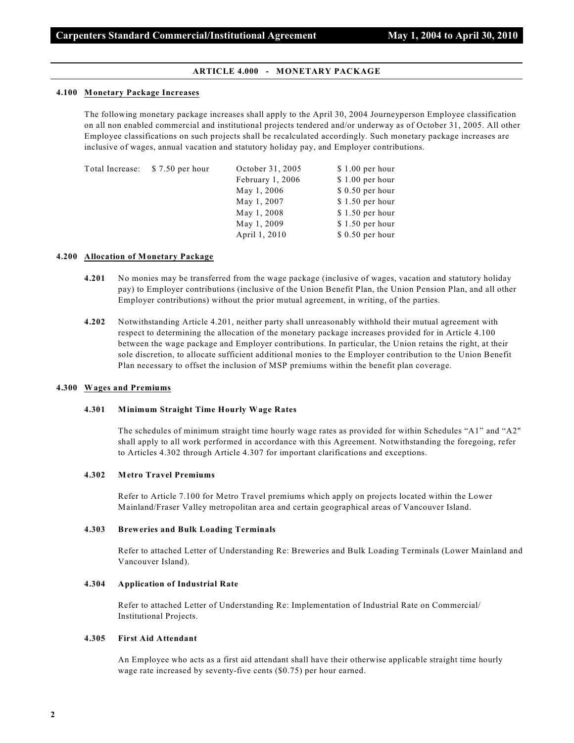## ARTICLE 4.000 - MONETARY PACKAGE

### 4.100 Monetary Package Increases

The following monetary package increases shall apply to the April 30, 2004 Journeyperson Employee classification on all non enabled commercial and institutional projects tendered and/or underway as of October 31, 2005. All other Employee classifications on such projects shall be recalculated accordingly. Such monetary package increases are inclusive of wages, annual vacation and statutory holiday pay, and Employer contributions.

| Total Increase: | $ 7.50 per hour | October 31, 2005 | $ 1.00 per hour |
|---|---|---|---|
| | | February 1, 2006 | $ 1.00 per hour |
| | | May 1, 2006 | $ 0.50 per hour |
| | | May 1, 2007 | $ 1.50 per hour |
| | | May 1, 2008 | $ 1.50 per hour |
| | | May 1, 2009 | $ 1.50 per hour |
| | | April 1, 2010 | $ 0.50 per hour |

### 4.200 Allocation of Monetary Package

**4.201** No monies may be transferred from the wage package (inclusive of wages, vacation and statutory holiday pay) to Employer contributions (inclusive of the Union Benefit Plan, the Union Pension Plan, and all other Employer contributions) without the prior mutual agreement, in writing, of the parties.

**4.202** Notwithstanding Article 4.201, neither party shall unreasonably withhold their mutual agreement with respect to determining the allocation of the monetary package increases provided for in Article 4.100 between the wage package and Employer contributions. In particular, the Union retains the right, at their sole discretion, to allocate sufficient additional monies to the Employer contribution to the Union Benefit Plan necessary to offset the inclusion of MSP premiums within the benefit plan coverage.

### 4.300 Wages and Premiums

#### 4.301 Minimum Straight Time Hourly Wage Rates

The schedules of minimum straight time hourly wage rates as provided for within Schedules "A1" and "A2" shall apply to all work performed in accordance with this Agreement. Notwithstanding the foregoing, refer to Articles 4.302 through Article 4.307 for important clarifications and exceptions.

#### 4.302 Metro Travel Premiums

Refer to Article 7.100 for Metro Travel premiums which apply on projects located within the Lower Mainland/Fraser Valley metropolitan area and certain geographical areas of Vancouver Island.

#### 4.303 Breweries and Bulk Loading Terminals

Refer to attached Letter of Understanding Re: Breweries and Bulk Loading Terminals (Lower Mainland and Vancouver Island).

#### 4.304 Application of Industrial Rate

Refer to attached Letter of Understanding Re: Implementation of Industrial Rate on Commercial/ Institutional Projects.

#### 4.305 First Aid Attendant

An Employee who acts as a first aid attendant shall have their otherwise applicable straight time hourly wage rate increased by seventy-five cents ($0.75) per hour earned.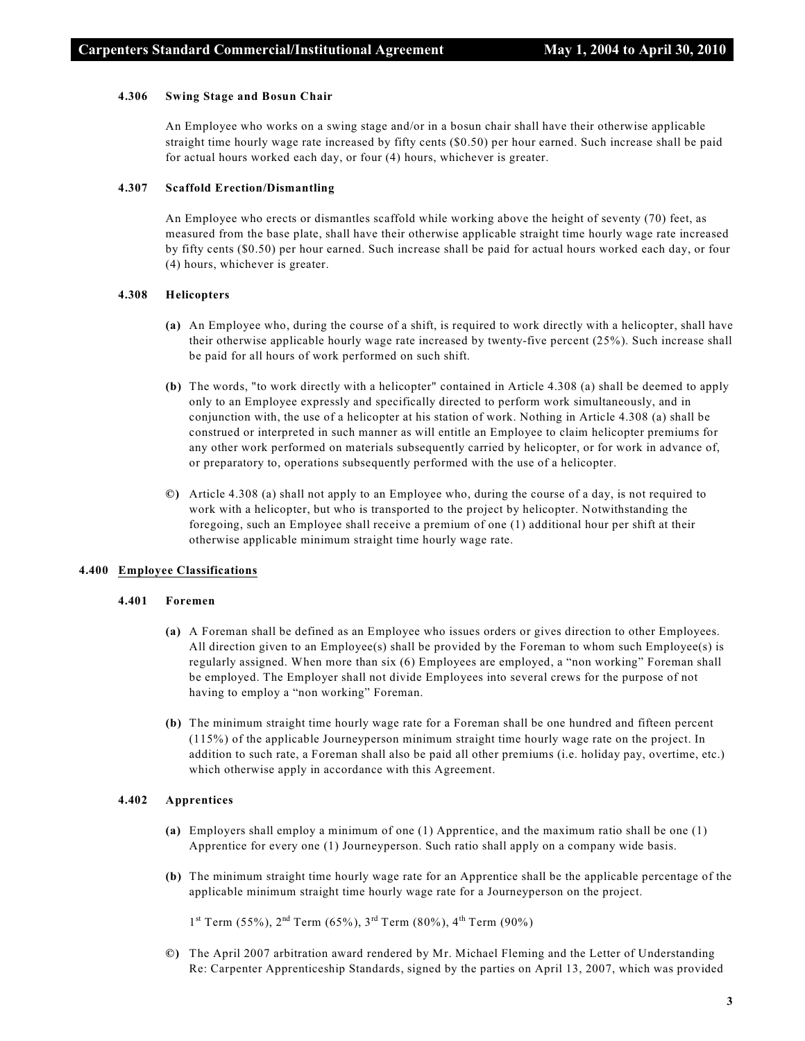#### 4.306 Swing Stage and Bosun Chair

An Employee who works on a swing stage and/or in a bosun chair shall have their otherwise applicable straight time hourly wage rate increased by fifty cents ($0.50) per hour earned. Such increase shall be paid for actual hours worked each day, or four (4) hours, whichever is greater.

#### 4.307 Scaffold Erection/Dismantling

An Employee who erects or dismantles scaffold while working above the height of seventy (70) feet, as measured from the base plate, shall have their otherwise applicable straight time hourly wage rate increased by fifty cents ($0.50) per hour earned. Such increase shall be paid for actual hours worked each day, or four (4) hours, whichever is greater.

#### 4.308 Helicopters

**(a)** An Employee who, during the course of a shift, is required to work directly with a helicopter, shall have their otherwise applicable hourly wage rate increased by twenty-five percent (25%). Such increase shall be paid for all hours of work performed on such shift.

**(b)** The words, "to work directly with a helicopter" contained in Article 4.308 (a) shall be deemed to apply only to an Employee expressly and specifically directed to perform work simultaneously, and in conjunction with, the use of a helicopter at his station of work. Nothing in Article 4.308 (a) shall be construed or interpreted in such manner as will entitle an Employee to claim helicopter premiums for any other work performed on materials subsequently carried by helicopter, or for work in advance of, or preparatory to, operations subsequently performed with the use of a helicopter.

**©)** Article 4.308 (a) shall not apply to an Employee who, during the course of a day, is not required to work with a helicopter, but who is transported to the project by helicopter. Notwithstanding the foregoing, such an Employee shall receive a premium of one (1) additional hour per shift at their otherwise applicable minimum straight time hourly wage rate.

### 4.400 Employee Classifications

#### 4.401 Foremen

**(a)** A Foreman shall be defined as an Employee who issues orders or gives direction to other Employees. All direction given to an Employee(s) shall be provided by the Foreman to whom such Employee(s) is regularly assigned. When more than six (6) Employees are employed, a "non working" Foreman shall be employed. The Employer shall not divide Employees into several crews for the purpose of not having to employ a "non working" Foreman.

**(b)** The minimum straight time hourly wage rate for a Foreman shall be one hundred and fifteen percent (115%) of the applicable Journeyperson minimum straight time hourly wage rate on the project. In addition to such rate, a Foreman shall also be paid all other premiums (i.e. holiday pay, overtime, etc.) which otherwise apply in accordance with this Agreement.

#### 4.402 Apprentices

**(a)** Employers shall employ a minimum of one (1) Apprentice, and the maximum ratio shall be one (1) Apprentice for every one (1) Journeyperson. Such ratio shall apply on a company wide basis.

**(b)** The minimum straight time hourly wage rate for an Apprentice shall be the applicable percentage of the applicable minimum straight time hourly wage rate for a Journeyperson on the project.

1st Term (55%), 2nd Term (65%), 3rd Term (80%), 4th Term (90%)

**©)** The April 2007 arbitration award rendered by Mr. Michael Fleming and the Letter of Understanding Re: Carpenter Apprenticeship Standards, signed by the parties on April 13, 2007, which was provided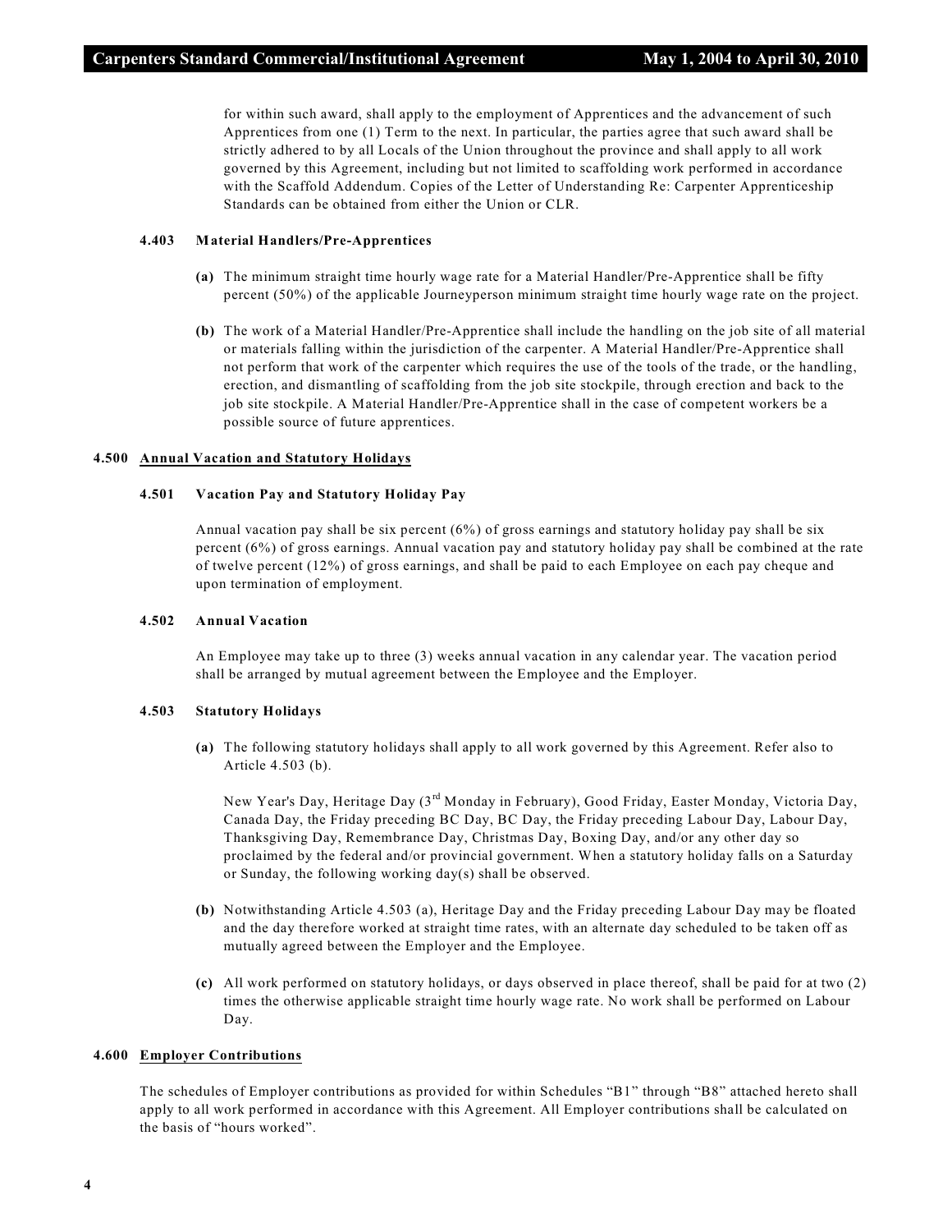for within such award, shall apply to the employment of Apprentices and the advancement of such Apprentices from one (1) Term to the next. In particular, the parties agree that such award shall be strictly adhered to by all Locals of the Union throughout the province and shall apply to all work governed by this Agreement, including but not limited to scaffolding work performed in accordance with the Scaffold Addendum. Copies of the Letter of Understanding Re: Carpenter Apprenticeship Standards can be obtained from either the Union or CLR.

#### 4.403 Material Handlers/Pre-Apprentices

**(a)** The minimum straight time hourly wage rate for a Material Handler/Pre-Apprentice shall be fifty percent (50%) of the applicable Journeyperson minimum straight time hourly wage rate on the project.

**(b)** The work of a Material Handler/Pre-Apprentice shall include the handling on the job site of all material or materials falling within the jurisdiction of the carpenter. A Material Handler/Pre-Apprentice shall not perform that work of the carpenter which requires the use of the tools of the trade, or the handling, erection, and dismantling of scaffolding from the job site stockpile, through erection and back to the job site stockpile. A Material Handler/Pre-Apprentice shall in the case of competent workers be a possible source of future apprentices.

### 4.500 Annual Vacation and Statutory Holidays

#### 4.501 Vacation Pay and Statutory Holiday Pay

Annual vacation pay shall be six percent (6%) of gross earnings and statutory holiday pay shall be six percent (6%) of gross earnings. Annual vacation pay and statutory holiday pay shall be combined at the rate of twelve percent (12%) of gross earnings, and shall be paid to each Employee on each pay cheque and upon termination of employment.

#### 4.502 Annual Vacation

An Employee may take up to three (3) weeks annual vacation in any calendar year. The vacation period shall be arranged by mutual agreement between the Employee and the Employer.

#### 4.503 Statutory Holidays

**(a)** The following statutory holidays shall apply to all work governed by this Agreement. Refer also to Article 4.503 (b).

New Year's Day, Heritage Day (3rd Monday in February), Good Friday, Easter Monday, Victoria Day, Canada Day, the Friday preceding BC Day, BC Day, the Friday preceding Labour Day, Labour Day, Thanksgiving Day, Remembrance Day, Christmas Day, Boxing Day, and/or any other day so proclaimed by the federal and/or provincial government. When a statutory holiday falls on a Saturday or Sunday, the following working day(s) shall be observed.

**(b)** Notwithstanding Article 4.503 (a), Heritage Day and the Friday preceding Labour Day may be floated and the day therefore worked at straight time rates, with an alternate day scheduled to be taken off as mutually agreed between the Employer and the Employee.

**(c)** All work performed on statutory holidays, or days observed in place thereof, shall be paid for at two (2) times the otherwise applicable straight time hourly wage rate. No work shall be performed on Labour Day.

### 4.600 Employer Contributions

The schedules of Employer contributions as provided for within Schedules "B1" through "B8" attached hereto shall apply to all work performed in accordance with this Agreement. All Employer contributions shall be calculated on the basis of "hours worked".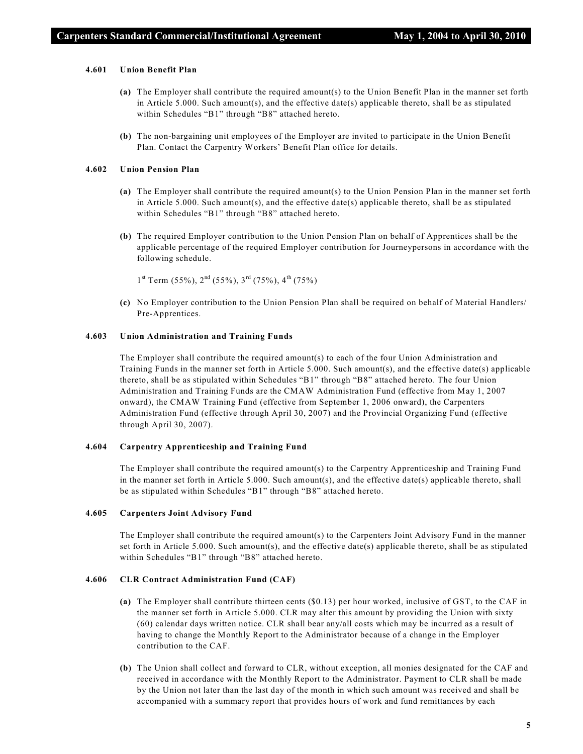**4.601 Union Benefit Plan**

**(a)** The Employer shall contribute the required amount(s) to the Union Benefit Plan in the manner set forth in Article 5.000. Such amount(s), and the effective date(s) applicable thereto, shall be as stipulated within Schedules "B1" through "B8" attached hereto.

**(b)** The non-bargaining unit employees of the Employer are invited to participate in the Union Benefit Plan. Contact the Carpentry Workers' Benefit Plan office for details.

**4.602 Union Pension Plan**

**(a)** The Employer shall contribute the required amount(s) to the Union Pension Plan in the manner set forth in Article 5.000. Such amount(s), and the effective date(s) applicable thereto, shall be as stipulated within Schedules "B1" through "B8" attached hereto.

**(b)** The required Employer contribution to the Union Pension Plan on behalf of Apprentices shall be the applicable percentage of the required Employer contribution for Journeypersons in accordance with the following schedule.

1st Term (55%), 2nd (55%), 3rd (75%), 4th (75%)

**(c)** No Employer contribution to the Union Pension Plan shall be required on behalf of Material Handlers/ Pre-Apprentices.

**4.603 Union Administration and Training Funds**

The Employer shall contribute the required amount(s) to each of the four Union Administration and Training Funds in the manner set forth in Article 5.000. Such amount(s), and the effective date(s) applicable thereto, shall be as stipulated within Schedules "B1" through "B8" attached hereto. The four Union Administration and Training Funds are the CMAW Administration Fund (effective from May 1, 2007 onward), the CMAW Training Fund (effective from September 1, 2006 onward), the Carpenters Administration Fund (effective through April 30, 2007) and the Provincial Organizing Fund (effective through April 30, 2007).

**4.604 Carpentry Apprenticeship and Training Fund**

The Employer shall contribute the required amount(s) to the Carpentry Apprenticeship and Training Fund in the manner set forth in Article 5.000. Such amount(s), and the effective date(s) applicable thereto, shall be as stipulated within Schedules "B1" through "B8" attached hereto.

**4.605 Carpenters Joint Advisory Fund**

The Employer shall contribute the required amount(s) to the Carpenters Joint Advisory Fund in the manner set forth in Article 5.000. Such amount(s), and the effective date(s) applicable thereto, shall be as stipulated within Schedules "B1" through "B8" attached hereto.

**4.606 CLR Contract Administration Fund (CAF)**

**(a)** The Employer shall contribute thirteen cents ($0.13) per hour worked, inclusive of GST, to the CAF in the manner set forth in Article 5.000. CLR may alter this amount by providing the Union with sixty (60) calendar days written notice. CLR shall bear any/all costs which may be incurred as a result of having to change the Monthly Report to the Administrator because of a change in the Employer contribution to the CAF.

**(b)** The Union shall collect and forward to CLR, without exception, all monies designated for the CAF and received in accordance with the Monthly Report to the Administrator. Payment to CLR shall be made by the Union not later than the last day of the month in which such amount was received and shall be accompanied with a summary report that provides hours of work and fund remittances by each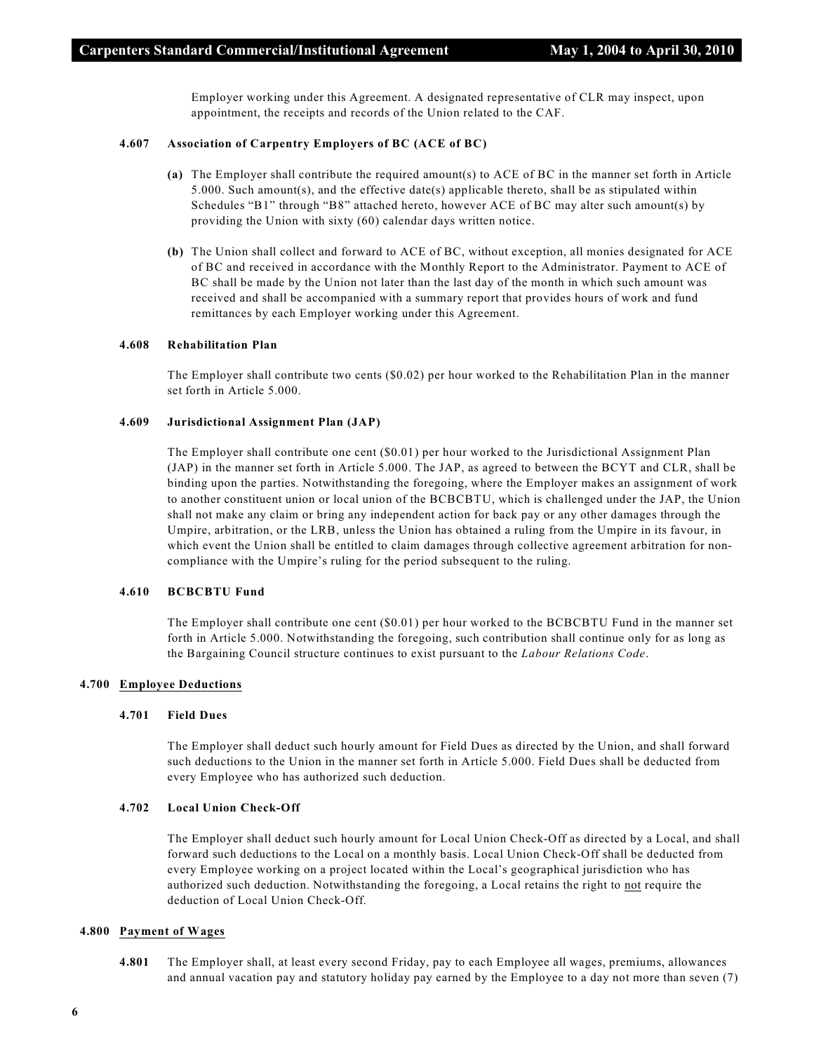Employer working under this Agreement. A designated representative of CLR may inspect, upon appointment, the receipts and records of the Union related to the CAF.

#### 4.607 Association of Carpentry Employers of BC (ACE of BC)

**(a)** The Employer shall contribute the required amount(s) to ACE of BC in the manner set forth in Article 5.000. Such amount(s), and the effective date(s) applicable thereto, shall be as stipulated within Schedules "B1" through "B8" attached hereto, however ACE of BC may alter such amount(s) by providing the Union with sixty (60) calendar days written notice.

**(b)** The Union shall collect and forward to ACE of BC, without exception, all monies designated for ACE of BC and received in accordance with the Monthly Report to the Administrator. Payment to ACE of BC shall be made by the Union not later than the last day of the month in which such amount was received and shall be accompanied with a summary report that provides hours of work and fund remittances by each Employer working under this Agreement.

#### 4.608 Rehabilitation Plan

The Employer shall contribute two cents ($0.02) per hour worked to the Rehabilitation Plan in the manner set forth in Article 5.000.

#### 4.609 Jurisdictional Assignment Plan (JAP)

The Employer shall contribute one cent ($0.01) per hour worked to the Jurisdictional Assignment Plan (JAP) in the manner set forth in Article 5.000. The JAP, as agreed to between the BCYT and CLR, shall be binding upon the parties. Notwithstanding the foregoing, where the Employer makes an assignment of work to another constituent union or local union of the BCBCBTU, which is challenged under the JAP, the Union shall not make any claim or bring any independent action for back pay or any other damages through the Umpire, arbitration, or the LRB, unless the Union has obtained a ruling from the Umpire in its favour, in which event the Union shall be entitled to claim damages through collective agreement arbitration for non-compliance with the Umpire's ruling for the period subsequent to the ruling.

#### 4.610 BCBCBTU Fund

The Employer shall contribute one cent ($0.01) per hour worked to the BCBCBTU Fund in the manner set forth in Article 5.000. Notwithstanding the foregoing, such contribution shall continue only for as long as the Bargaining Council structure continues to exist pursuant to the *Labour Relations Code*.

### 4.700 Employee Deductions

#### 4.701 Field Dues

The Employer shall deduct such hourly amount for Field Dues as directed by the Union, and shall forward such deductions to the Union in the manner set forth in Article 5.000. Field Dues shall be deducted from every Employee who has authorized such deduction.

#### 4.702 Local Union Check-Off

The Employer shall deduct such hourly amount for Local Union Check-Off as directed by a Local, and shall forward such deductions to the Local on a monthly basis. Local Union Check-Off shall be deducted from every Employee working on a project located within the Local's geographical jurisdiction who has authorized such deduction. Notwithstanding the foregoing, a Local retains the right to not require the deduction of Local Union Check-Off.

### 4.800 Payment of Wages

**4.801** The Employer shall, at least every second Friday, pay to each Employee all wages, premiums, allowances and annual vacation pay and statutory holiday pay earned by the Employee to a day not more than seven (7)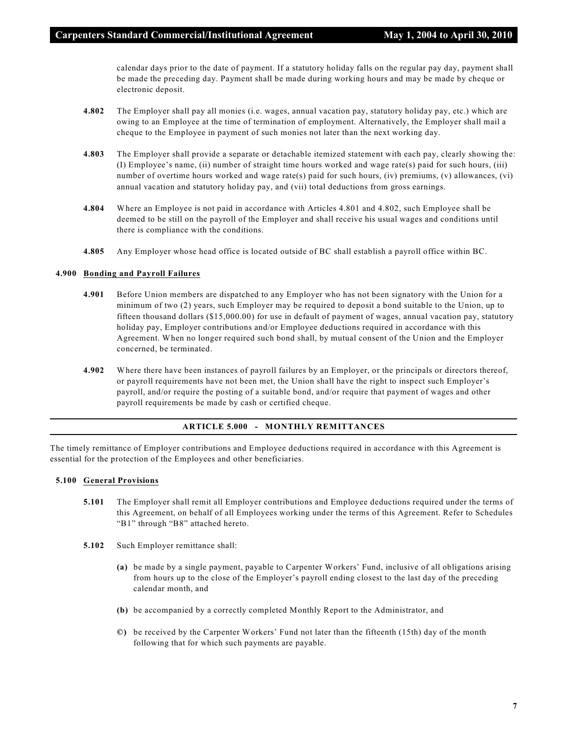calendar days prior to the date of payment. If a statutory holiday falls on the regular pay day, payment shall be made the preceding day. Payment shall be made during working hours and may be made by cheque or electronic deposit.

**4.802** The Employer shall pay all monies (i.e. wages, annual vacation pay, statutory holiday pay, etc.) which are owing to an Employee at the time of termination of employment. Alternatively, the Employer shall mail a cheque to the Employee in payment of such monies not later than the next working day.

**4.803** The Employer shall provide a separate or detachable itemized statement with each pay, clearly showing the: (I) Employee's name, (ii) number of straight time hours worked and wage rate(s) paid for such hours, (iii) number of overtime hours worked and wage rate(s) paid for such hours, (iv) premiums, (v) allowances, (vi) annual vacation and statutory holiday pay, and (vii) total deductions from gross earnings.

**4.804** Where an Employee is not paid in accordance with Articles 4.801 and 4.802, such Employee shall be deemed to be still on the payroll of the Employer and shall receive his usual wages and conditions until there is compliance with the conditions.

**4.805** Any Employer whose head office is located outside of BC shall establish a payroll office within BC.

### 4.900 Bonding and Payroll Failures

**4.901** Before Union members are dispatched to any Employer who has not been signatory with the Union for a minimum of two (2) years, such Employer may be required to deposit a bond suitable to the Union, up to fifteen thousand dollars ($15,000.00) for use in default of payment of wages, annual vacation pay, statutory holiday pay, Employer contributions and/or Employee deductions required in accordance with this Agreement. When no longer required such bond shall, by mutual consent of the Union and the Employer concerned, be terminated.

**4.902** Where there have been instances of payroll failures by an Employer, or the principals or directors thereof, or payroll requirements have not been met, the Union shall have the right to inspect such Employer's payroll, and/or require the posting of a suitable bond, and/or require that payment of wages and other payroll requirements be made by cash or certified cheque.

## ARTICLE 5.000 - MONTHLY REMITTANCES

The timely remittance of Employer contributions and Employee deductions required in accordance with this Agreement is essential for the protection of the Employees and other beneficiaries.

### 5.100 General Provisions

**5.101** The Employer shall remit all Employer contributions and Employee deductions required under the terms of this Agreement, on behalf of all Employees working under the terms of this Agreement. Refer to Schedules "B1" through "B8" attached hereto.

**5.102** Such Employer remittance shall:

**(a)** be made by a single payment, payable to Carpenter Workers' Fund, inclusive of all obligations arising from hours up to the close of the Employer's payroll ending closest to the last day of the preceding calendar month, and

**(b)** be accompanied by a correctly completed Monthly Report to the Administrator, and

**©)** be received by the Carpenter Workers' Fund not later than the fifteenth (15th) day of the month following that for which such payments are payable.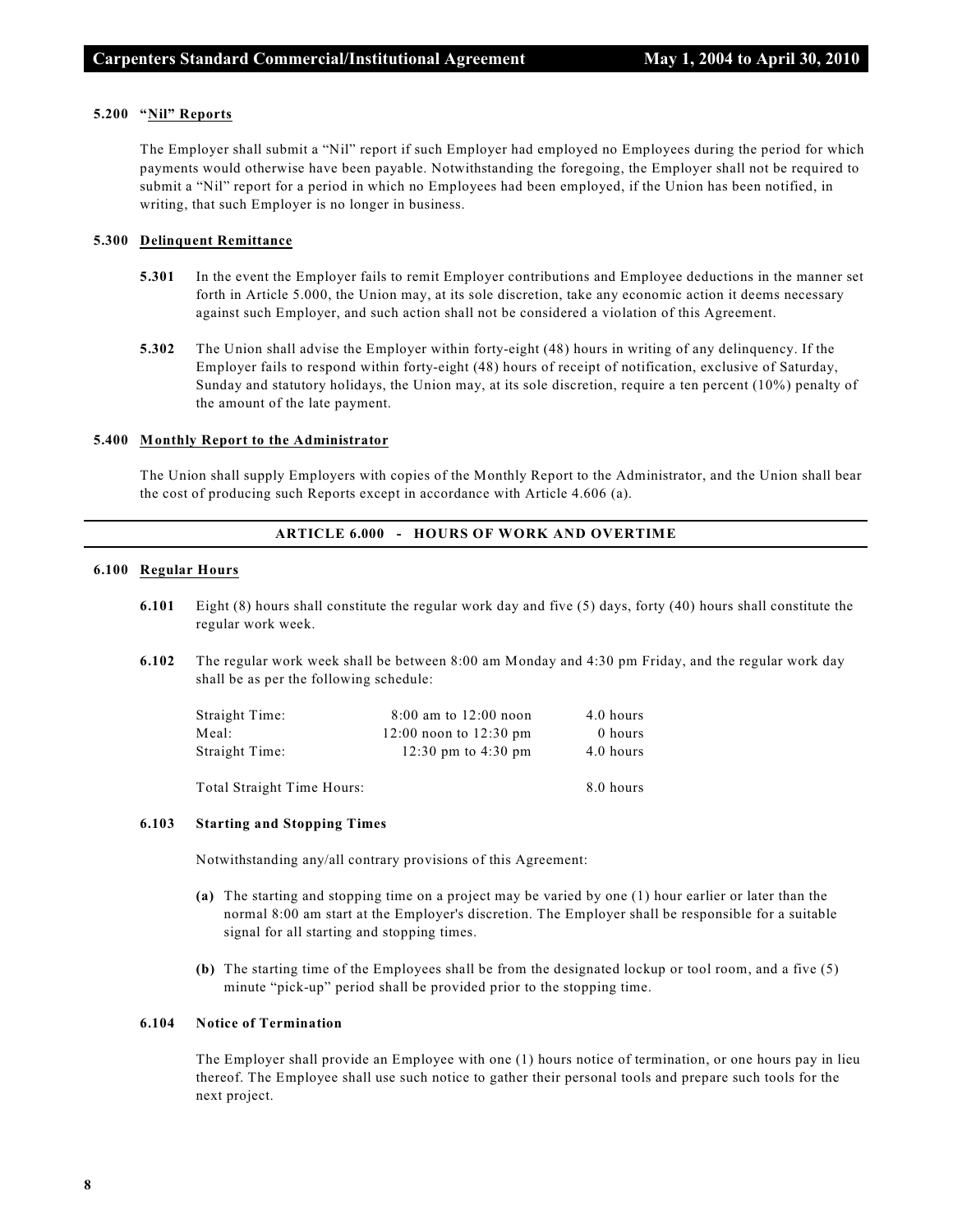### 5.200 "Nil" Reports

The Employer shall submit a "Nil" report if such Employer had employed no Employees during the period for which payments would otherwise have been payable. Notwithstanding the foregoing, the Employer shall not be required to submit a "Nil" report for a period in which no Employees had been employed, if the Union has been notified, in writing, that such Employer is no longer in business.

### 5.300 Delinquent Remittance

**5.301** In the event the Employer fails to remit Employer contributions and Employee deductions in the manner set forth in Article 5.000, the Union may, at its sole discretion, take any economic action it deems necessary against such Employer, and such action shall not be considered a violation of this Agreement.

**5.302** The Union shall advise the Employer within forty-eight (48) hours in writing of any delinquency. If the Employer fails to respond within forty-eight (48) hours of receipt of notification, exclusive of Saturday, Sunday and statutory holidays, the Union may, at its sole discretion, require a ten percent (10%) penalty of the amount of the late payment.

### 5.400 Monthly Report to the Administrator

The Union shall supply Employers with copies of the Monthly Report to the Administrator, and the Union shall bear the cost of producing such Reports except in accordance with Article 4.606 (a).

## ARTICLE 6.000 - HOURS OF WORK AND OVERTIME

### 6.100 Regular Hours

**6.101** Eight (8) hours shall constitute the regular work day and five (5) days, forty (40) hours shall constitute the regular work week.

**6.102** The regular work week shall be between 8:00 am Monday and 4:30 pm Friday, and the regular work day shall be as per the following schedule:

| | | |
|---|---|---|
| Straight Time: | 8:00 am to 12:00 noon | 4.0 hours |
| Meal: | 12:00 noon to 12:30 pm | 0 hours |
| Straight Time: | 12:30 pm to 4:30 pm | 4.0 hours |
| Total Straight Time Hours: | | 8.0 hours |

#### 6.103 Starting and Stopping Times

Notwithstanding any/all contrary provisions of this Agreement:

**(a)** The starting and stopping time on a project may be varied by one (1) hour earlier or later than the normal 8:00 am start at the Employer's discretion. The Employer shall be responsible for a suitable signal for all starting and stopping times.

**(b)** The starting time of the Employees shall be from the designated lockup or tool room, and a five (5) minute "pick-up" period shall be provided prior to the stopping time.

#### 6.104 Notice of Termination

The Employer shall provide an Employee with one (1) hours notice of termination, or one hours pay in lieu thereof. The Employee shall use such notice to gather their personal tools and prepare such tools for the next project.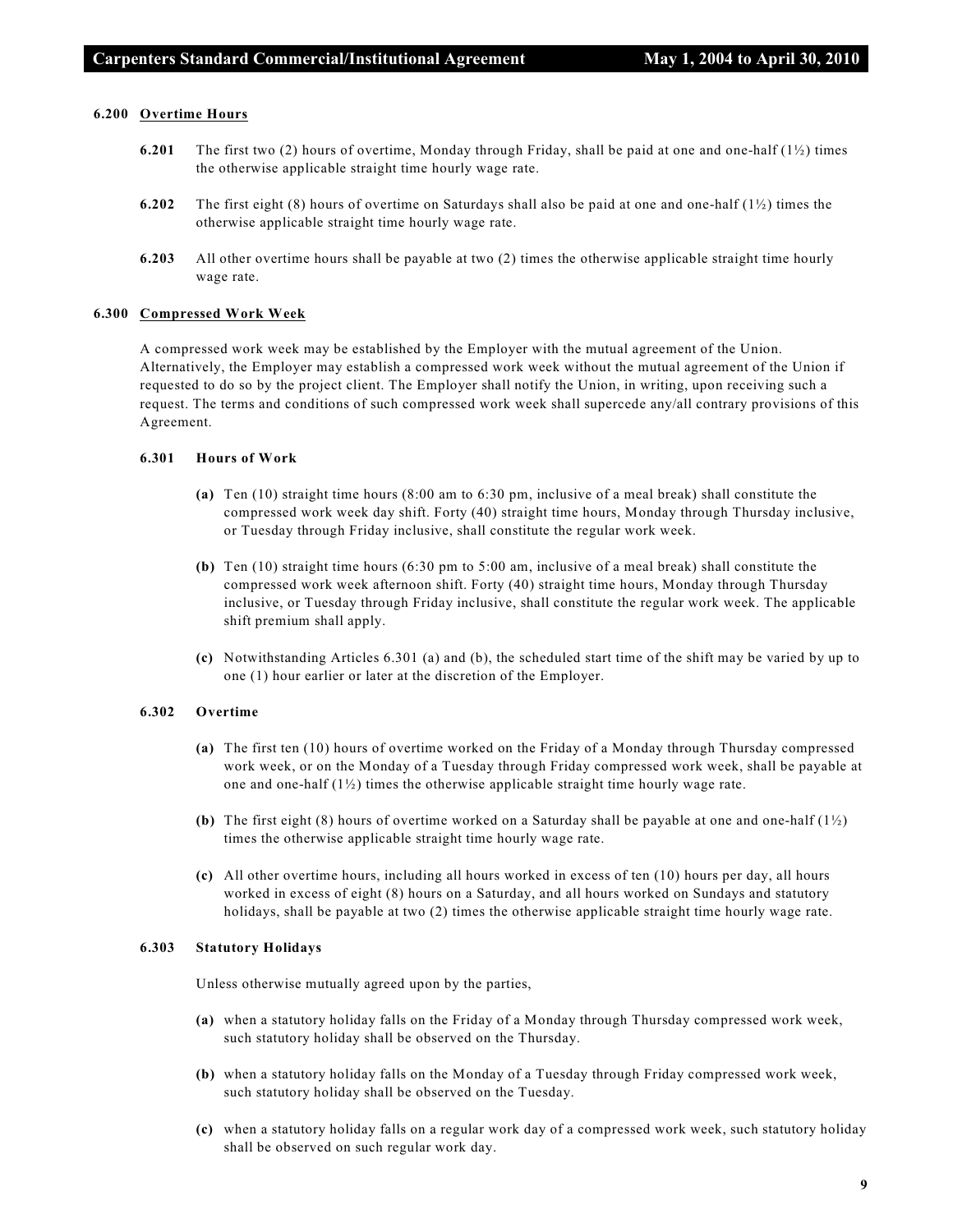#### 6.200 Overtime Hours

**6.201** The first two (2) hours of overtime, Monday through Friday, shall be paid at one and one-half (1½) times the otherwise applicable straight time hourly wage rate.

**6.202** The first eight (8) hours of overtime on Saturdays shall also be paid at one and one-half (1½) times the otherwise applicable straight time hourly wage rate.

**6.203** All other overtime hours shall be payable at two (2) times the otherwise applicable straight time hourly wage rate.

#### 6.300 Compressed Work Week

A compressed work week may be established by the Employer with the mutual agreement of the Union. Alternatively, the Employer may establish a compressed work week without the mutual agreement of the Union if requested to do so by the project client. The Employer shall notify the Union, in writing, upon receiving such a request. The terms and conditions of such compressed work week shall supercede any/all contrary provisions of this Agreement.

**6.301 Hours of Work**

**(a)** Ten (10) straight time hours (8:00 am to 6:30 pm, inclusive of a meal break) shall constitute the compressed work week day shift. Forty (40) straight time hours, Monday through Thursday inclusive, or Tuesday through Friday inclusive, shall constitute the regular work week.

**(b)** Ten (10) straight time hours (6:30 pm to 5:00 am, inclusive of a meal break) shall constitute the compressed work week afternoon shift. Forty (40) straight time hours, Monday through Thursday inclusive, or Tuesday through Friday inclusive, shall constitute the regular work week. The applicable shift premium shall apply.

**(c)** Notwithstanding Articles 6.301 (a) and (b), the scheduled start time of the shift may be varied by up to one (1) hour earlier or later at the discretion of the Employer.

**6.302 Overtime**

**(a)** The first ten (10) hours of overtime worked on the Friday of a Monday through Thursday compressed work week, or on the Monday of a Tuesday through Friday compressed work week, shall be payable at one and one-half (1½) times the otherwise applicable straight time hourly wage rate.

**(b)** The first eight (8) hours of overtime worked on a Saturday shall be payable at one and one-half (1½) times the otherwise applicable straight time hourly wage rate.

**(c)** All other overtime hours, including all hours worked in excess of ten (10) hours per day, all hours worked in excess of eight (8) hours on a Saturday, and all hours worked on Sundays and statutory holidays, shall be payable at two (2) times the otherwise applicable straight time hourly wage rate.

**6.303 Statutory Holidays**

Unless otherwise mutually agreed upon by the parties,

**(a)** when a statutory holiday falls on the Friday of a Monday through Thursday compressed work week, such statutory holiday shall be observed on the Thursday.

**(b)** when a statutory holiday falls on the Monday of a Tuesday through Friday compressed work week, such statutory holiday shall be observed on the Tuesday.

**(c)** when a statutory holiday falls on a regular work day of a compressed work week, such statutory holiday shall be observed on such regular work day.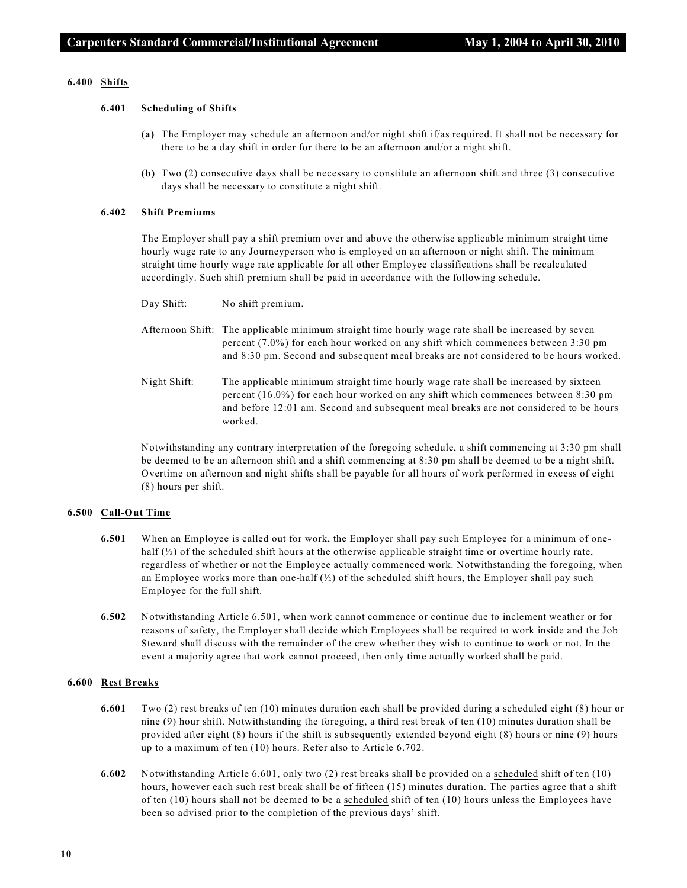### 6.400 <u>Shifts</u>

#### 6.401 Scheduling of Shifts

**(a)** The Employer may schedule an afternoon and/or night shift if/as required. It shall not be necessary for there to be a day shift in order for there to be an afternoon and/or a night shift.

**(b)** Two (2) consecutive days shall be necessary to constitute an afternoon shift and three (3) consecutive days shall be necessary to constitute a night shift.

#### 6.402 Shift Premiums

The Employer shall pay a shift premium over and above the otherwise applicable minimum straight time hourly wage rate to any Journeyperson who is employed on an afternoon or night shift. The minimum straight time hourly wage rate applicable for all other Employee classifications shall be recalculated accordingly. Such shift premium shall be paid in accordance with the following schedule.

Day Shift: No shift premium.

Afternoon Shift: The applicable minimum straight time hourly wage rate shall be increased by seven percent (7.0%) for each hour worked on any shift which commences between 3:30 pm and 8:30 pm. Second and subsequent meal breaks are not considered to be hours worked.

Night Shift: The applicable minimum straight time hourly wage rate shall be increased by sixteen percent (16.0%) for each hour worked on any shift which commences between 8:30 pm and before 12:01 am. Second and subsequent meal breaks are not considered to be hours worked.

Notwithstanding any contrary interpretation of the foregoing schedule, a shift commencing at 3:30 pm shall be deemed to be an afternoon shift and a shift commencing at 8:30 pm shall be deemed to be a night shift. Overtime on afternoon and night shifts shall be payable for all hours of work performed in excess of eight (8) hours per shift.

### 6.500 <u>Call-Out Time</u>

**6.501** When an Employee is called out for work, the Employer shall pay such Employee for a minimum of one-half (½) of the scheduled shift hours at the otherwise applicable straight time or overtime hourly rate, regardless of whether or not the Employee actually commenced work. Notwithstanding the foregoing, when an Employee works more than one-half (½) of the scheduled shift hours, the Employer shall pay such Employee for the full shift.

**6.502** Notwithstanding Article 6.501, when work cannot commence or continue due to inclement weather or for reasons of safety, the Employer shall decide which Employees shall be required to work inside and the Job Steward shall discuss with the remainder of the crew whether they wish to continue to work or not. In the event a majority agree that work cannot proceed, then only time actually worked shall be paid.

### 6.600 <u>Rest Breaks</u>

**6.601** Two (2) rest breaks of ten (10) minutes duration each shall be provided during a scheduled eight (8) hour or nine (9) hour shift. Notwithstanding the foregoing, a third rest break of ten (10) minutes duration shall be provided after eight (8) hours if the shift is subsequently extended beyond eight (8) hours or nine (9) hours up to a maximum of ten (10) hours. Refer also to Article 6.702.

**6.602** Notwithstanding Article 6.601, only two (2) rest breaks shall be provided on a <u>scheduled</u> shift of ten (10) hours, however each such rest break shall be of fifteen (15) minutes duration. The parties agree that a shift of ten (10) hours shall not be deemed to be a <u>scheduled</u> shift of ten (10) hours unless the Employees have been so advised prior to the completion of the previous days' shift.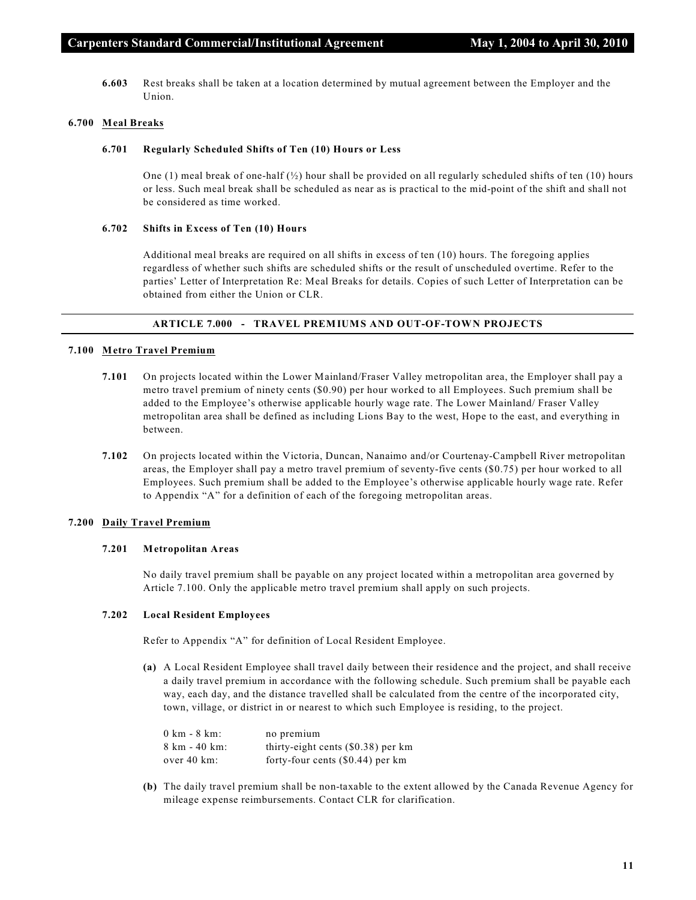**6.603** Rest breaks shall be taken at a location determined by mutual agreement between the Employer and the Union.

### 6.700 Meal Breaks

#### 6.701 Regularly Scheduled Shifts of Ten (10) Hours or Less

One (1) meal break of one-half (½) hour shall be provided on all regularly scheduled shifts of ten (10) hours or less. Such meal break shall be scheduled as near as is practical to the mid-point of the shift and shall not be considered as time worked.

#### 6.702 Shifts in Excess of Ten (10) Hours

Additional meal breaks are required on all shifts in excess of ten (10) hours. The foregoing applies regardless of whether such shifts are scheduled shifts or the result of unscheduled overtime. Refer to the parties' Letter of Interpretation Re: Meal Breaks for details. Copies of such Letter of Interpretation can be obtained from either the Union or CLR.

## ARTICLE 7.000 - TRAVEL PREMIUMS AND OUT-OF-TOWN PROJECTS

### 7.100 Metro Travel Premium

**7.101** On projects located within the Lower Mainland/Fraser Valley metropolitan area, the Employer shall pay a metro travel premium of ninety cents ($0.90) per hour worked to all Employees. Such premium shall be added to the Employee's otherwise applicable hourly wage rate. The Lower Mainland/ Fraser Valley metropolitan area shall be defined as including Lions Bay to the west, Hope to the east, and everything in between.

**7.102** On projects located within the Victoria, Duncan, Nanaimo and/or Courtenay-Campbell River metropolitan areas, the Employer shall pay a metro travel premium of seventy-five cents ($0.75) per hour worked to all Employees. Such premium shall be added to the Employee's otherwise applicable hourly wage rate. Refer to Appendix "A" for a definition of each of the foregoing metropolitan areas.

### 7.200 Daily Travel Premium

#### 7.201 Metropolitan Areas

No daily travel premium shall be payable on any project located within a metropolitan area governed by Article 7.100. Only the applicable metro travel premium shall apply on such projects.

#### 7.202 Local Resident Employees

Refer to Appendix "A" for definition of Local Resident Employee.

**(a)** A Local Resident Employee shall travel daily between their residence and the project, and shall receive a daily travel premium in accordance with the following schedule. Such premium shall be payable each way, each day, and the distance travelled shall be calculated from the centre of the incorporated city, town, village, or district in or nearest to which such Employee is residing, to the project.

| | |
|---|---|
| 0 km - 8 km: | no premium |
| 8 km - 40 km: | thirty-eight cents ($0.38) per km |
| over 40 km: | forty-four cents ($0.44) per km |

**(b)** The daily travel premium shall be non-taxable to the extent allowed by the Canada Revenue Agency for mileage expense reimbursements. Contact CLR for clarification.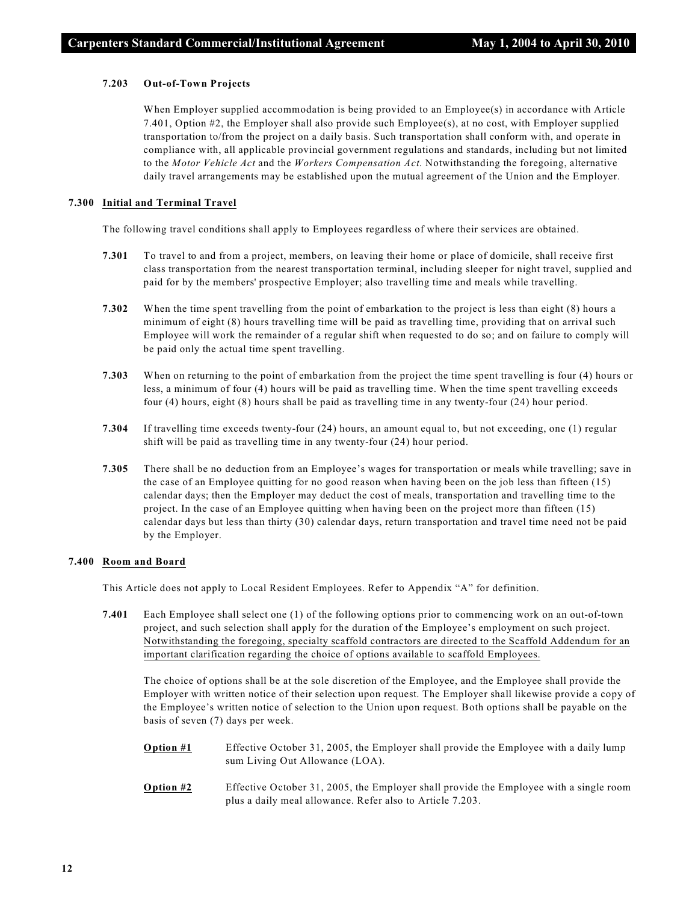#### 7.203 Out-of-Town Projects

When Employer supplied accommodation is being provided to an Employee(s) in accordance with Article 7.401, Option #2, the Employer shall also provide such Employee(s), at no cost, with Employer supplied transportation to/from the project on a daily basis. Such transportation shall conform with, and operate in compliance with, all applicable provincial government regulations and standards, including but not limited to the *Motor Vehicle Act* and the *Workers Compensation Act*. Notwithstanding the foregoing, alternative daily travel arrangements may be established upon the mutual agreement of the Union and the Employer.

### 7.300 Initial and Terminal Travel

The following travel conditions shall apply to Employees regardless of where their services are obtained.

**7.301** To travel to and from a project, members, on leaving their home or place of domicile, shall receive first class transportation from the nearest transportation terminal, including sleeper for night travel, supplied and paid for by the members' prospective Employer; also travelling time and meals while travelling.

**7.302** When the time spent travelling from the point of embarkation to the project is less than eight (8) hours a minimum of eight (8) hours travelling time will be paid as travelling time, providing that on arrival such Employee will work the remainder of a regular shift when requested to do so; and on failure to comply will be paid only the actual time spent travelling.

**7.303** When on returning to the point of embarkation from the project the time spent travelling is four (4) hours or less, a minimum of four (4) hours will be paid as travelling time. When the time spent travelling exceeds four (4) hours, eight (8) hours shall be paid as travelling time in any twenty-four (24) hour period.

**7.304** If travelling time exceeds twenty-four (24) hours, an amount equal to, but not exceeding, one (1) regular shift will be paid as travelling time in any twenty-four (24) hour period.

**7.305** There shall be no deduction from an Employee's wages for transportation or meals while travelling; save in the case of an Employee quitting for no good reason when having been on the job less than fifteen (15) calendar days; then the Employer may deduct the cost of meals, transportation and travelling time to the project. In the case of an Employee quitting when having been on the project more than fifteen (15) calendar days but less than thirty (30) calendar days, return transportation and travel time need not be paid by the Employer.

### 7.400 Room and Board

This Article does not apply to Local Resident Employees. Refer to Appendix "A" for definition.

**7.401** Each Employee shall select one (1) of the following options prior to commencing work on an out-of-town project, and such selection shall apply for the duration of the Employee's employment on such project. Notwithstanding the foregoing, specialty scaffold contractors are directed to the Scaffold Addendum for an important clarification regarding the choice of options available to scaffold Employees.

The choice of options shall be at the sole discretion of the Employee, and the Employee shall provide the Employer with written notice of their selection upon request. The Employer shall likewise provide a copy of the Employee's written notice of selection to the Union upon request. Both options shall be payable on the basis of seven (7) days per week.

**Option #1** Effective October 31, 2005, the Employer shall provide the Employee with a daily lump sum Living Out Allowance (LOA).

**Option #2** Effective October 31, 2005, the Employer shall provide the Employee with a single room plus a daily meal allowance. Refer also to Article 7.203.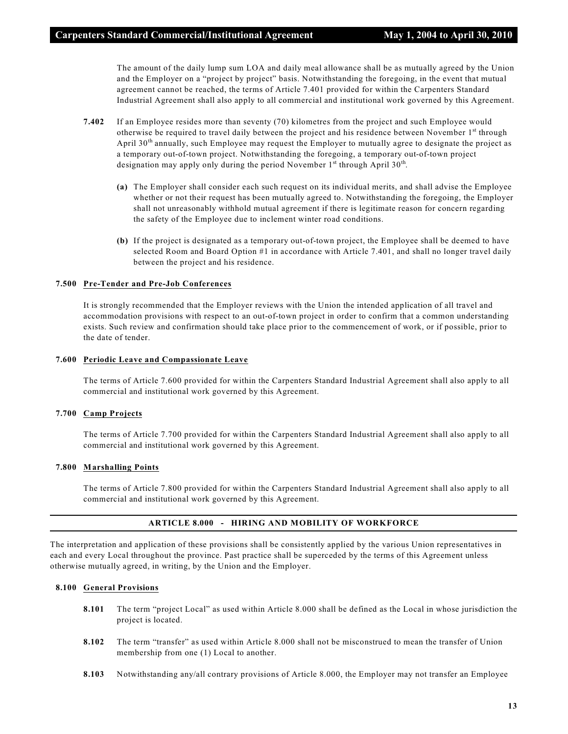The amount of the daily lump sum LOA and daily meal allowance shall be as mutually agreed by the Union and the Employer on a "project by project" basis. Notwithstanding the foregoing, in the event that mutual agreement cannot be reached, the terms of Article 7.401 provided for within the Carpenters Standard Industrial Agreement shall also apply to all commercial and institutional work governed by this Agreement.

**7.402** If an Employee resides more than seventy (70) kilometres from the project and such Employee would otherwise be required to travel daily between the project and his residence between November 1st through April 30th annually, such Employee may request the Employer to mutually agree to designate the project as a temporary out-of-town project. Notwithstanding the foregoing, a temporary out-of-town project designation may apply only during the period November 1st through April 30th.

**(a)** The Employer shall consider each such request on its individual merits, and shall advise the Employee whether or not their request has been mutually agreed to. Notwithstanding the foregoing, the Employer shall not unreasonably withhold mutual agreement if there is legitimate reason for concern regarding the safety of the Employee due to inclement winter road conditions.

**(b)** If the project is designated as a temporary out-of-town project, the Employee shall be deemed to have selected Room and Board Option #1 in accordance with Article 7.401, and shall no longer travel daily between the project and his residence.

**7.500 Pre-Tender and Pre-Job Conferences**

It is strongly recommended that the Employer reviews with the Union the intended application of all travel and accommodation provisions with respect to an out-of-town project in order to confirm that a common understanding exists. Such review and confirmation should take place prior to the commencement of work, or if possible, prior to the date of tender.

**7.600 Periodic Leave and Compassionate Leave**

The terms of Article 7.600 provided for within the Carpenters Standard Industrial Agreement shall also apply to all commercial and institutional work governed by this Agreement.

**7.700 Camp Projects**

The terms of Article 7.700 provided for within the Carpenters Standard Industrial Agreement shall also apply to all commercial and institutional work governed by this Agreement.

**7.800 Marshalling Points**

The terms of Article 7.800 provided for within the Carpenters Standard Industrial Agreement shall also apply to all commercial and institutional work governed by this Agreement.

## ARTICLE 8.000 - HIRING AND MOBILITY OF WORKFORCE

The interpretation and application of these provisions shall be consistently applied by the various Union representatives in each and every Local throughout the province. Past practice shall be superceded by the terms of this Agreement unless otherwise mutually agreed, in writing, by the Union and the Employer.

**8.100 General Provisions**

**8.101** The term "project Local" as used within Article 8.000 shall be defined as the Local in whose jurisdiction the project is located.

**8.102** The term "transfer" as used within Article 8.000 shall not be misconstrued to mean the transfer of Union membership from one (1) Local to another.

**8.103** Notwithstanding any/all contrary provisions of Article 8.000, the Employer may not transfer an Employee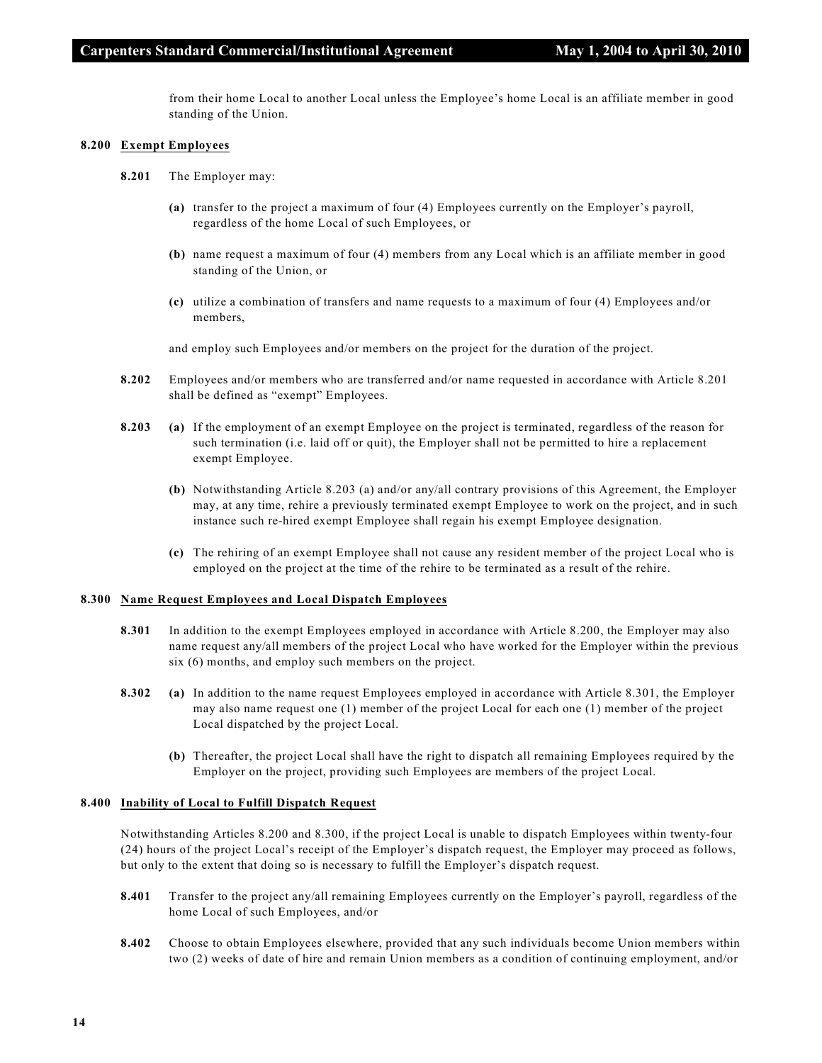from their home Local to another Local unless the Employee's home Local is an affiliate member in good standing of the Union.

**8.200 Exempt Employees**

**8.201** The Employer may:

**(a)** transfer to the project a maximum of four (4) Employees currently on the Employer's payroll, regardless of the home Local of such Employees, or

**(b)** name request a maximum of four (4) members from any Local which is an affiliate member in good standing of the Union, or

**(c)** utilize a combination of transfers and name requests to a maximum of four (4) Employees and/or members,

and employ such Employees and/or members on the project for the duration of the project.

**8.202** Employees and/or members who are transferred and/or name requested in accordance with Article 8.201 shall be defined as "exempt" Employees.

**8.203** **(a)** If the employment of an exempt Employee on the project is terminated, regardless of the reason for such termination (i.e. laid off or quit), the Employer shall not be permitted to hire a replacement exempt Employee.

**(b)** Notwithstanding Article 8.203 (a) and/or any/all contrary provisions of this Agreement, the Employer may, at any time, rehire a previously terminated exempt Employee to work on the project, and in such instance such re-hired exempt Employee shall regain his exempt Employee designation.

**(c)** The rehiring of an exempt Employee shall not cause any resident member of the project Local who is employed on the project at the time of the rehire to be terminated as a result of the rehire.

**8.300 Name Request Employees and Local Dispatch Employees**

**8.301** In addition to the exempt Employees employed in accordance with Article 8.200, the Employer may also name request any/all members of the project Local who have worked for the Employer within the previous six (6) months, and employ such members on the project.

**8.302** **(a)** In addition to the name request Employees employed in accordance with Article 8.301, the Employer may also name request one (1) member of the project Local for each one (1) member of the project Local dispatched by the project Local.

**(b)** Thereafter, the project Local shall have the right to dispatch all remaining Employees required by the Employer on the project, providing such Employees are members of the project Local.

**8.400 Inability of Local to Fulfill Dispatch Request**

Notwithstanding Articles 8.200 and 8.300, if the project Local is unable to dispatch Employees within twenty-four (24) hours of the project Local's receipt of the Employer's dispatch request, the Employer may proceed as follows, but only to the extent that doing so is necessary to fulfill the Employer's dispatch request.

**8.401** Transfer to the project any/all remaining Employees currently on the Employer's payroll, regardless of the home Local of such Employees, and/or

**8.402** Choose to obtain Employees elsewhere, provided that any such individuals become Union members within two (2) weeks of date of hire and remain Union members as a condition of continuing employment, and/or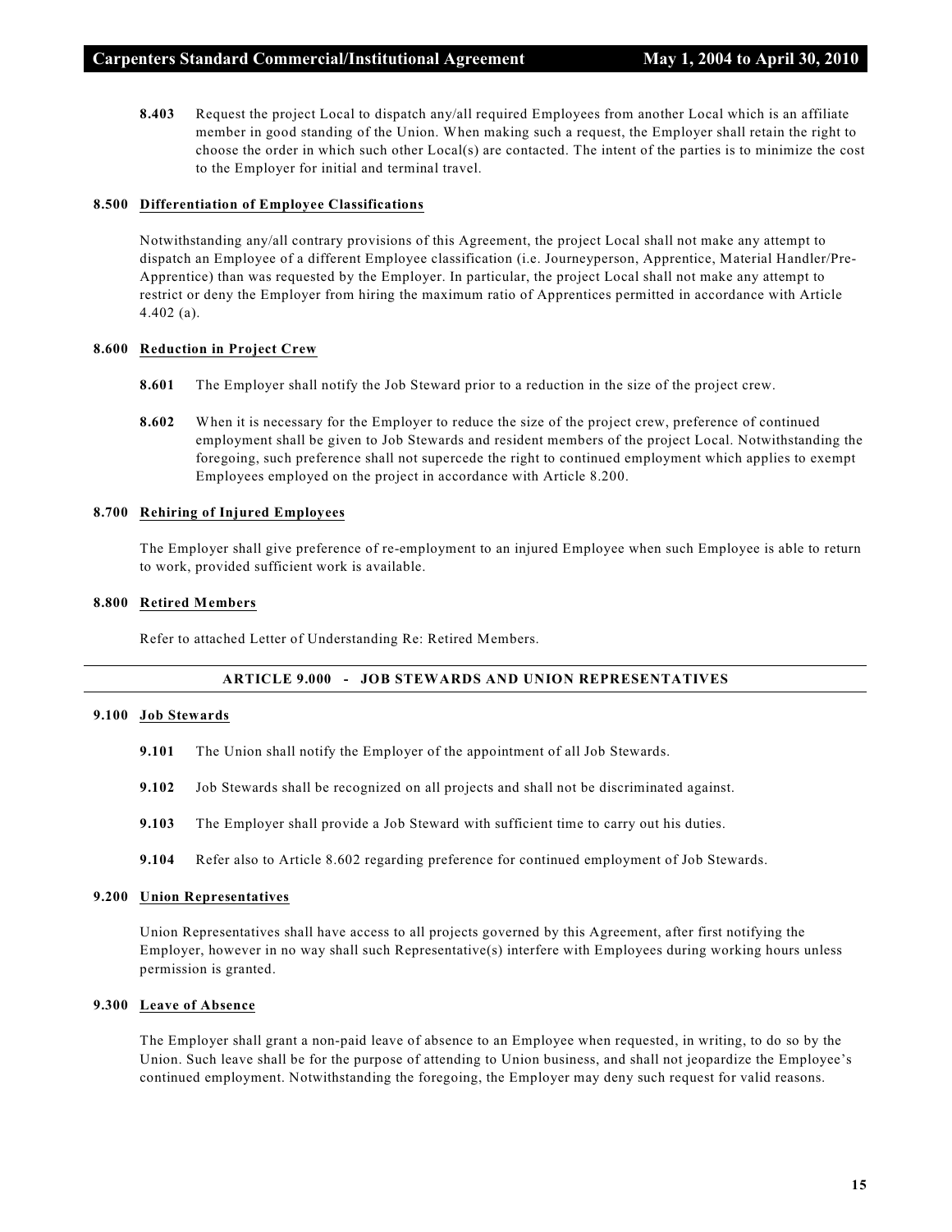**8.403** Request the project Local to dispatch any/all required Employees from another Local which is an affiliate member in good standing of the Union. When making such a request, the Employer shall retain the right to choose the order in which such other Local(s) are contacted. The intent of the parties is to minimize the cost to the Employer for initial and terminal travel.

### 8.500 Differentiation of Employee Classifications

Notwithstanding any/all contrary provisions of this Agreement, the project Local shall not make any attempt to dispatch an Employee of a different Employee classification (i.e. Journeyperson, Apprentice, Material Handler/Pre-Apprentice) than was requested by the Employer. In particular, the project Local shall not make any attempt to restrict or deny the Employer from hiring the maximum ratio of Apprentices permitted in accordance with Article 4.402 (a).

### 8.600 Reduction in Project Crew

**8.601** The Employer shall notify the Job Steward prior to a reduction in the size of the project crew.

**8.602** When it is necessary for the Employer to reduce the size of the project crew, preference of continued employment shall be given to Job Stewards and resident members of the project Local. Notwithstanding the foregoing, such preference shall not supercede the right to continued employment which applies to exempt Employees employed on the project in accordance with Article 8.200.

### 8.700 Rehiring of Injured Employees

The Employer shall give preference of re-employment to an injured Employee when such Employee is able to return to work, provided sufficient work is available.

### 8.800 Retired Members

Refer to attached Letter of Understanding Re: Retired Members.

## ARTICLE 9.000 - JOB STEWARDS AND UNION REPRESENTATIVES

### 9.100 Job Stewards

**9.101** The Union shall notify the Employer of the appointment of all Job Stewards.

**9.102** Job Stewards shall be recognized on all projects and shall not be discriminated against.

**9.103** The Employer shall provide a Job Steward with sufficient time to carry out his duties.

**9.104** Refer also to Article 8.602 regarding preference for continued employment of Job Stewards.

### 9.200 Union Representatives

Union Representatives shall have access to all projects governed by this Agreement, after first notifying the Employer, however in no way shall such Representative(s) interfere with Employees during working hours unless permission is granted.

### 9.300 Leave of Absence

The Employer shall grant a non-paid leave of absence to an Employee when requested, in writing, to do so by the Union. Such leave shall be for the purpose of attending to Union business, and shall not jeopardize the Employee's continued employment. Notwithstanding the foregoing, the Employer may deny such request for valid reasons.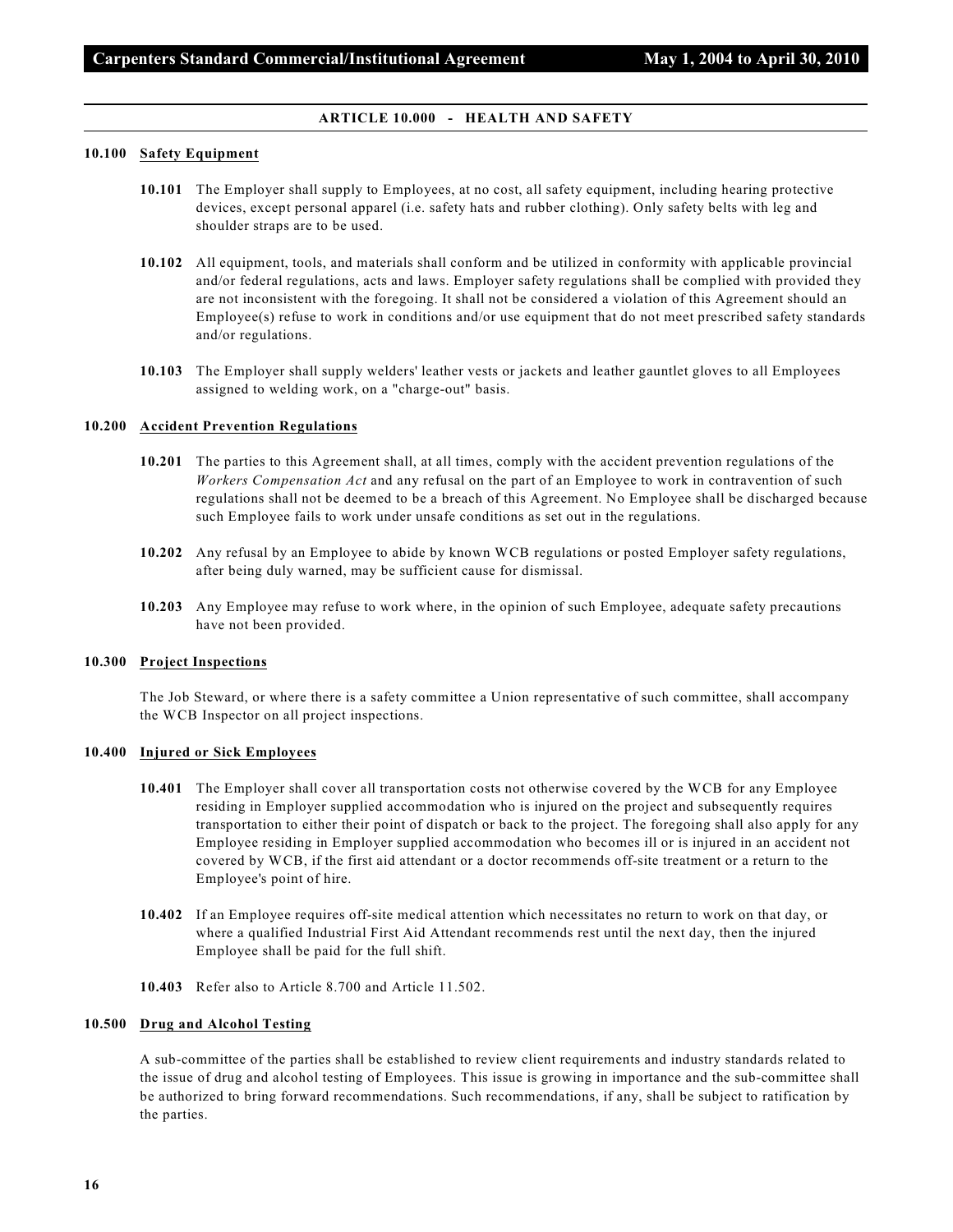## ARTICLE 10.000 - HEALTH AND SAFETY

### 10.100 Safety Equipment

**10.101** The Employer shall supply to Employees, at no cost, all safety equipment, including hearing protective devices, except personal apparel (i.e. safety hats and rubber clothing). Only safety belts with leg and shoulder straps are to be used.

**10.102** All equipment, tools, and materials shall conform and be utilized in conformity with applicable provincial and/or federal regulations, acts and laws. Employer safety regulations shall be complied with provided they are not inconsistent with the foregoing. It shall not be considered a violation of this Agreement should an Employee(s) refuse to work in conditions and/or use equipment that do not meet prescribed safety standards and/or regulations.

**10.103** The Employer shall supply welders' leather vests or jackets and leather gauntlet gloves to all Employees assigned to welding work, on a "charge-out" basis.

### 10.200 Accident Prevention Regulations

**10.201** The parties to this Agreement shall, at all times, comply with the accident prevention regulations of the *Workers Compensation Act* and any refusal on the part of an Employee to work in contravention of such regulations shall not be deemed to be a breach of this Agreement. No Employee shall be discharged because such Employee fails to work under unsafe conditions as set out in the regulations.

**10.202** Any refusal by an Employee to abide by known WCB regulations or posted Employer safety regulations, after being duly warned, may be sufficient cause for dismissal.

**10.203** Any Employee may refuse to work where, in the opinion of such Employee, adequate safety precautions have not been provided.

### 10.300 Project Inspections

The Job Steward, or where there is a safety committee a Union representative of such committee, shall accompany the WCB Inspector on all project inspections.

### 10.400 Injured or Sick Employees

**10.401** The Employer shall cover all transportation costs not otherwise covered by the WCB for any Employee residing in Employer supplied accommodation who is injured on the project and subsequently requires transportation to either their point of dispatch or back to the project. The foregoing shall also apply for any Employee residing in Employer supplied accommodation who becomes ill or is injured in an accident not covered by WCB, if the first aid attendant or a doctor recommends off-site treatment or a return to the Employee's point of hire.

**10.402** If an Employee requires off-site medical attention which necessitates no return to work on that day, or where a qualified Industrial First Aid Attendant recommends rest until the next day, then the injured Employee shall be paid for the full shift.

**10.403** Refer also to Article 8.700 and Article 11.502.

### 10.500 Drug and Alcohol Testing

A sub-committee of the parties shall be established to review client requirements and industry standards related to the issue of drug and alcohol testing of Employees. This issue is growing in importance and the sub-committee shall be authorized to bring forward recommendations. Such recommendations, if any, shall be subject to ratification by the parties.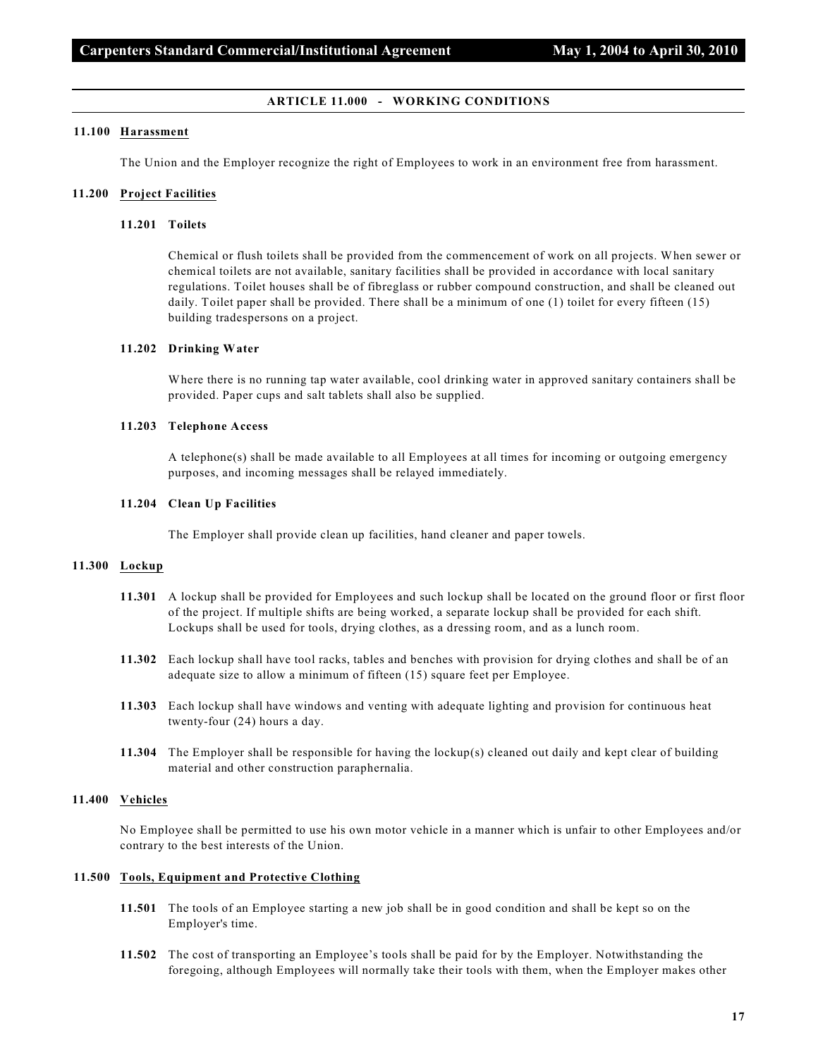## ARTICLE 11.000 - WORKING CONDITIONS

### 11.100 Harassment

The Union and the Employer recognize the right of Employees to work in an environment free from harassment.

### 11.200 Project Facilities

#### 11.201 Toilets

Chemical or flush toilets shall be provided from the commencement of work on all projects. When sewer or chemical toilets are not available, sanitary facilities shall be provided in accordance with local sanitary regulations. Toilet houses shall be of fibreglass or rubber compound construction, and shall be cleaned out daily. Toilet paper shall be provided. There shall be a minimum of one (1) toilet for every fifteen (15) building tradespersons on a project.

#### 11.202 Drinking Water

Where there is no running tap water available, cool drinking water in approved sanitary containers shall be provided. Paper cups and salt tablets shall also be supplied.

#### 11.203 Telephone Access

A telephone(s) shall be made available to all Employees at all times for incoming or outgoing emergency purposes, and incoming messages shall be relayed immediately.

#### 11.204 Clean Up Facilities

The Employer shall provide clean up facilities, hand cleaner and paper towels.

### 11.300 Lockup

**11.301** A lockup shall be provided for Employees and such lockup shall be located on the ground floor or first floor of the project. If multiple shifts are being worked, a separate lockup shall be provided for each shift. Lockups shall be used for tools, drying clothes, as a dressing room, and as a lunch room.

**11.302** Each lockup shall have tool racks, tables and benches with provision for drying clothes and shall be of an adequate size to allow a minimum of fifteen (15) square feet per Employee.

**11.303** Each lockup shall have windows and venting with adequate lighting and provision for continuous heat twenty-four (24) hours a day.

**11.304** The Employer shall be responsible for having the lockup(s) cleaned out daily and kept clear of building material and other construction paraphernalia.

### 11.400 Vehicles

No Employee shall be permitted to use his own motor vehicle in a manner which is unfair to other Employees and/or contrary to the best interests of the Union.

### 11.500 Tools, Equipment and Protective Clothing

**11.501** The tools of an Employee starting a new job shall be in good condition and shall be kept so on the Employer's time.

**11.502** The cost of transporting an Employee's tools shall be paid for by the Employer. Notwithstanding the foregoing, although Employees will normally take their tools with them, when the Employer makes other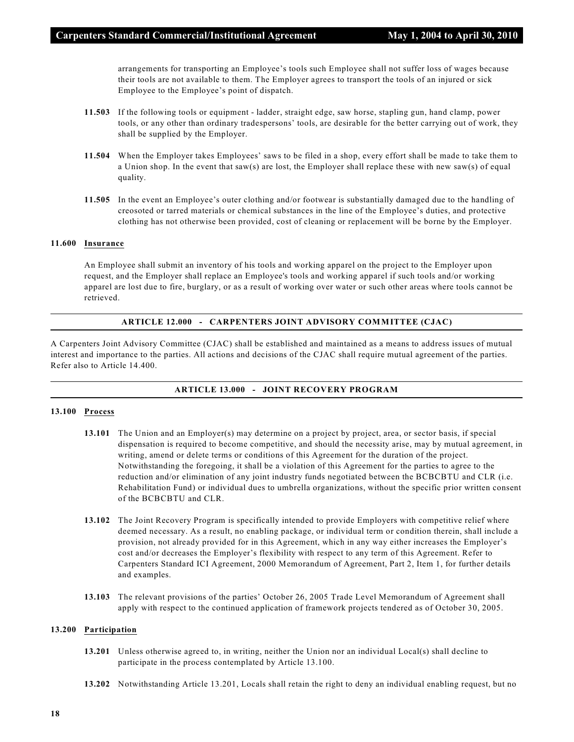arrangements for transporting an Employee's tools such Employee shall not suffer loss of wages because their tools are not available to them. The Employer agrees to transport the tools of an injured or sick Employee to the Employee's point of dispatch.

**11.503** If the following tools or equipment - ladder, straight edge, saw horse, stapling gun, hand clamp, power tools, or any other than ordinary tradespersons' tools, are desirable for the better carrying out of work, they shall be supplied by the Employer.

**11.504** When the Employer takes Employees' saws to be filed in a shop, every effort shall be made to take them to a Union shop. In the event that saw(s) are lost, the Employer shall replace these with new saw(s) of equal quality.

**11.505** In the event an Employee's outer clothing and/or footwear is substantially damaged due to the handling of creosoted or tarred materials or chemical substances in the line of the Employee's duties, and protective clothing has not otherwise been provided, cost of cleaning or replacement will be borne by the Employer.

**11.600 Insurance**

An Employee shall submit an inventory of his tools and working apparel on the project to the Employer upon request, and the Employer shall replace an Employee's tools and working apparel if such tools and/or working apparel are lost due to fire, burglary, or as a result of working over water or such other areas where tools cannot be retrieved.

## ARTICLE 12.000 - CARPENTERS JOINT ADVISORY COMMITTEE (CJAC)

A Carpenters Joint Advisory Committee (CJAC) shall be established and maintained as a means to address issues of mutual interest and importance to the parties. All actions and decisions of the CJAC shall require mutual agreement of the parties. Refer also to Article 14.400.

## ARTICLE 13.000 - JOINT RECOVERY PROGRAM

**13.100 Process**

**13.101** The Union and an Employer(s) may determine on a project by project, area, or sector basis, if special dispensation is required to become competitive, and should the necessity arise, may by mutual agreement, in writing, amend or delete terms or conditions of this Agreement for the duration of the project. Notwithstanding the foregoing, it shall be a violation of this Agreement for the parties to agree to the reduction and/or elimination of any joint industry funds negotiated between the BCBCBTU and CLR (i.e. Rehabilitation Fund) or individual dues to umbrella organizations, without the specific prior written consent of the BCBCBTU and CLR.

**13.102** The Joint Recovery Program is specifically intended to provide Employers with competitive relief where deemed necessary. As a result, no enabling package, or individual term or condition therein, shall include a provision, not already provided for in this Agreement, which in any way either increases the Employer's cost and/or decreases the Employer's flexibility with respect to any term of this Agreement. Refer to Carpenters Standard ICI Agreement, 2000 Memorandum of Agreement, Part 2, Item 1, for further details and examples.

**13.103** The relevant provisions of the parties' October 26, 2005 Trade Level Memorandum of Agreement shall apply with respect to the continued application of framework projects tendered as of October 30, 2005.

**13.200 Participation**

**13.201** Unless otherwise agreed to, in writing, neither the Union nor an individual Local(s) shall decline to participate in the process contemplated by Article 13.100.

**13.202** Notwithstanding Article 13.201, Locals shall retain the right to deny an individual enabling request, but no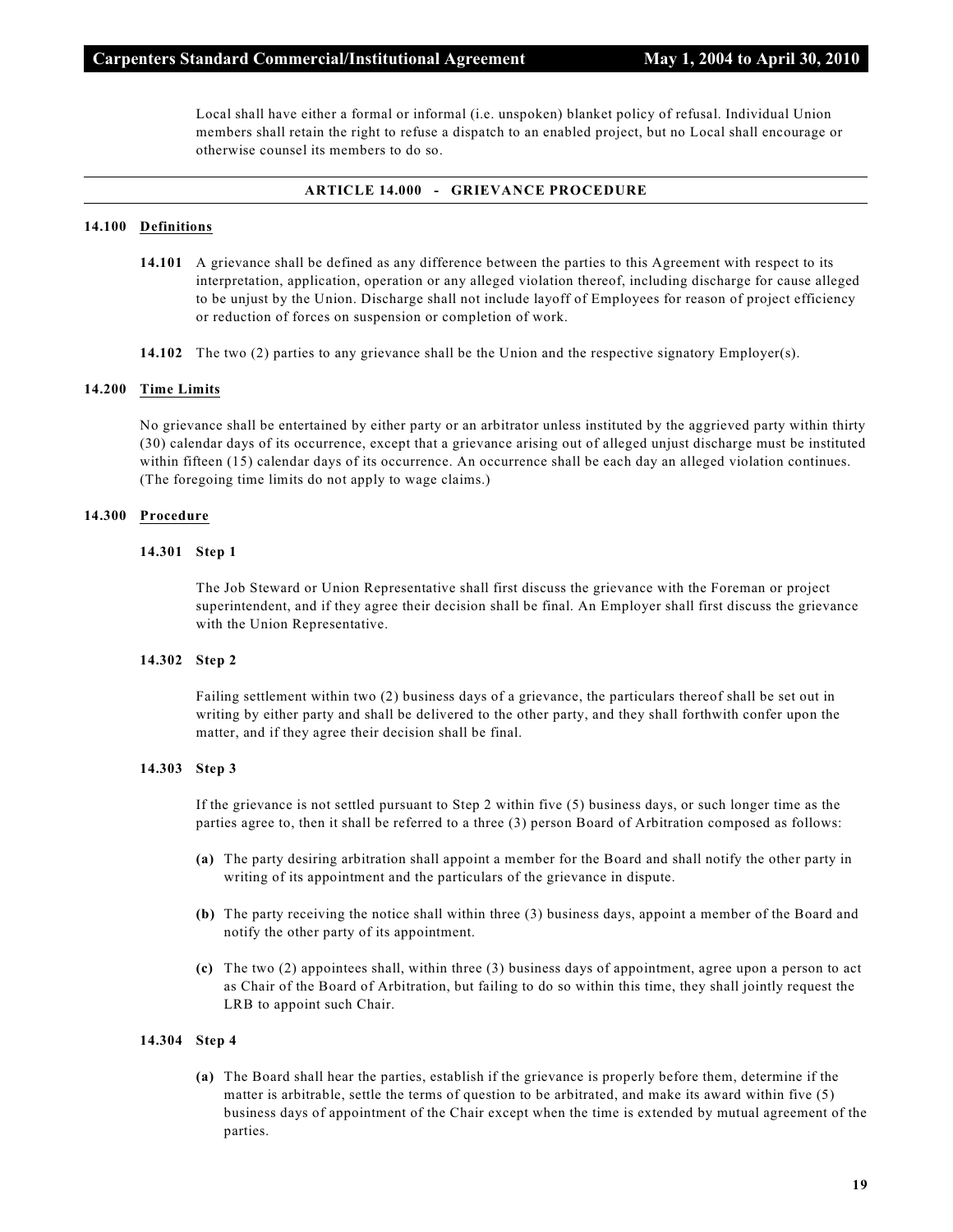Local shall have either a formal or informal (i.e. unspoken) blanket policy of refusal. Individual Union members shall retain the right to refuse a dispatch to an enabled project, but no Local shall encourage or otherwise counsel its members to do so.

## ARTICLE 14.000 - GRIEVANCE PROCEDURE

### 14.100 Definitions

**14.101** A grievance shall be defined as any difference between the parties to this Agreement with respect to its interpretation, application, operation or any alleged violation thereof, including discharge for cause alleged to be unjust by the Union. Discharge shall not include layoff of Employees for reason of project efficiency or reduction of forces on suspension or completion of work.

**14.102** The two (2) parties to any grievance shall be the Union and the respective signatory Employer(s).

### 14.200 Time Limits

No grievance shall be entertained by either party or an arbitrator unless instituted by the aggrieved party within thirty (30) calendar days of its occurrence, except that a grievance arising out of alleged unjust discharge must be instituted within fifteen (15) calendar days of its occurrence. An occurrence shall be each day an alleged violation continues. (The foregoing time limits do not apply to wage claims.)

### 14.300 Procedure

**14.301 Step 1**

The Job Steward or Union Representative shall first discuss the grievance with the Foreman or project superintendent, and if they agree their decision shall be final. An Employer shall first discuss the grievance with the Union Representative.

**14.302 Step 2**

Failing settlement within two (2) business days of a grievance, the particulars thereof shall be set out in writing by either party and shall be delivered to the other party, and they shall forthwith confer upon the matter, and if they agree their decision shall be final.

**14.303 Step 3**

If the grievance is not settled pursuant to Step 2 within five (5) business days, or such longer time as the parties agree to, then it shall be referred to a three (3) person Board of Arbitration composed as follows:

**(a)** The party desiring arbitration shall appoint a member for the Board and shall notify the other party in writing of its appointment and the particulars of the grievance in dispute.

**(b)** The party receiving the notice shall within three (3) business days, appoint a member of the Board and notify the other party of its appointment.

**(c)** The two (2) appointees shall, within three (3) business days of appointment, agree upon a person to act as Chair of the Board of Arbitration, but failing to do so within this time, they shall jointly request the LRB to appoint such Chair.

**14.304 Step 4**

**(a)** The Board shall hear the parties, establish if the grievance is properly before them, determine if the matter is arbitrable, settle the terms of question to be arbitrated, and make its award within five (5) business days of appointment of the Chair except when the time is extended by mutual agreement of the parties.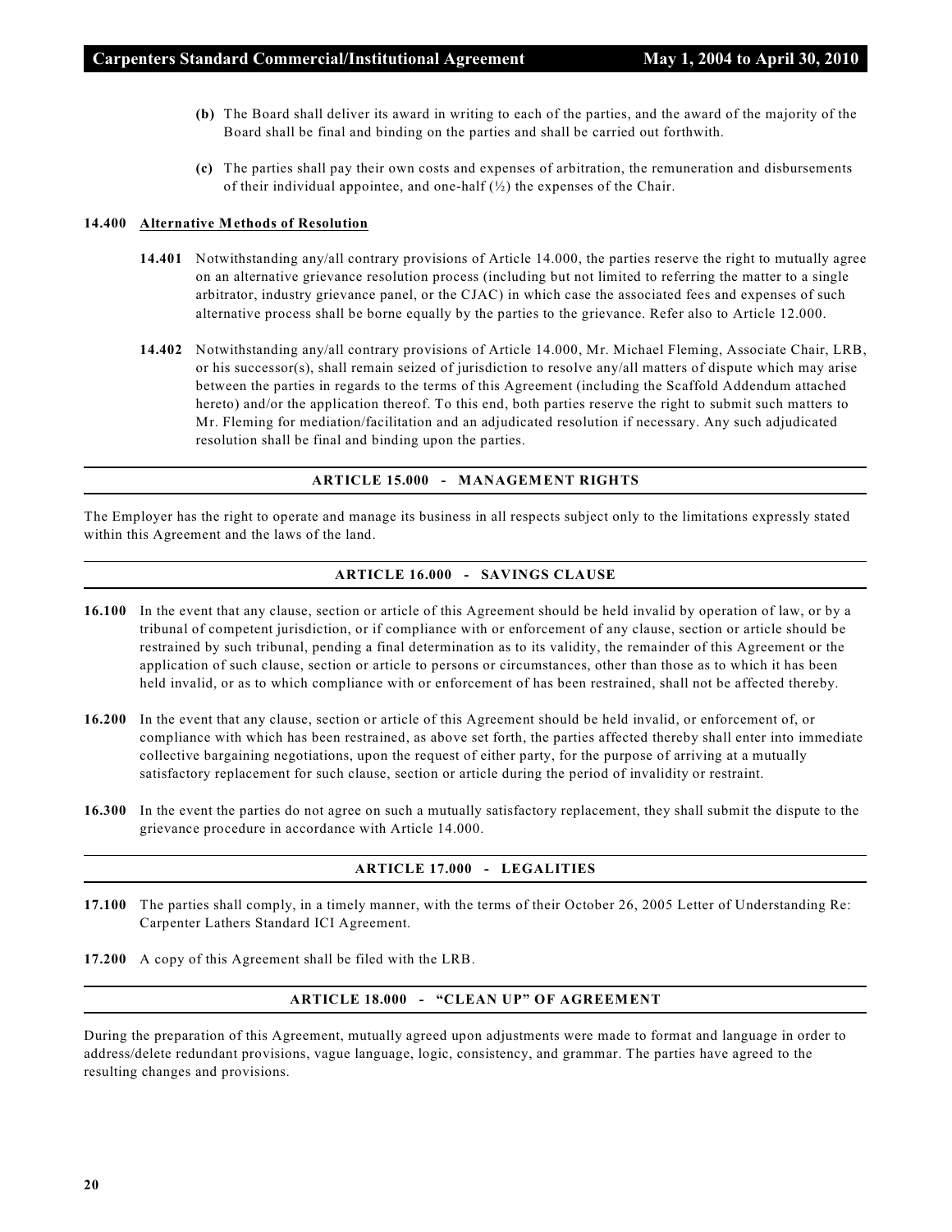**(b)** The Board shall deliver its award in writing to each of the parties, and the award of the majority of the Board shall be final and binding on the parties and shall be carried out forthwith.

**(c)** The parties shall pay their own costs and expenses of arbitration, the remuneration and disbursements of their individual appointee, and one-half (½) the expenses of the Chair.

**14.400 Alternative Methods of Resolution**

**14.401** Notwithstanding any/all contrary provisions of Article 14.000, the parties reserve the right to mutually agree on an alternative grievance resolution process (including but not limited to referring the matter to a single arbitrator, industry grievance panel, or the CJAC) in which case the associated fees and expenses of such alternative process shall be borne equally by the parties to the grievance. Refer also to Article 12.000.

**14.402** Notwithstanding any/all contrary provisions of Article 14.000, Mr. Michael Fleming, Associate Chair, LRB, or his successor(s), shall remain seized of jurisdiction to resolve any/all matters of dispute which may arise between the parties in regards to the terms of this Agreement (including the Scaffold Addendum attached hereto) and/or the application thereof. To this end, both parties reserve the right to submit such matters to Mr. Fleming for mediation/facilitation and an adjudicated resolution if necessary. Any such adjudicated resolution shall be final and binding upon the parties.

## ARTICLE 15.000 - MANAGEMENT RIGHTS

The Employer has the right to operate and manage its business in all respects subject only to the limitations expressly stated within this Agreement and the laws of the land.

## ARTICLE 16.000 - SAVINGS CLAUSE

**16.100** In the event that any clause, section or article of this Agreement should be held invalid by operation of law, or by a tribunal of competent jurisdiction, or if compliance with or enforcement of any clause, section or article should be restrained by such tribunal, pending a final determination as to its validity, the remainder of this Agreement or the application of such clause, section or article to persons or circumstances, other than those as to which it has been held invalid, or as to which compliance with or enforcement of has been restrained, shall not be affected thereby.

**16.200** In the event that any clause, section or article of this Agreement should be held invalid, or enforcement of, or compliance with which has been restrained, as above set forth, the parties affected thereby shall enter into immediate collective bargaining negotiations, upon the request of either party, for the purpose of arriving at a mutually satisfactory replacement for such clause, section or article during the period of invalidity or restraint.

**16.300** In the event the parties do not agree on such a mutually satisfactory replacement, they shall submit the dispute to the grievance procedure in accordance with Article 14.000.

## ARTICLE 17.000 - LEGALITIES

**17.100** The parties shall comply, in a timely manner, with the terms of their October 26, 2005 Letter of Understanding Re: Carpenter Lathers Standard ICI Agreement.

**17.200** A copy of this Agreement shall be filed with the LRB.

## ARTICLE 18.000 - "CLEAN UP" OF AGREEMENT

During the preparation of this Agreement, mutually agreed upon adjustments were made to format and language in order to address/delete redundant provisions, vague language, logic, consistency, and grammar. The parties have agreed to the resulting changes and provisions.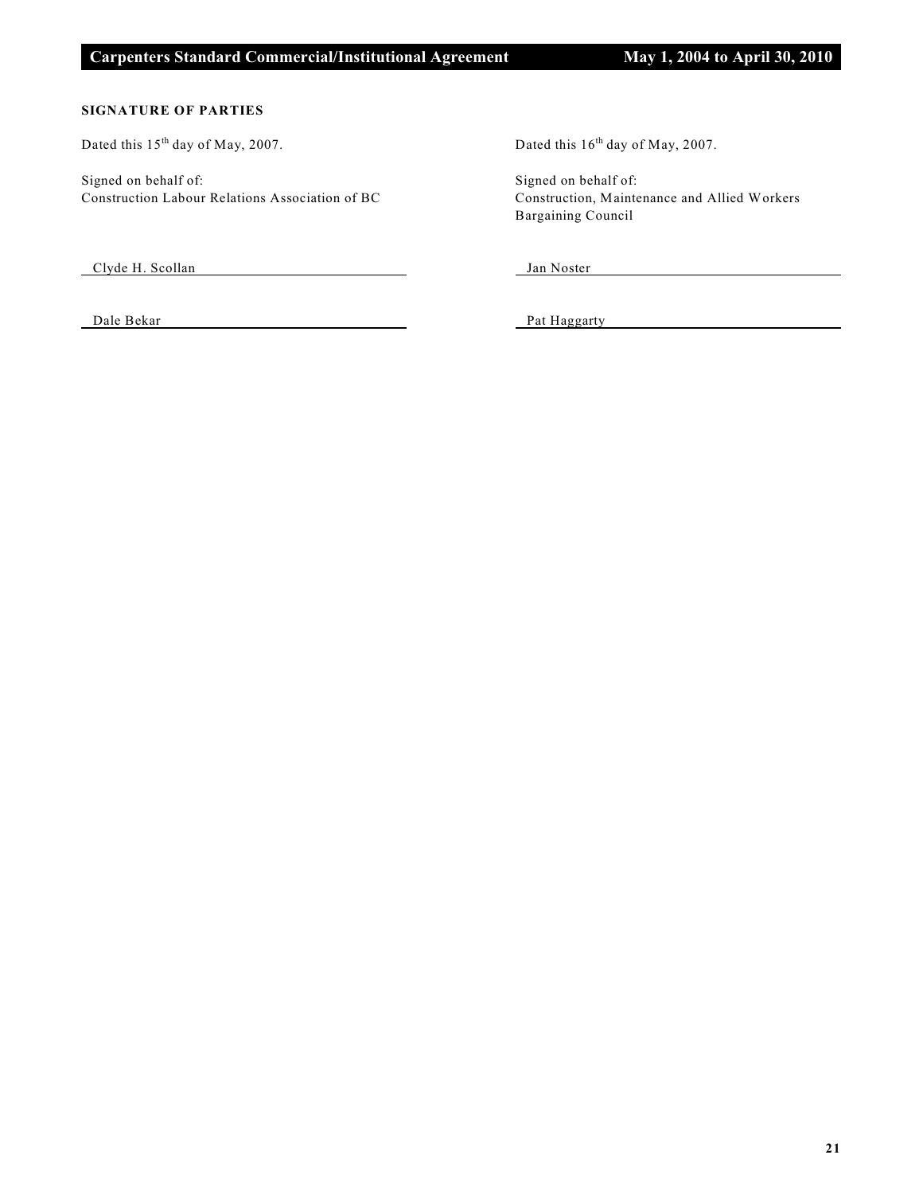**SIGNATURE OF PARTIES**

Dated this 15th day of May, 2007.

Signed on behalf of:
Construction Labour Relations Association of BC

Clyde H. Scollan

Dale Bekar

Dated this 16th day of May, 2007.

Signed on behalf of:
Construction, Maintenance and Allied Workers Bargaining Council

Jan Noster

Pat Haggarty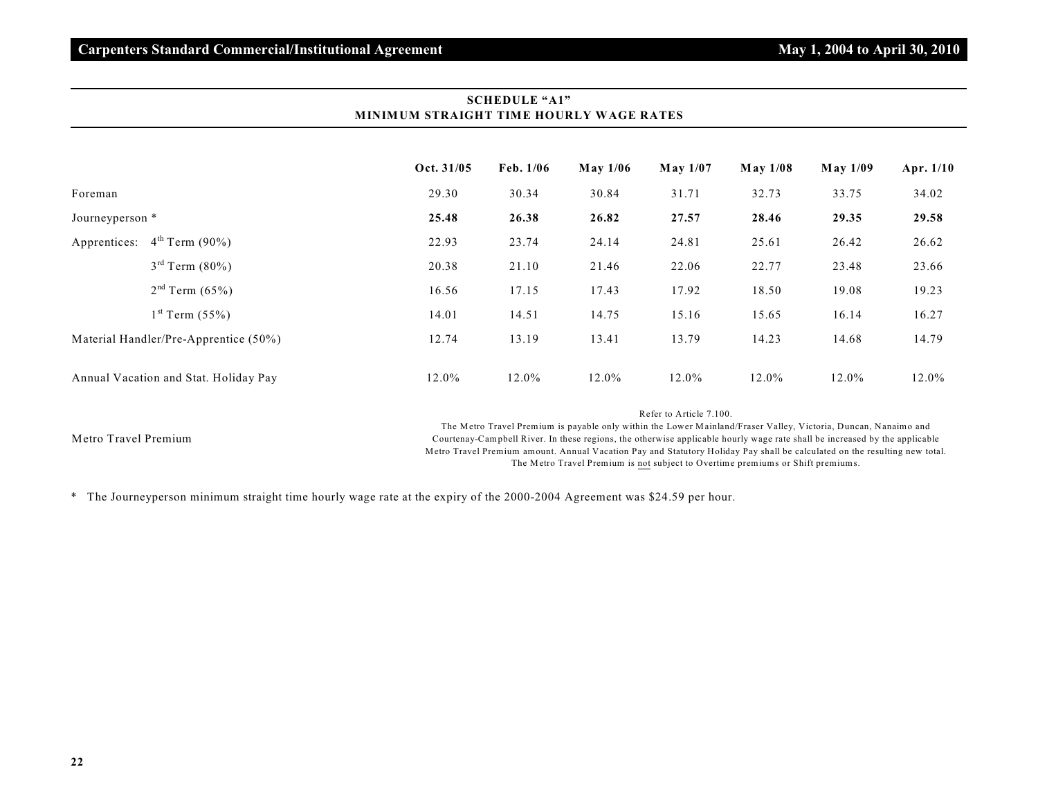## SCHEDULE "A1"
## MINIMUM STRAIGHT TIME HOURLY WAGE RATES

| | Oct. 31/05 | Feb. 1/06 | May 1/06 | May 1/07 | May 1/08 | May 1/09 | Apr. 1/10 |
|---|---|---|---|---|---|---|---|
| Foreman | 29.30 | 30.34 | 30.84 | 31.71 | 32.73 | 33.75 | 34.02 |
| Journeyperson * | **25.48** | **26.38** | **26.82** | **27.57** | **28.46** | **29.35** | **29.58** |
| Apprentices: 4th Term (90%) | 22.93 | 23.74 | 24.14 | 24.81 | 25.61 | 26.42 | 26.62 |
| 3rd Term (80%) | 20.38 | 21.10 | 21.46 | 22.06 | 22.77 | 23.48 | 23.66 |
| 2nd Term (65%) | 16.56 | 17.15 | 17.43 | 17.92 | 18.50 | 19.08 | 19.23 |
| 1st Term (55%) | 14.01 | 14.51 | 14.75 | 15.16 | 15.65 | 16.14 | 16.27 |
| Material Handler/Pre-Apprentice (50%) | 12.74 | 13.19 | 13.41 | 13.79 | 14.23 | 14.68 | 14.79 |
| Annual Vacation and Stat. Holiday Pay | 12.0% | 12.0% | 12.0% | 12.0% | 12.0% | 12.0% | 12.0% |

**Metro Travel Premium**

Refer to Article 7.100.

The Metro Travel Premium is payable only within the Lower Mainland/Fraser Valley, Victoria, Duncan, Nanaimo and Courtenay-Campbell River. In these regions, the otherwise applicable hourly wage rate shall be increased by the applicable Metro Travel Premium amount. Annual Vacation Pay and Statutory Holiday Pay shall be calculated on the resulting new total. The Metro Travel Premium is not subject to Overtime premiums or Shift premiums.

* The Journeyperson minimum straight time hourly wage rate at the expiry of the 2000-2004 Agreement was $24.59 per hour.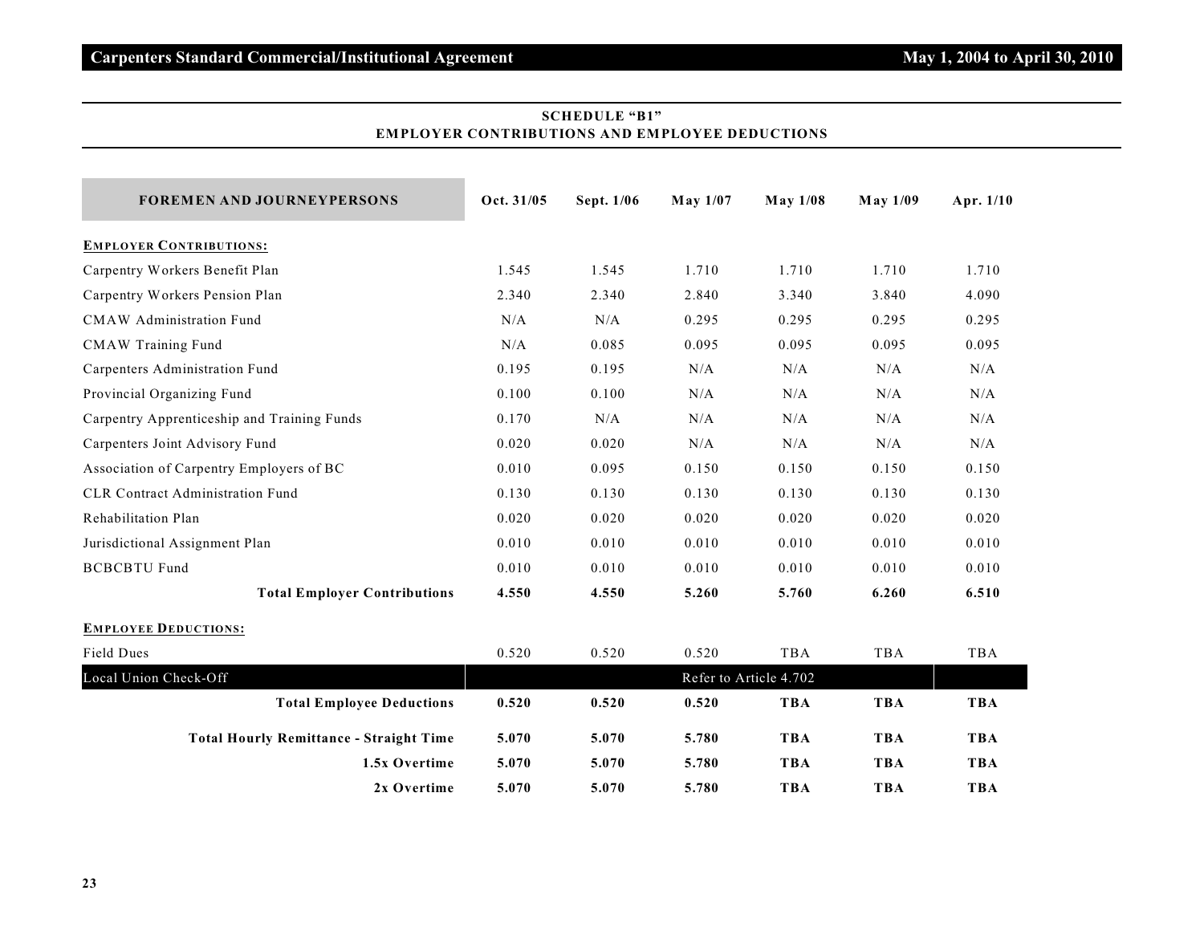## SCHEDULE "B1"
## EMPLOYER CONTRIBUTIONS AND EMPLOYEE DEDUCTIONS

| FOREMEN AND JOURNEYPERSONS | Oct. 31/05 | Sept. 1/06 | May 1/07 | May 1/08 | May 1/09 | Apr. 1/10 |
|---|---|---|---|---|---|---|
| **EMPLOYER CONTRIBUTIONS:** | | | | | | |
| Carpentry Workers Benefit Plan | 1.545 | 1.545 | 1.710 | 1.710 | 1.710 | 1.710 |
| Carpentry Workers Pension Plan | 2.340 | 2.340 | 2.840 | 3.340 | 3.840 | 4.090 |
| CMAW Administration Fund | N/A | N/A | 0.295 | 0.295 | 0.295 | 0.295 |
| CMAW Training Fund | N/A | 0.085 | 0.095 | 0.095 | 0.095 | 0.095 |
| Carpenters Administration Fund | 0.195 | 0.195 | N/A | N/A | N/A | N/A |
| Provincial Organizing Fund | 0.100 | 0.100 | N/A | N/A | N/A | N/A |
| Carpentry Apprenticeship and Training Funds | 0.170 | N/A | N/A | N/A | N/A | N/A |
| Carpenters Joint Advisory Fund | 0.020 | 0.020 | N/A | N/A | N/A | N/A |
| Association of Carpentry Employers of BC | 0.010 | 0.095 | 0.150 | 0.150 | 0.150 | 0.150 |
| CLR Contract Administration Fund | 0.130 | 0.130 | 0.130 | 0.130 | 0.130 | 0.130 |
| Rehabilitation Plan | 0.020 | 0.020 | 0.020 | 0.020 | 0.020 | 0.020 |
| Jurisdictional Assignment Plan | 0.010 | 0.010 | 0.010 | 0.010 | 0.010 | 0.010 |
| BCBCBTU Fund | 0.010 | 0.010 | 0.010 | 0.010 | 0.010 | 0.010 |
| **Total Employer Contributions** | **4.550** | **4.550** | **5.260** | **5.760** | **6.260** | **6.510** |
| **EMPLOYEE DEDUCTIONS:** | | | | | | |
| Field Dues | 0.520 | 0.520 | 0.520 | TBA | TBA | TBA |
| Local Union Check-Off | Refer to Article 4.702 | | | | | |
| **Total Employee Deductions** | **0.520** | **0.520** | **0.520** | **TBA** | **TBA** | **TBA** |
| **Total Hourly Remittance - Straight Time** | **5.070** | **5.070** | **5.780** | **TBA** | **TBA** | **TBA** |
| **1.5x Overtime** | **5.070** | **5.070** | **5.780** | **TBA** | **TBA** | **TBA** |
| **2x Overtime** | **5.070** | **5.070** | **5.780** | **TBA** | **TBA** | **TBA** |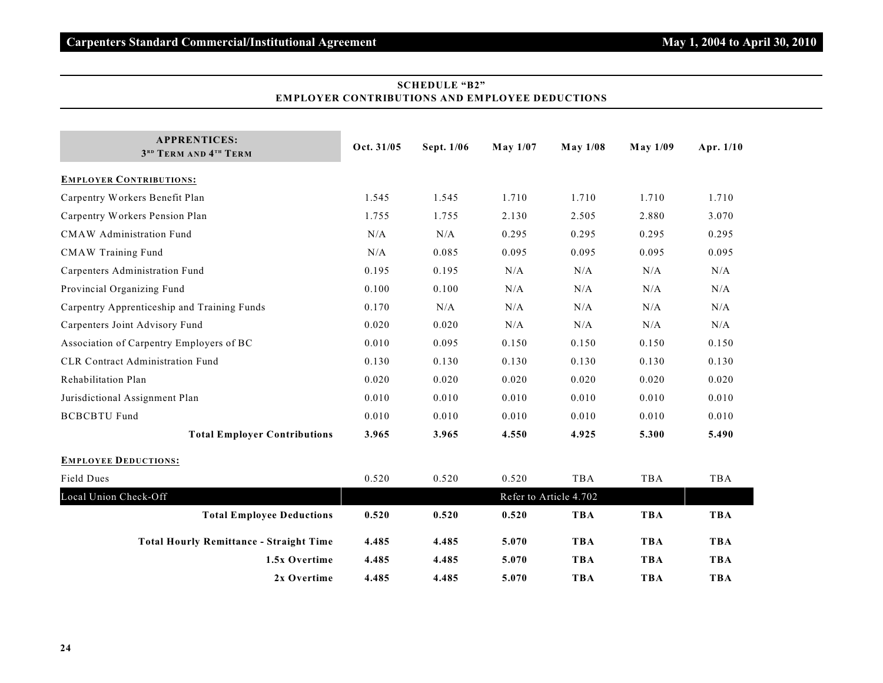## SCHEDULE "B2"
## EMPLOYER CONTRIBUTIONS AND EMPLOYEE DEDUCTIONS

| APPRENTICES: 3RD TERM AND 4TH TERM | Oct. 31/05 | Sept. 1/06 | May 1/07 | May 1/08 | May 1/09 | Apr. 1/10 |
|---|---|---|---|---|---|---|
| **EMPLOYER CONTRIBUTIONS:** | | | | | | |
| Carpentry Workers Benefit Plan | 1.545 | 1.545 | 1.710 | 1.710 | 1.710 | 1.710 |
| Carpentry Workers Pension Plan | 1.755 | 1.755 | 2.130 | 2.505 | 2.880 | 3.070 |
| CMAW Administration Fund | N/A | N/A | 0.295 | 0.295 | 0.295 | 0.295 |
| CMAW Training Fund | N/A | 0.085 | 0.095 | 0.095 | 0.095 | 0.095 |
| Carpenters Administration Fund | 0.195 | 0.195 | N/A | N/A | N/A | N/A |
| Provincial Organizing Fund | 0.100 | 0.100 | N/A | N/A | N/A | N/A |
| Carpentry Apprenticeship and Training Funds | 0.170 | N/A | N/A | N/A | N/A | N/A |
| Carpenters Joint Advisory Fund | 0.020 | 0.020 | N/A | N/A | N/A | N/A |
| Association of Carpentry Employers of BC | 0.010 | 0.095 | 0.150 | 0.150 | 0.150 | 0.150 |
| CLR Contract Administration Fund | 0.130 | 0.130 | 0.130 | 0.130 | 0.130 | 0.130 |
| Rehabilitation Plan | 0.020 | 0.020 | 0.020 | 0.020 | 0.020 | 0.020 |
| Jurisdictional Assignment Plan | 0.010 | 0.010 | 0.010 | 0.010 | 0.010 | 0.010 |
| BCBCBTU Fund | 0.010 | 0.010 | 0.010 | 0.010 | 0.010 | 0.010 |
| **Total Employer Contributions** | **3.965** | **3.965** | **4.550** | **4.925** | **5.300** | **5.490** |
| **EMPLOYEE DEDUCTIONS:** | | | | | | |
| Field Dues | 0.520 | 0.520 | 0.520 | TBA | TBA | TBA |
| Local Union Check-Off | Refer to Article 4.702 | | | | | |
| **Total Employee Deductions** | **0.520** | **0.520** | **0.520** | **TBA** | **TBA** | **TBA** |
| **Total Hourly Remittance - Straight Time** | **4.485** | **4.485** | **5.070** | **TBA** | **TBA** | **TBA** |
| **1.5x Overtime** | **4.485** | **4.485** | **5.070** | **TBA** | **TBA** | **TBA** |
| **2x Overtime** | **4.485** | **4.485** | **5.070** | **TBA** | **TBA** | **TBA** |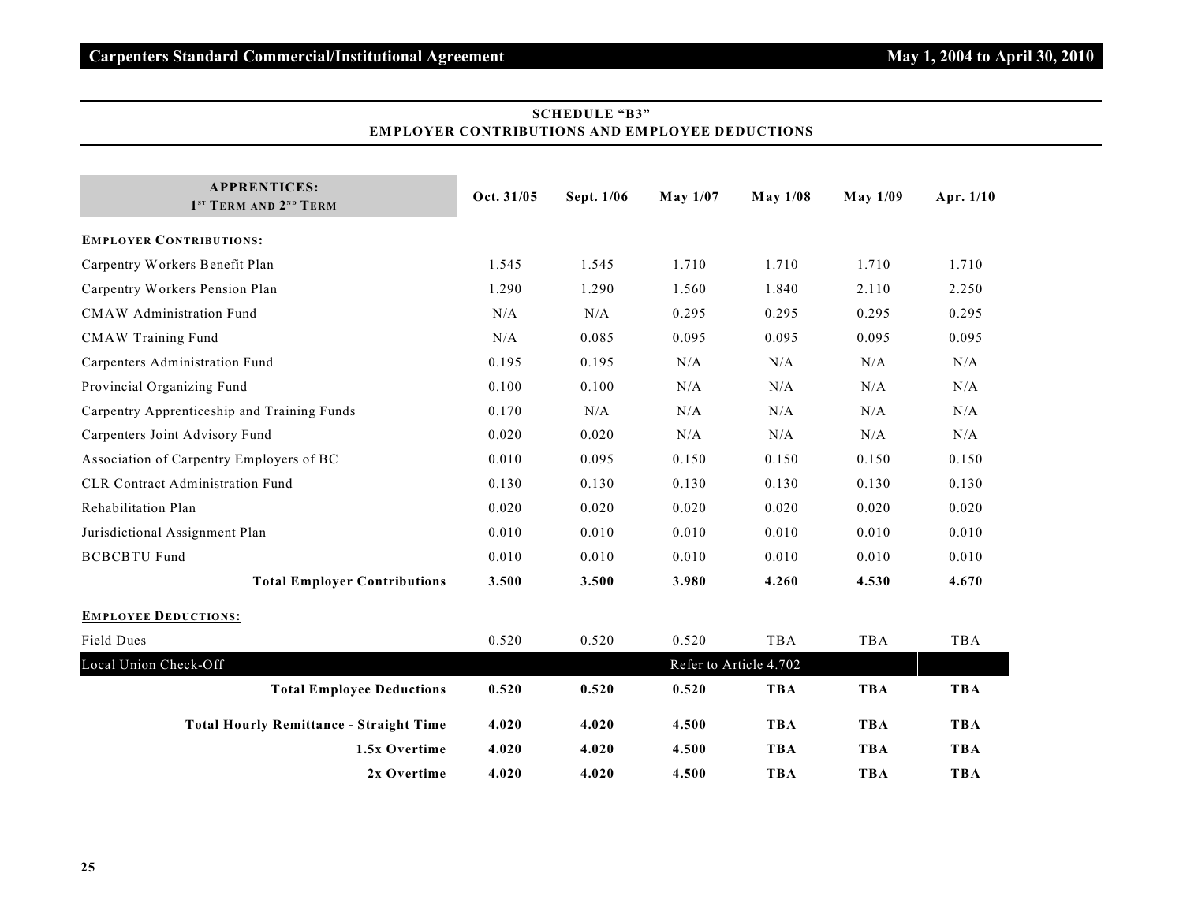## SCHEDULE "B3"
## EMPLOYER CONTRIBUTIONS AND EMPLOYEE DEDUCTIONS

| APPRENTICES: 1ST TERM AND 2ND TERM | Oct. 31/05 | Sept. 1/06 | May 1/07 | May 1/08 | May 1/09 | Apr. 1/10 |
|---|---|---|---|---|---|---|
| **EMPLOYER CONTRIBUTIONS:** | | | | | | |
| Carpentry Workers Benefit Plan | 1.545 | 1.545 | 1.710 | 1.710 | 1.710 | 1.710 |
| Carpentry Workers Pension Plan | 1.290 | 1.290 | 1.560 | 1.840 | 2.110 | 2.250 |
| CMAW Administration Fund | N/A | N/A | 0.295 | 0.295 | 0.295 | 0.295 |
| CMAW Training Fund | N/A | 0.085 | 0.095 | 0.095 | 0.095 | 0.095 |
| Carpenters Administration Fund | 0.195 | 0.195 | N/A | N/A | N/A | N/A |
| Provincial Organizing Fund | 0.100 | 0.100 | N/A | N/A | N/A | N/A |
| Carpentry Apprenticeship and Training Funds | 0.170 | N/A | N/A | N/A | N/A | N/A |
| Carpenters Joint Advisory Fund | 0.020 | 0.020 | N/A | N/A | N/A | N/A |
| Association of Carpentry Employers of BC | 0.010 | 0.095 | 0.150 | 0.150 | 0.150 | 0.150 |
| CLR Contract Administration Fund | 0.130 | 0.130 | 0.130 | 0.130 | 0.130 | 0.130 |
| Rehabilitation Plan | 0.020 | 0.020 | 0.020 | 0.020 | 0.020 | 0.020 |
| Jurisdictional Assignment Plan | 0.010 | 0.010 | 0.010 | 0.010 | 0.010 | 0.010 |
| BCBCBTU Fund | 0.010 | 0.010 | 0.010 | 0.010 | 0.010 | 0.010 |
| **Total Employer Contributions** | **3.500** | **3.500** | **3.980** | **4.260** | **4.530** | **4.670** |
| **EMPLOYEE DEDUCTIONS:** | | | | | | |
| Field Dues | 0.520 | 0.520 | 0.520 | TBA | TBA | TBA |
| Local Union Check-Off | Refer to Article 4.702 | | | | | |
| **Total Employee Deductions** | **0.520** | **0.520** | **0.520** | **TBA** | **TBA** | **TBA** |
| **Total Hourly Remittance - Straight Time** | **4.020** | **4.020** | **4.500** | **TBA** | **TBA** | **TBA** |
| **1.5x Overtime** | **4.020** | **4.020** | **4.500** | **TBA** | **TBA** | **TBA** |
| **2x Overtime** | **4.020** | **4.020** | **4.500** | **TBA** | **TBA** | **TBA** |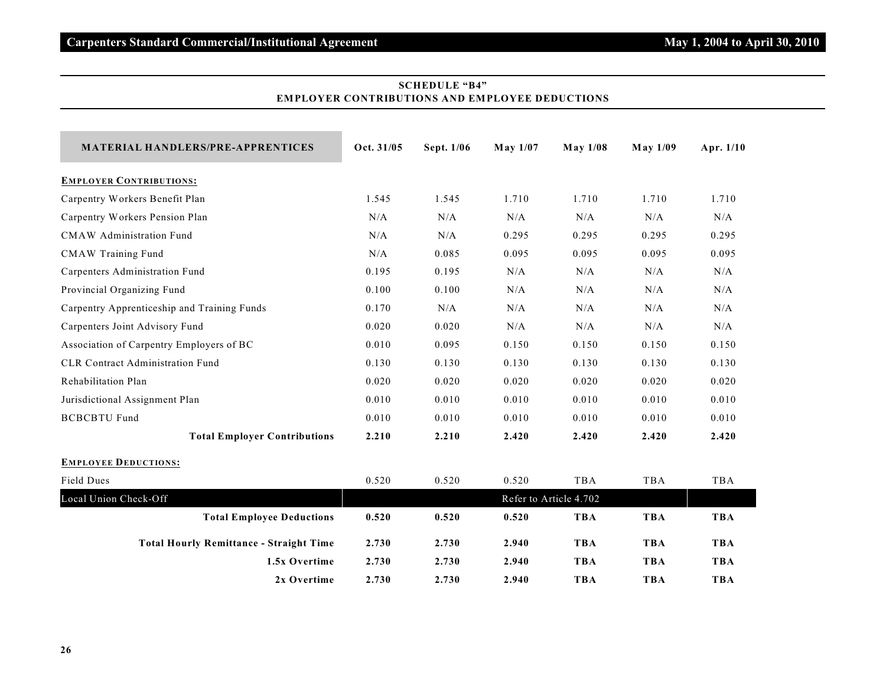## SCHEDULE "B4"
## EMPLOYER CONTRIBUTIONS AND EMPLOYEE DEDUCTIONS

| MATERIAL HANDLERS/PRE-APPRENTICES | Oct. 31/05 | Sept. 1/06 | May 1/07 | May 1/08 | May 1/09 | Apr. 1/10 |
|---|---|---|---|---|---|---|
| **EMPLOYER CONTRIBUTIONS:** | | | | | | |
| Carpentry Workers Benefit Plan | 1.545 | 1.545 | 1.710 | 1.710 | 1.710 | 1.710 |
| Carpentry Workers Pension Plan | N/A | N/A | N/A | N/A | N/A | N/A |
| CMAW Administration Fund | N/A | N/A | 0.295 | 0.295 | 0.295 | 0.295 |
| CMAW Training Fund | N/A | 0.085 | 0.095 | 0.095 | 0.095 | 0.095 |
| Carpenters Administration Fund | 0.195 | 0.195 | N/A | N/A | N/A | N/A |
| Provincial Organizing Fund | 0.100 | 0.100 | N/A | N/A | N/A | N/A |
| Carpentry Apprenticeship and Training Funds | 0.170 | N/A | N/A | N/A | N/A | N/A |
| Carpenters Joint Advisory Fund | 0.020 | 0.020 | N/A | N/A | N/A | N/A |
| Association of Carpentry Employers of BC | 0.010 | 0.095 | 0.150 | 0.150 | 0.150 | 0.150 |
| CLR Contract Administration Fund | 0.130 | 0.130 | 0.130 | 0.130 | 0.130 | 0.130 |
| Rehabilitation Plan | 0.020 | 0.020 | 0.020 | 0.020 | 0.020 | 0.020 |
| Jurisdictional Assignment Plan | 0.010 | 0.010 | 0.010 | 0.010 | 0.010 | 0.010 |
| BCBCBTU Fund | 0.010 | 0.010 | 0.010 | 0.010 | 0.010 | 0.010 |
| **Total Employer Contributions** | **2.210** | **2.210** | **2.420** | **2.420** | **2.420** | **2.420** |
| **EMPLOYEE DEDUCTIONS:** | | | | | | |
| Field Dues | 0.520 | 0.520 | 0.520 | TBA | TBA | TBA |
| Local Union Check-Off | Refer to Article 4.702 | | | | | |
| **Total Employee Deductions** | **0.520** | **0.520** | **0.520** | **TBA** | **TBA** | **TBA** |
| **Total Hourly Remittance - Straight Time** | **2.730** | **2.730** | **2.940** | **TBA** | **TBA** | **TBA** |
| **1.5x Overtime** | **2.730** | **2.730** | **2.940** | **TBA** | **TBA** | **TBA** |
| **2x Overtime** | **2.730** | **2.730** | **2.940** | **TBA** | **TBA** | **TBA** |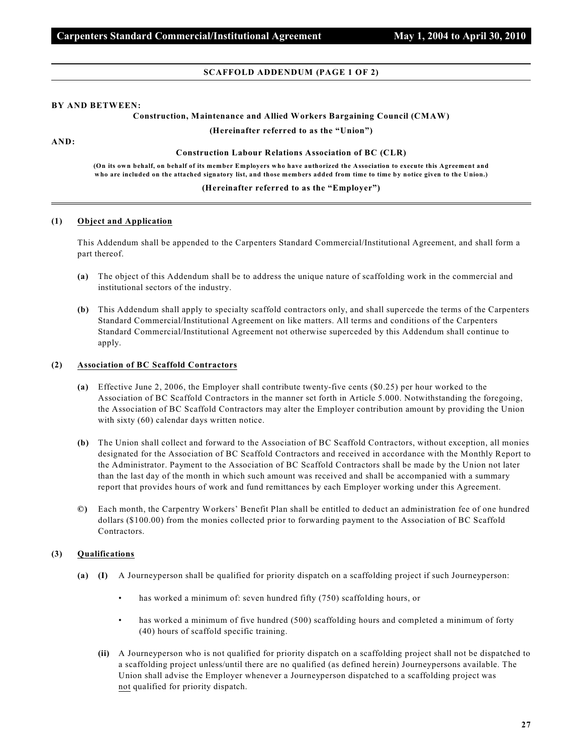**SCAFFOLD ADDENDUM (PAGE 1 OF 2)**

**BY AND BETWEEN:**

**Construction, Maintenance and Allied Workers Bargaining Council (CMAW)**

**(Hereinafter referred to as the "Union")**

**AND:**

**Construction Labour Relations Association of BC (CLR)**

**(On its own behalf, on behalf of its member Employers who have authorized the Association to execute this Agreement and who are included on the attached signatory list, and those members added from time to time by notice given to the Union.)**

**(Hereinafter referred to as the "Employer")**

---

**(1) Object and Application**

This Addendum shall be appended to the Carpenters Standard Commercial/Institutional Agreement, and shall form a part thereof.

**(a)** The object of this Addendum shall be to address the unique nature of scaffolding work in the commercial and institutional sectors of the industry.

**(b)** This Addendum shall apply to specialty scaffold contractors only, and shall supercede the terms of the Carpenters Standard Commercial/Institutional Agreement on like matters. All terms and conditions of the Carpenters Standard Commercial/Institutional Agreement not otherwise superceded by this Addendum shall continue to apply.

**(2) Association of BC Scaffold Contractors**

**(a)** Effective June 2, 2006, the Employer shall contribute twenty-five cents ($0.25) per hour worked to the Association of BC Scaffold Contractors in the manner set forth in Article 5.000. Notwithstanding the foregoing, the Association of BC Scaffold Contractors may alter the Employer contribution amount by providing the Union with sixty (60) calendar days written notice.

**(b)** The Union shall collect and forward to the Association of BC Scaffold Contractors, without exception, all monies designated for the Association of BC Scaffold Contractors and received in accordance with the Monthly Report to the Administrator. Payment to the Association of BC Scaffold Contractors shall be made by the Union not later than the last day of the month in which such amount was received and shall be accompanied with a summary report that provides hours of work and fund remittances by each Employer working under this Agreement.

**©)** Each month, the Carpentry Workers' Benefit Plan shall be entitled to deduct an administration fee of one hundred dollars ($100.00) from the monies collected prior to forwarding payment to the Association of BC Scaffold Contractors.

**(3) Qualifications**

**(a) (I)** A Journeyperson shall be qualified for priority dispatch on a scaffolding project if such Journeyperson:

- has worked a minimum of: seven hundred fifty (750) scaffolding hours, or
- has worked a minimum of five hundred (500) scaffolding hours and completed a minimum of forty (40) hours of scaffold specific training.

**(ii)** A Journeyperson who is not qualified for priority dispatch on a scaffolding project shall not be dispatched to a scaffolding project unless/until there are no qualified (as defined herein) Journeypersons available. The Union shall advise the Employer whenever a Journeyperson dispatched to a scaffolding project was not qualified for priority dispatch.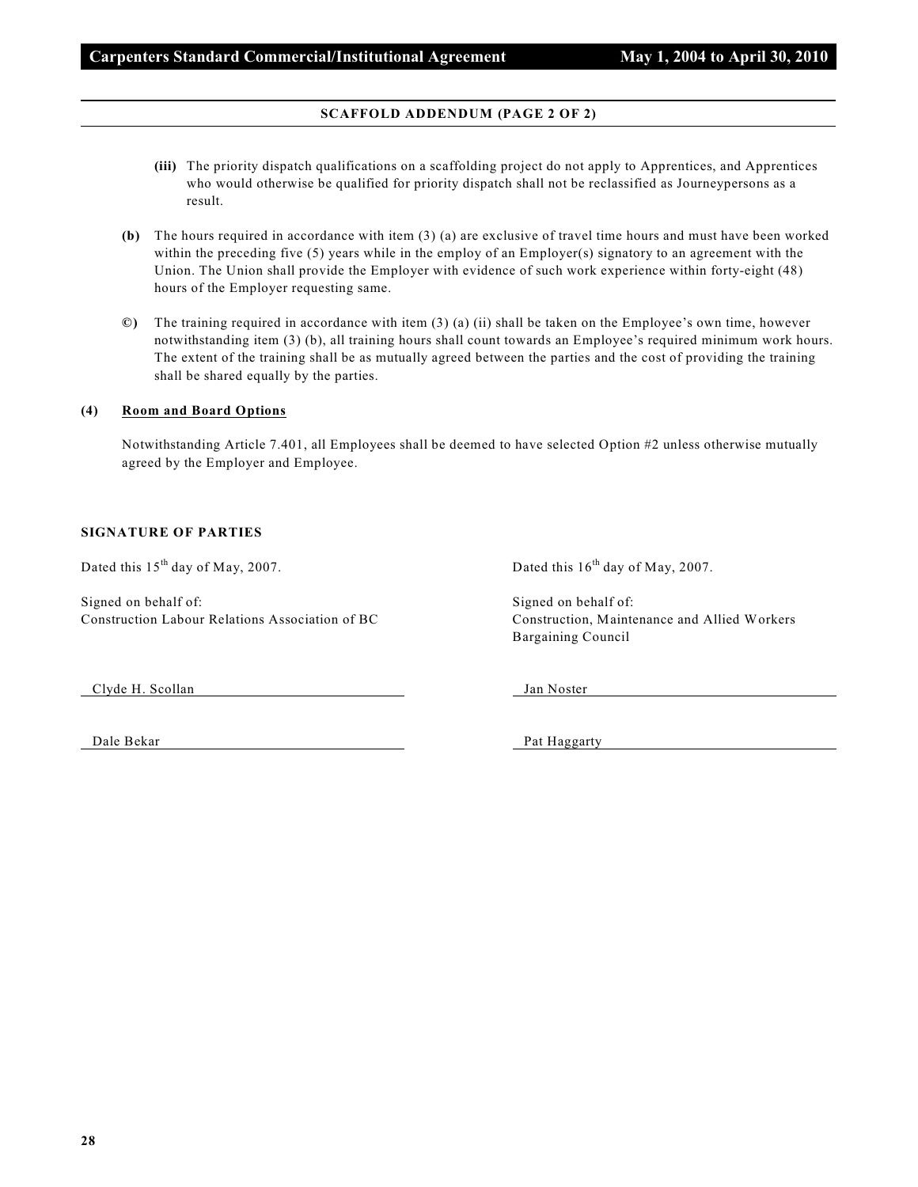## SCAFFOLD ADDENDUM (PAGE 2 OF 2)

**(iii)** The priority dispatch qualifications on a scaffolding project do not apply to Apprentices, and Apprentices who would otherwise be qualified for priority dispatch shall not be reclassified as Journeypersons as a result.

**(b)** The hours required in accordance with item (3) (a) are exclusive of travel time hours and must have been worked within the preceding five (5) years while in the employ of an Employer(s) signatory to an agreement with the Union. The Union shall provide the Employer with evidence of such work experience within forty-eight (48) hours of the Employer requesting same.

**©)** The training required in accordance with item (3) (a) (ii) shall be taken on the Employee's own time, however notwithstanding item (3) (b), all training hours shall count towards an Employee's required minimum work hours. The extent of the training shall be as mutually agreed between the parties and the cost of providing the training shall be shared equally by the parties.

**(4) <u>Room and Board Options</u>**

Notwithstanding Article 7.401, all Employees shall be deemed to have selected Option #2 unless otherwise mutually agreed by the Employer and Employee.

**SIGNATURE OF PARTIES**

Dated this 15th day of May, 2007.

Signed on behalf of:
Construction Labour Relations Association of BC

Clyde H. Scollan

Dale Bekar

Dated this 16th day of May, 2007.

Signed on behalf of:
Construction, Maintenance and Allied Workers Bargaining Council

Jan Noster

Pat Haggarty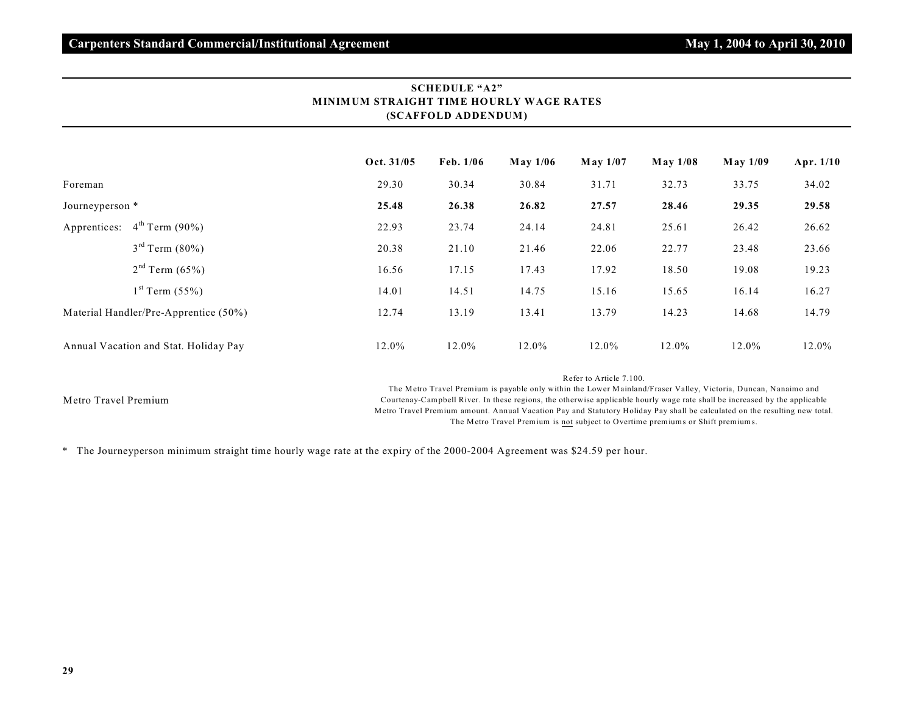## SCHEDULE "A2"
## MINIMUM STRAIGHT TIME HOURLY WAGE RATES
## (SCAFFOLD ADDENDUM)

| | Oct. 31/05 | Feb. 1/06 | May 1/06 | May 1/07 | May 1/08 | May 1/09 | Apr. 1/10 |
|---|---|---|---|---|---|---|---|
| Foreman | 29.30 | 30.34 | 30.84 | 31.71 | 32.73 | 33.75 | 34.02 |
| Journeyperson * | **25.48** | **26.38** | **26.82** | **27.57** | **28.46** | **29.35** | **29.58** |
| Apprentices: 4th Term (90%) | 22.93 | 23.74 | 24.14 | 24.81 | 25.61 | 26.42 | 26.62 |
| 3rd Term (80%) | 20.38 | 21.10 | 21.46 | 22.06 | 22.77 | 23.48 | 23.66 |
| 2nd Term (65%) | 16.56 | 17.15 | 17.43 | 17.92 | 18.50 | 19.08 | 19.23 |
| 1st Term (55%) | 14.01 | 14.51 | 14.75 | 15.16 | 15.65 | 16.14 | 16.27 |
| Material Handler/Pre-Apprentice (50%) | 12.74 | 13.19 | 13.41 | 13.79 | 14.23 | 14.68 | 14.79 |
| Annual Vacation and Stat. Holiday Pay | 12.0% | 12.0% | 12.0% | 12.0% | 12.0% | 12.0% | 12.0% |

**Metro Travel Premium**

Refer to Article 7.100.
The Metro Travel Premium is payable only within the Lower Mainland/Fraser Valley, Victoria, Duncan, Nanaimo and Courtenay-Campbell River. In these regions, the otherwise applicable hourly wage rate shall be increased by the applicable Metro Travel Premium amount. Annual Vacation Pay and Statutory Holiday Pay shall be calculated on the resulting new total. The Metro Travel Premium is not subject to Overtime premiums or Shift premiums.

* The Journeyperson minimum straight time hourly wage rate at the expiry of the 2000-2004 Agreement was $24.59 per hour.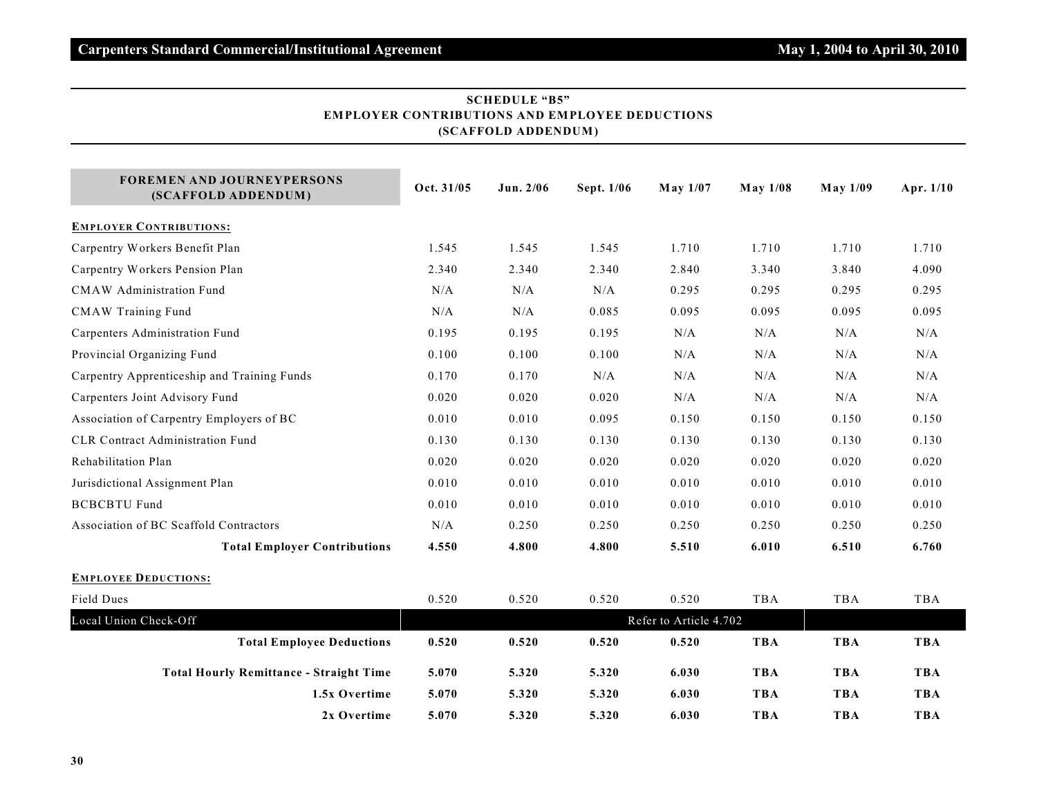## SCHEDULE "B5"
## EMPLOYER CONTRIBUTIONS AND EMPLOYEE DEDUCTIONS
## (SCAFFOLD ADDENDUM)

| FOREMEN AND JOURNEYPERSONS (SCAFFOLD ADDENDUM) | Oct. 31/05 | Jun. 2/06 | Sept. 1/06 | May 1/07 | May 1/08 | May 1/09 | Apr. 1/10 |
|---|---|---|---|---|---|---|---|
| **EMPLOYER CONTRIBUTIONS:** | | | | | | | |
| Carpentry Workers Benefit Plan | 1.545 | 1.545 | 1.545 | 1.710 | 1.710 | 1.710 | 1.710 |
| Carpentry Workers Pension Plan | 2.340 | 2.340 | 2.340 | 2.840 | 3.340 | 3.840 | 4.090 |
| CMAW Administration Fund | N/A | N/A | N/A | 0.295 | 0.295 | 0.295 | 0.295 |
| CMAW Training Fund | N/A | N/A | 0.085 | 0.095 | 0.095 | 0.095 | 0.095 |
| Carpenters Administration Fund | 0.195 | 0.195 | 0.195 | N/A | N/A | N/A | N/A |
| Provincial Organizing Fund | 0.100 | 0.100 | 0.100 | N/A | N/A | N/A | N/A |
| Carpentry Apprenticeship and Training Funds | 0.170 | 0.170 | N/A | N/A | N/A | N/A | N/A |
| Carpenters Joint Advisory Fund | 0.020 | 0.020 | 0.020 | N/A | N/A | N/A | N/A |
| Association of Carpentry Employers of BC | 0.010 | 0.010 | 0.095 | 0.150 | 0.150 | 0.150 | 0.150 |
| CLR Contract Administration Fund | 0.130 | 0.130 | 0.130 | 0.130 | 0.130 | 0.130 | 0.130 |
| Rehabilitation Plan | 0.020 | 0.020 | 0.020 | 0.020 | 0.020 | 0.020 | 0.020 |
| Jurisdictional Assignment Plan | 0.010 | 0.010 | 0.010 | 0.010 | 0.010 | 0.010 | 0.010 |
| BCBCBTU Fund | 0.010 | 0.010 | 0.010 | 0.010 | 0.010 | 0.010 | 0.010 |
| Association of BC Scaffold Contractors | N/A | 0.250 | 0.250 | 0.250 | 0.250 | 0.250 | 0.250 |
| **Total Employer Contributions** | **4.550** | **4.800** | **4.800** | **5.510** | **6.010** | **6.510** | **6.760** |
| **EMPLOYEE DEDUCTIONS:** | | | | | | | |
| Field Dues | 0.520 | 0.520 | 0.520 | 0.520 | TBA | TBA | TBA |
| Local Union Check-Off | Refer to Article 4.702 | | | | | | |
| **Total Employee Deductions** | **0.520** | **0.520** | **0.520** | **0.520** | **TBA** | **TBA** | **TBA** |
| **Total Hourly Remittance - Straight Time** | **5.070** | **5.320** | **5.320** | **6.030** | **TBA** | **TBA** | **TBA** |
| **1.5x Overtime** | **5.070** | **5.320** | **5.320** | **6.030** | **TBA** | **TBA** | **TBA** |
| **2x Overtime** | **5.070** | **5.320** | **5.320** | **6.030** | **TBA** | **TBA** | **TBA** |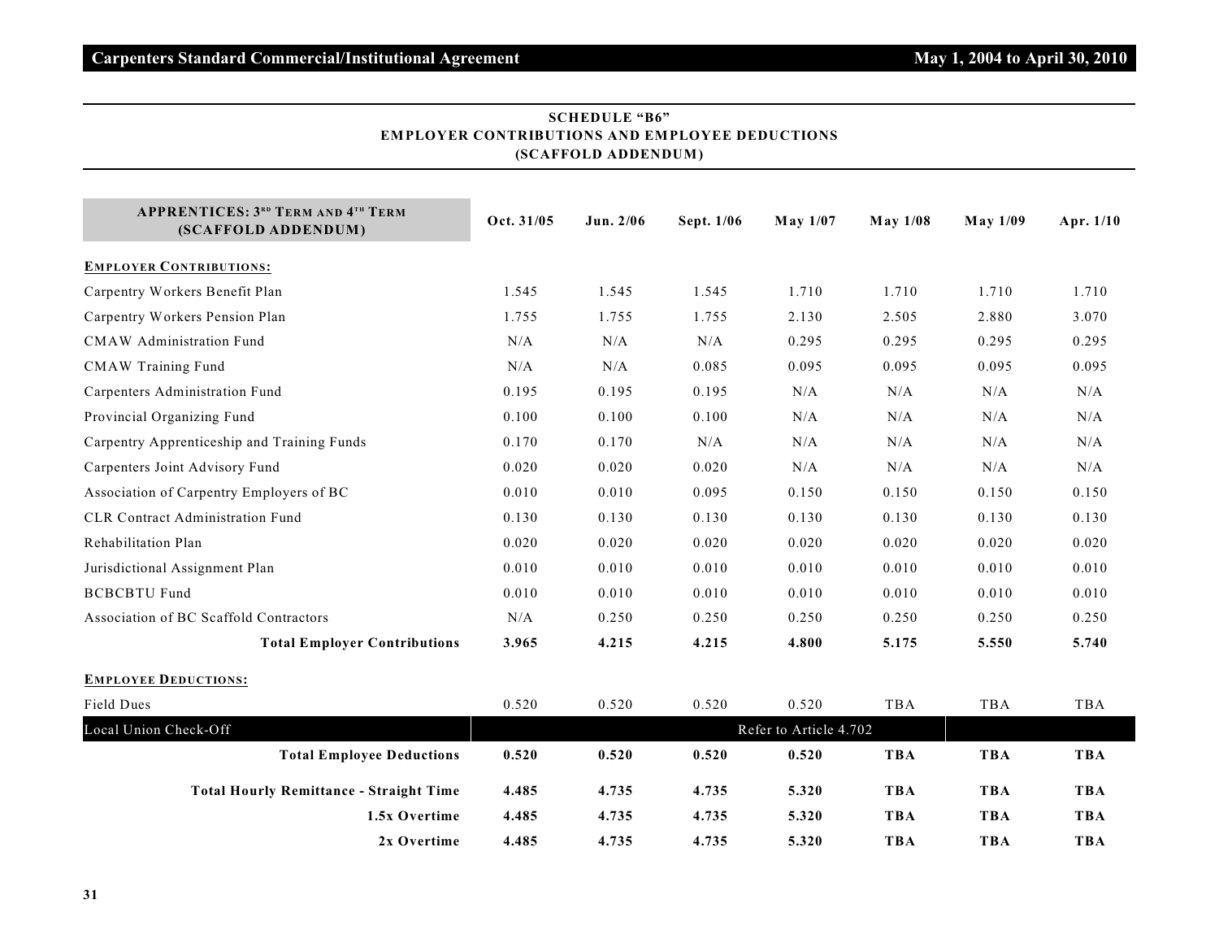## SCHEDULE "B6"
## EMPLOYER CONTRIBUTIONS AND EMPLOYEE DEDUCTIONS
## (SCAFFOLD ADDENDUM)

| APPRENTICES: 3RD TERM AND 4TH TERM (SCAFFOLD ADDENDUM) | Oct. 31/05 | Jun. 2/06 | Sept. 1/06 | May 1/07 | May 1/08 | May 1/09 | Apr. 1/10 |
|---|---|---|---|---|---|---|---|
| **EMPLOYER CONTRIBUTIONS:** | | | | | | | |
| Carpentry Workers Benefit Plan | 1.545 | 1.545 | 1.545 | 1.710 | 1.710 | 1.710 | 1.710 |
| Carpentry Workers Pension Plan | 1.755 | 1.755 | 1.755 | 2.130 | 2.505 | 2.880 | 3.070 |
| CMAW Administration Fund | N/A | N/A | N/A | 0.295 | 0.295 | 0.295 | 0.295 |
| CMAW Training Fund | N/A | N/A | 0.085 | 0.095 | 0.095 | 0.095 | 0.095 |
| Carpenters Administration Fund | 0.195 | 0.195 | 0.195 | N/A | N/A | N/A | N/A |
| Provincial Organizing Fund | 0.100 | 0.100 | 0.100 | N/A | N/A | N/A | N/A |
| Carpentry Apprenticeship and Training Funds | 0.170 | 0.170 | N/A | N/A | N/A | N/A | N/A |
| Carpenters Joint Advisory Fund | 0.020 | 0.020 | 0.020 | N/A | N/A | N/A | N/A |
| Association of Carpentry Employers of BC | 0.010 | 0.010 | 0.095 | 0.150 | 0.150 | 0.150 | 0.150 |
| CLR Contract Administration Fund | 0.130 | 0.130 | 0.130 | 0.130 | 0.130 | 0.130 | 0.130 |
| Rehabilitation Plan | 0.020 | 0.020 | 0.020 | 0.020 | 0.020 | 0.020 | 0.020 |
| Jurisdictional Assignment Plan | 0.010 | 0.010 | 0.010 | 0.010 | 0.010 | 0.010 | 0.010 |
| BCBCBTU Fund | 0.010 | 0.010 | 0.010 | 0.010 | 0.010 | 0.010 | 0.010 |
| Association of BC Scaffold Contractors | N/A | 0.250 | 0.250 | 0.250 | 0.250 | 0.250 | 0.250 |
| **Total Employer Contributions** | **3.965** | **4.215** | **4.215** | **4.800** | **5.175** | **5.550** | **5.740** |
| **EMPLOYEE DEDUCTIONS:** | | | | | | | |
| Field Dues | 0.520 | 0.520 | 0.520 | 0.520 | TBA | TBA | TBA |
| Local Union Check-Off | Refer to Article 4.702 | | | | | | |
| **Total Employee Deductions** | **0.520** | **0.520** | **0.520** | **0.520** | **TBA** | **TBA** | **TBA** |
| **Total Hourly Remittance - Straight Time** | **4.485** | **4.735** | **4.735** | **5.320** | **TBA** | **TBA** | **TBA** |
| **1.5x Overtime** | **4.485** | **4.735** | **4.735** | **5.320** | **TBA** | **TBA** | **TBA** |
| **2x Overtime** | **4.485** | **4.735** | **4.735** | **5.320** | **TBA** | **TBA** | **TBA** |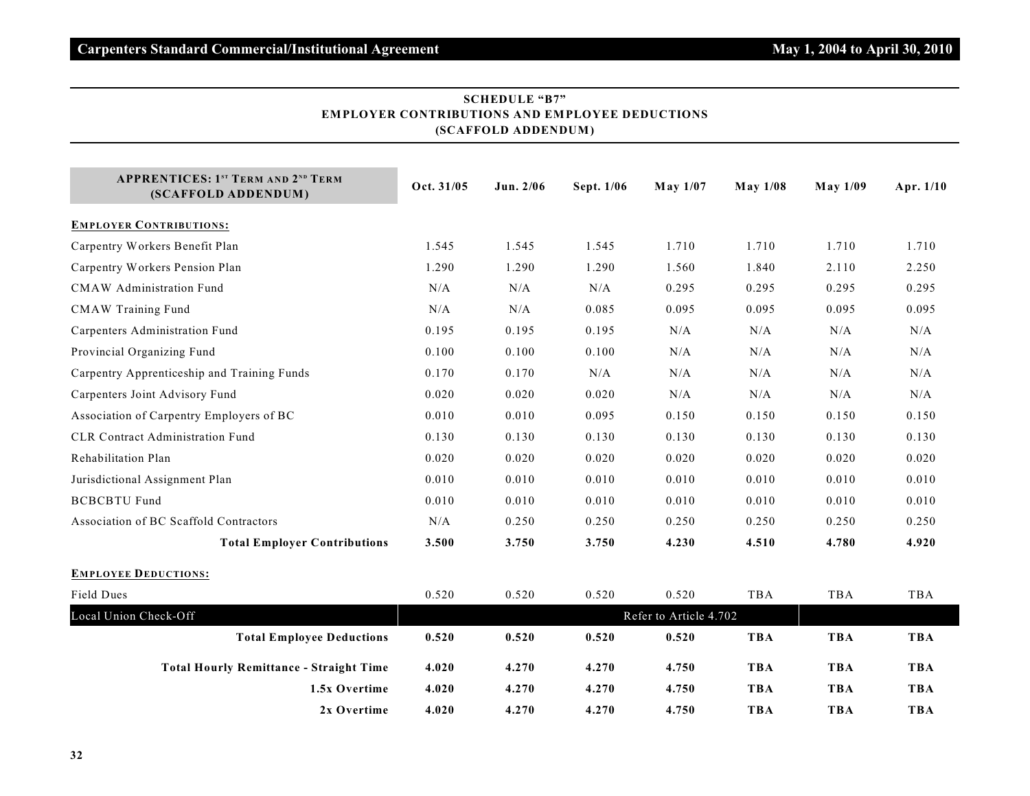## SCHEDULE "B7"
## EMPLOYER CONTRIBUTIONS AND EMPLOYEE DEDUCTIONS
## (SCAFFOLD ADDENDUM)

| APPRENTICES: 1ST TERM AND 2ND TERM (SCAFFOLD ADDENDUM) | Oct. 31/05 | Jun. 2/06 | Sept. 1/06 | May 1/07 | May 1/08 | May 1/09 | Apr. 1/10 |
|---|---|---|---|---|---|---|---|
| **EMPLOYER CONTRIBUTIONS:** | | | | | | | |
| Carpentry Workers Benefit Plan | 1.545 | 1.545 | 1.545 | 1.710 | 1.710 | 1.710 | 1.710 |
| Carpentry Workers Pension Plan | 1.290 | 1.290 | 1.290 | 1.560 | 1.840 | 2.110 | 2.250 |
| CMAW Administration Fund | N/A | N/A | N/A | 0.295 | 0.295 | 0.295 | 0.295 |
| CMAW Training Fund | N/A | N/A | 0.085 | 0.095 | 0.095 | 0.095 | 0.095 |
| Carpenters Administration Fund | 0.195 | 0.195 | 0.195 | N/A | N/A | N/A | N/A |
| Provincial Organizing Fund | 0.100 | 0.100 | 0.100 | N/A | N/A | N/A | N/A |
| Carpentry Apprenticeship and Training Funds | 0.170 | 0.170 | N/A | N/A | N/A | N/A | N/A |
| Carpenters Joint Advisory Fund | 0.020 | 0.020 | 0.020 | N/A | N/A | N/A | N/A |
| Association of Carpentry Employers of BC | 0.010 | 0.010 | 0.095 | 0.150 | 0.150 | 0.150 | 0.150 |
| CLR Contract Administration Fund | 0.130 | 0.130 | 0.130 | 0.130 | 0.130 | 0.130 | 0.130 |
| Rehabilitation Plan | 0.020 | 0.020 | 0.020 | 0.020 | 0.020 | 0.020 | 0.020 |
| Jurisdictional Assignment Plan | 0.010 | 0.010 | 0.010 | 0.010 | 0.010 | 0.010 | 0.010 |
| BCBCBTU Fund | 0.010 | 0.010 | 0.010 | 0.010 | 0.010 | 0.010 | 0.010 |
| Association of BC Scaffold Contractors | N/A | 0.250 | 0.250 | 0.250 | 0.250 | 0.250 | 0.250 |
| **Total Employer Contributions** | **3.500** | **3.750** | **3.750** | **4.230** | **4.510** | **4.780** | **4.920** |
| **EMPLOYEE DEDUCTIONS:** | | | | | | | |
| Field Dues | 0.520 | 0.520 | 0.520 | 0.520 | TBA | TBA | TBA |
| Local Union Check-Off | Refer to Article 4.702 | | | | | | |
| **Total Employee Deductions** | **0.520** | **0.520** | **0.520** | **0.520** | **TBA** | **TBA** | **TBA** |
| **Total Hourly Remittance - Straight Time** | **4.020** | **4.270** | **4.270** | **4.750** | **TBA** | **TBA** | **TBA** |
| **1.5x Overtime** | **4.020** | **4.270** | **4.270** | **4.750** | **TBA** | **TBA** | **TBA** |
| **2x Overtime** | **4.020** | **4.270** | **4.270** | **4.750** | **TBA** | **TBA** | **TBA** |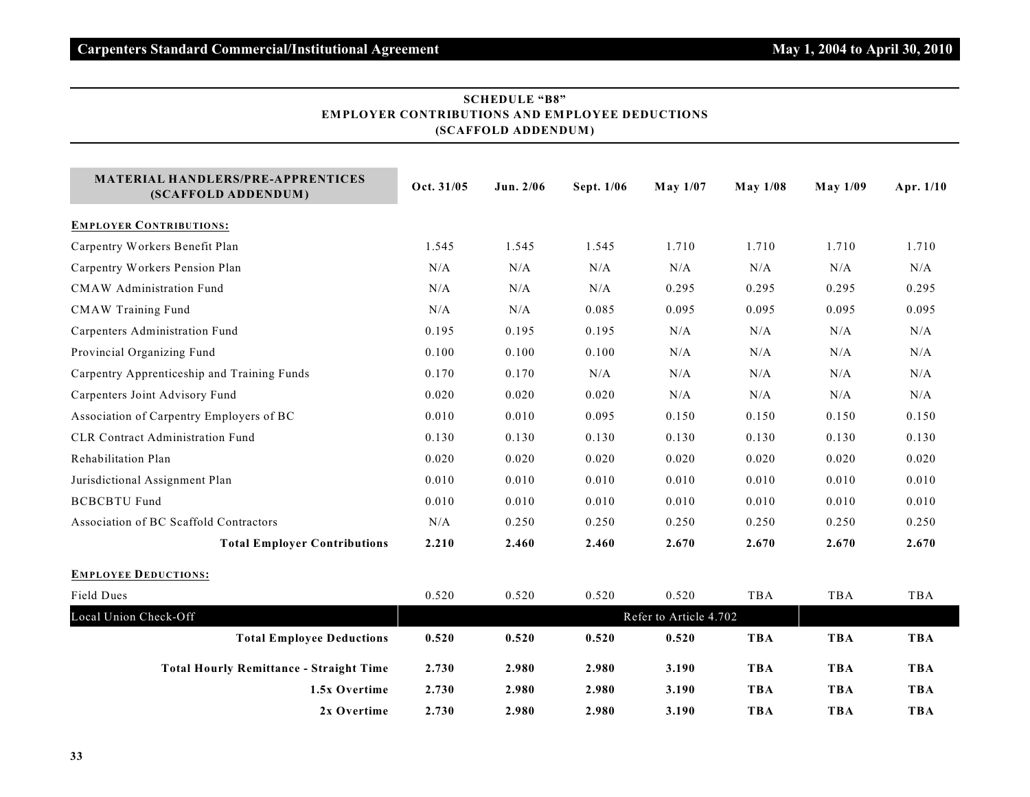## SCHEDULE "B8"
## EMPLOYER CONTRIBUTIONS AND EMPLOYEE DEDUCTIONS
## (SCAFFOLD ADDENDUM)

| MATERIAL HANDLERS/PRE-APPRENTICES (SCAFFOLD ADDENDUM) | Oct. 31/05 | Jun. 2/06 | Sept. 1/06 | May 1/07 | May 1/08 | May 1/09 | Apr. 1/10 |
|---|---|---|---|---|---|---|---|
| **EMPLOYER CONTRIBUTIONS:** | | | | | | | |
| Carpentry Workers Benefit Plan | 1.545 | 1.545 | 1.545 | 1.710 | 1.710 | 1.710 | 1.710 |
| Carpentry Workers Pension Plan | N/A | N/A | N/A | N/A | N/A | N/A | N/A |
| CMAW Administration Fund | N/A | N/A | N/A | 0.295 | 0.295 | 0.295 | 0.295 |
| CMAW Training Fund | N/A | N/A | 0.085 | 0.095 | 0.095 | 0.095 | 0.095 |
| Carpenters Administration Fund | 0.195 | 0.195 | 0.195 | N/A | N/A | N/A | N/A |
| Provincial Organizing Fund | 0.100 | 0.100 | 0.100 | N/A | N/A | N/A | N/A |
| Carpentry Apprenticeship and Training Funds | 0.170 | 0.170 | N/A | N/A | N/A | N/A | N/A |
| Carpenters Joint Advisory Fund | 0.020 | 0.020 | 0.020 | N/A | N/A | N/A | N/A |
| Association of Carpentry Employers of BC | 0.010 | 0.010 | 0.095 | 0.150 | 0.150 | 0.150 | 0.150 |
| CLR Contract Administration Fund | 0.130 | 0.130 | 0.130 | 0.130 | 0.130 | 0.130 | 0.130 |
| Rehabilitation Plan | 0.020 | 0.020 | 0.020 | 0.020 | 0.020 | 0.020 | 0.020 |
| Jurisdictional Assignment Plan | 0.010 | 0.010 | 0.010 | 0.010 | 0.010 | 0.010 | 0.010 |
| BCBCBTU Fund | 0.010 | 0.010 | 0.010 | 0.010 | 0.010 | 0.010 | 0.010 |
| Association of BC Scaffold Contractors | N/A | 0.250 | 0.250 | 0.250 | 0.250 | 0.250 | 0.250 |
| **Total Employer Contributions** | **2.210** | **2.460** | **2.460** | **2.670** | **2.670** | **2.670** | **2.670** |
| **EMPLOYEE DEDUCTIONS:** | | | | | | | |
| Field Dues | 0.520 | 0.520 | 0.520 | 0.520 | TBA | TBA | TBA |
| Local Union Check-Off | Refer to Article 4.702 | | | | | | |
| **Total Employee Deductions** | **0.520** | **0.520** | **0.520** | **0.520** | **TBA** | **TBA** | **TBA** |
| **Total Hourly Remittance - Straight Time** | **2.730** | **2.980** | **2.980** | **3.190** | **TBA** | **TBA** | **TBA** |
| **1.5x Overtime** | **2.730** | **2.980** | **2.980** | **3.190** | **TBA** | **TBA** | **TBA** |
| **2x Overtime** | **2.730** | **2.980** | **2.980** | **3.190** | **TBA** | **TBA** | **TBA** |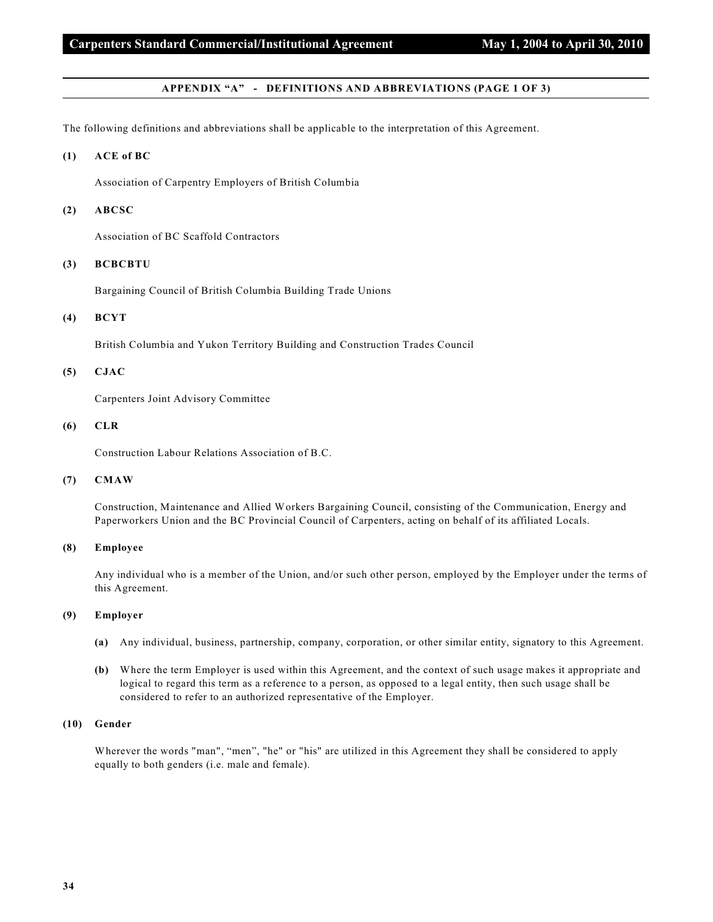## APPENDIX "A" - DEFINITIONS AND ABBREVIATIONS (PAGE 1 OF 3)

The following definitions and abbreviations shall be applicable to the interpretation of this Agreement.

**(1) ACE of BC**

Association of Carpentry Employers of British Columbia

**(2) ABCSC**

Association of BC Scaffold Contractors

**(3) BCBCBTU**

Bargaining Council of British Columbia Building Trade Unions

**(4) BCYT**

British Columbia and Yukon Territory Building and Construction Trades Council

**(5) CJAC**

Carpenters Joint Advisory Committee

**(6) CLR**

Construction Labour Relations Association of B.C.

**(7) CMAW**

Construction, Maintenance and Allied Workers Bargaining Council, consisting of the Communication, Energy and Paperworkers Union and the BC Provincial Council of Carpenters, acting on behalf of its affiliated Locals.

**(8) Employee**

Any individual who is a member of the Union, and/or such other person, employed by the Employer under the terms of this Agreement.

**(9) Employer**

**(a)** Any individual, business, partnership, company, corporation, or other similar entity, signatory to this Agreement.

**(b)** Where the term Employer is used within this Agreement, and the context of such usage makes it appropriate and logical to regard this term as a reference to a person, as opposed to a legal entity, then such usage shall be considered to refer to an authorized representative of the Employer.

**(10) Gender**

Wherever the words "man", "men", "he" or "his" are utilized in this Agreement they shall be considered to apply equally to both genders (i.e. male and female).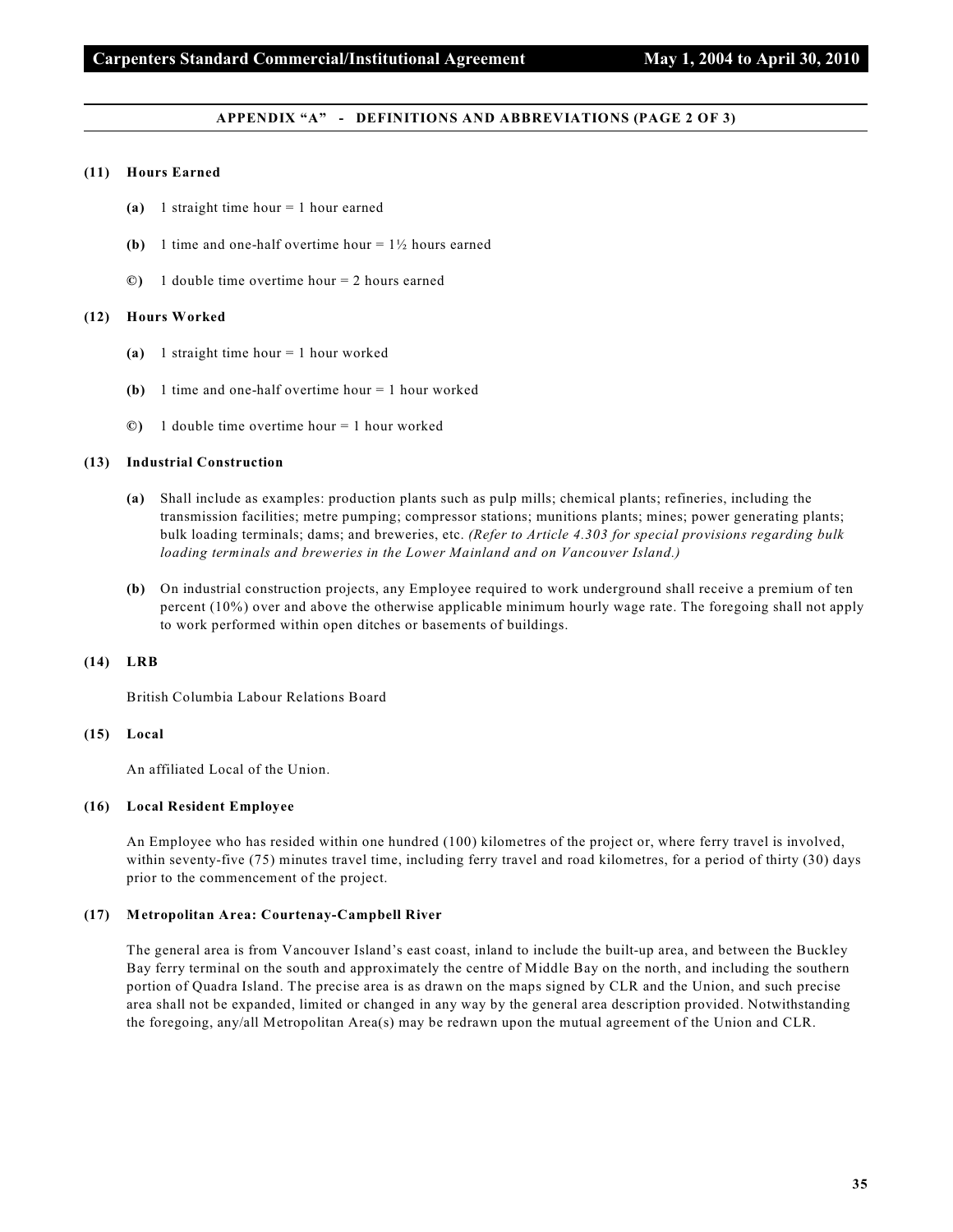## APPENDIX "A" - DEFINITIONS AND ABBREVIATIONS (PAGE 2 OF 3)

**(11) Hours Earned**

**(a)** 1 straight time hour = 1 hour earned

**(b)** 1 time and one-half overtime hour = 1½ hours earned

**©)** 1 double time overtime hour = 2 hours earned

**(12) Hours Worked**

**(a)** 1 straight time hour = 1 hour worked

**(b)** 1 time and one-half overtime hour = 1 hour worked

**©)** 1 double time overtime hour = 1 hour worked

**(13) Industrial Construction**

**(a)** Shall include as examples: production plants such as pulp mills; chemical plants; refineries, including the transmission facilities; metre pumping; compressor stations; munitions plants; mines; power generating plants; bulk loading terminals; dams; and breweries, etc. *(Refer to Article 4.303 for special provisions regarding bulk loading terminals and breweries in the Lower Mainland and on Vancouver Island.)*

**(b)** On industrial construction projects, any Employee required to work underground shall receive a premium of ten percent (10%) over and above the otherwise applicable minimum hourly wage rate. The foregoing shall not apply to work performed within open ditches or basements of buildings.

**(14) LRB**

British Columbia Labour Relations Board

**(15) Local**

An affiliated Local of the Union.

**(16) Local Resident Employee**

An Employee who has resided within one hundred (100) kilometres of the project or, where ferry travel is involved, within seventy-five (75) minutes travel time, including ferry travel and road kilometres, for a period of thirty (30) days prior to the commencement of the project.

**(17) Metropolitan Area: Courtenay-Campbell River**

The general area is from Vancouver Island's east coast, inland to include the built-up area, and between the Buckley Bay ferry terminal on the south and approximately the centre of Middle Bay on the north, and including the southern portion of Quadra Island. The precise area is as drawn on the maps signed by CLR and the Union, and such precise area shall not be expanded, limited or changed in any way by the general area description provided. Notwithstanding the foregoing, any/all Metropolitan Area(s) may be redrawn upon the mutual agreement of the Union and CLR.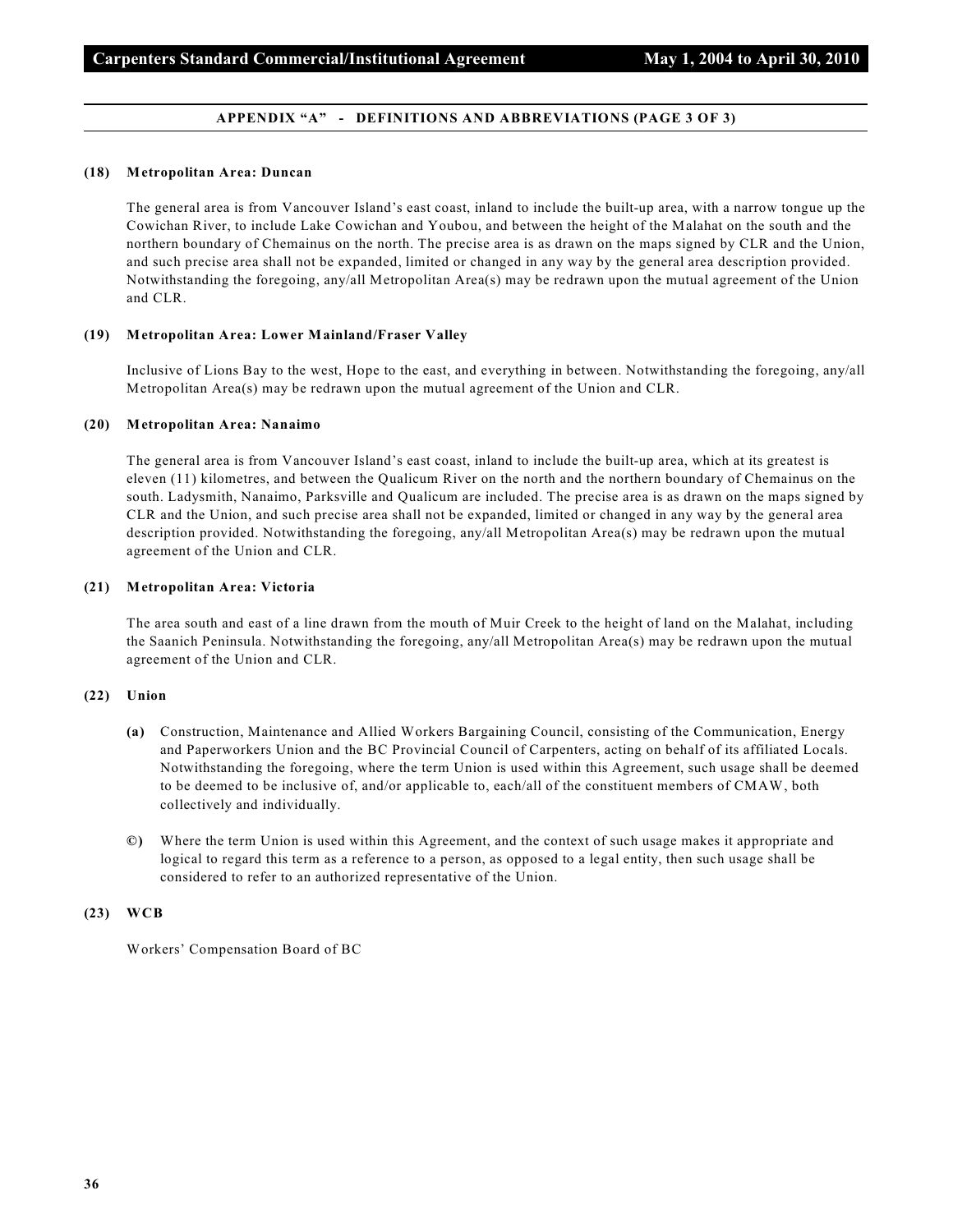## APPENDIX "A" - DEFINITIONS AND ABBREVIATIONS (PAGE 3 OF 3)

**(18) Metropolitan Area: Duncan**

The general area is from Vancouver Island's east coast, inland to include the built-up area, with a narrow tongue up the Cowichan River, to include Lake Cowichan and Youbou, and between the height of the Malahat on the south and the northern boundary of Chemainus on the north. The precise area is as drawn on the maps signed by CLR and the Union, and such precise area shall not be expanded, limited or changed in any way by the general area description provided. Notwithstanding the foregoing, any/all Metropolitan Area(s) may be redrawn upon the mutual agreement of the Union and CLR.

**(19) Metropolitan Area: Lower Mainland/Fraser Valley**

Inclusive of Lions Bay to the west, Hope to the east, and everything in between. Notwithstanding the foregoing, any/all Metropolitan Area(s) may be redrawn upon the mutual agreement of the Union and CLR.

**(20) Metropolitan Area: Nanaimo**

The general area is from Vancouver Island's east coast, inland to include the built-up area, which at its greatest is eleven (11) kilometres, and between the Qualicum River on the north and the northern boundary of Chemainus on the south. Ladysmith, Nanaimo, Parksville and Qualicum are included. The precise area is as drawn on the maps signed by CLR and the Union, and such precise area shall not be expanded, limited or changed in any way by the general area description provided. Notwithstanding the foregoing, any/all Metropolitan Area(s) may be redrawn upon the mutual agreement of the Union and CLR.

**(21) Metropolitan Area: Victoria**

The area south and east of a line drawn from the mouth of Muir Creek to the height of land on the Malahat, including the Saanich Peninsula. Notwithstanding the foregoing, any/all Metropolitan Area(s) may be redrawn upon the mutual agreement of the Union and CLR.

**(22) Union**

**(a)** Construction, Maintenance and Allied Workers Bargaining Council, consisting of the Communication, Energy and Paperworkers Union and the BC Provincial Council of Carpenters, acting on behalf of its affiliated Locals. Notwithstanding the foregoing, where the term Union is used within this Agreement, such usage shall be deemed to be deemed to be inclusive of, and/or applicable to, each/all of the constituent members of CMAW, both collectively and individually.

**©)** Where the term Union is used within this Agreement, and the context of such usage makes it appropriate and logical to regard this term as a reference to a person, as opposed to a legal entity, then such usage shall be considered to refer to an authorized representative of the Union.

**(23) WCB**

Workers' Compensation Board of BC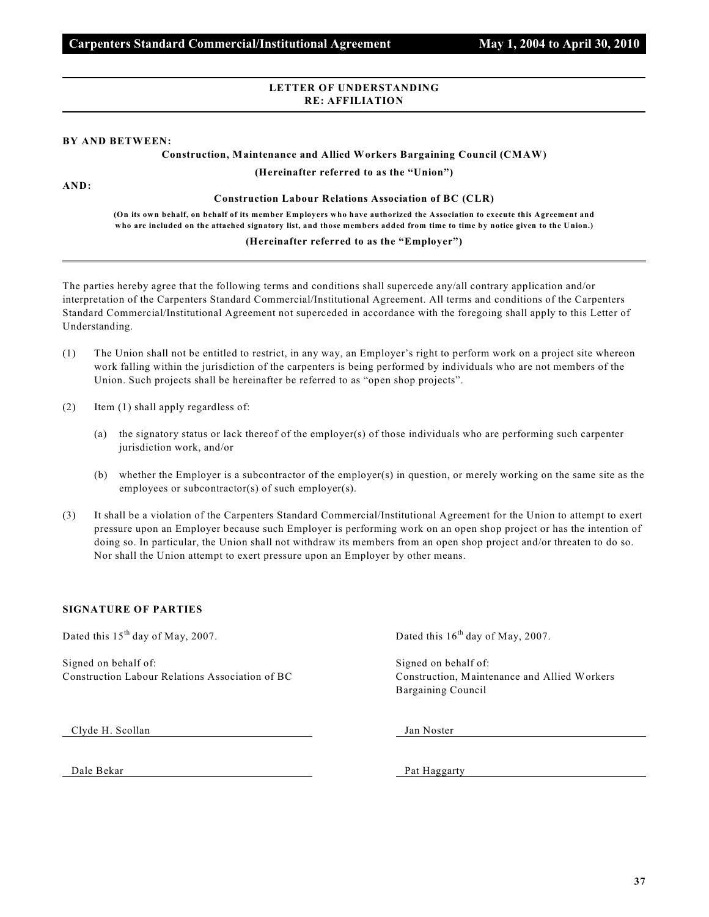## LETTER OF UNDERSTANDING
## RE: AFFILIATION

**BY AND BETWEEN:**

**Construction, Maintenance and Allied Workers Bargaining Council (CMAW)**

**(Hereinafter referred to as the "Union")**

**AND:**

**Construction Labour Relations Association of BC (CLR)**

**(On its own behalf, on behalf of its member Employers who have authorized the Association to execute this Agreement and who are included on the attached signatory list, and those members added from time to time by notice given to the Union.)**

**(Hereinafter referred to as the "Employer")**

---

The parties hereby agree that the following terms and conditions shall supercede any/all contrary application and/or interpretation of the Carpenters Standard Commercial/Institutional Agreement. All terms and conditions of the Carpenters Standard Commercial/Institutional Agreement not superceded in accordance with the foregoing shall apply to this Letter of Understanding.

(1) The Union shall not be entitled to restrict, in any way, an Employer's right to perform work on a project site whereon work falling within the jurisdiction of the carpenters is being performed by individuals who are not members of the Union. Such projects shall be hereinafter be referred to as "open shop projects".

(2) Item (1) shall apply regardless of:

  (a) the signatory status or lack thereof of the employer(s) of those individuals who are performing such carpenter jurisdiction work, and/or

  (b) whether the Employer is a subcontractor of the employer(s) in question, or merely working on the same site as the employees or subcontractor(s) of such employer(s).

(3) It shall be a violation of the Carpenters Standard Commercial/Institutional Agreement for the Union to attempt to exert pressure upon an Employer because such Employer is performing work on an open shop project or has the intention of doing so. In particular, the Union shall not withdraw its members from an open shop project and/or threaten to do so. Nor shall the Union attempt to exert pressure upon an Employer by other means.

**SIGNATURE OF PARTIES**

Dated this 15th day of May, 2007.

Signed on behalf of:
Construction Labour Relations Association of BC

Clyde H. Scollan

Dale Bekar

Dated this 16th day of May, 2007.

Signed on behalf of:
Construction, Maintenance and Allied Workers Bargaining Council

Jan Noster

Pat Haggarty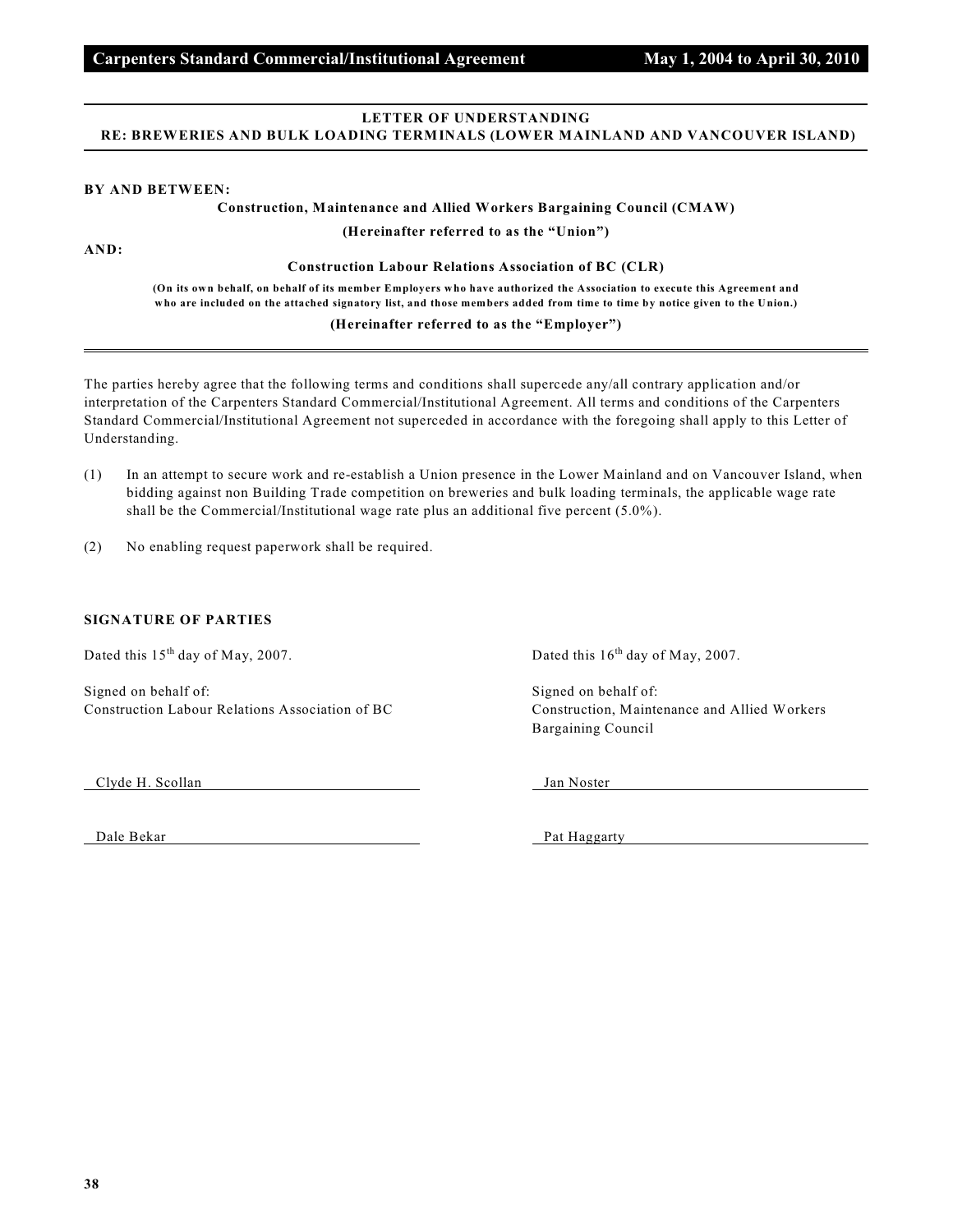## LETTER OF UNDERSTANDING
## RE: BREWERIES AND BULK LOADING TERMINALS (LOWER MAINLAND AND VANCOUVER ISLAND)

**BY AND BETWEEN:**

**Construction, Maintenance and Allied Workers Bargaining Council (CMAW)**

**(Hereinafter referred to as the "Union")**

**AND:**

**Construction Labour Relations Association of BC (CLR)**

**(On its own behalf, on behalf of its member Employers who have authorized the Association to execute this Agreement and who are included on the attached signatory list, and those members added from time to time by notice given to the Union.)**

**(Hereinafter referred to as the "Employer")**

The parties hereby agree that the following terms and conditions shall supercede any/all contrary application and/or interpretation of the Carpenters Standard Commercial/Institutional Agreement. All terms and conditions of the Carpenters Standard Commercial/Institutional Agreement not superceded in accordance with the foregoing shall apply to this Letter of Understanding.

(1) In an attempt to secure work and re-establish a Union presence in the Lower Mainland and on Vancouver Island, when bidding against non Building Trade competition on breweries and bulk loading terminals, the applicable wage rate shall be the Commercial/Institutional wage rate plus an additional five percent (5.0%).

(2) No enabling request paperwork shall be required.

**SIGNATURE OF PARTIES**

Dated this 15th day of May, 2007.

Signed on behalf of:
Construction Labour Relations Association of BC

Clyde H. Scollan

Dale Bekar

Dated this 16th day of May, 2007.

Signed on behalf of:
Construction, Maintenance and Allied Workers Bargaining Council

Jan Noster

Pat Haggarty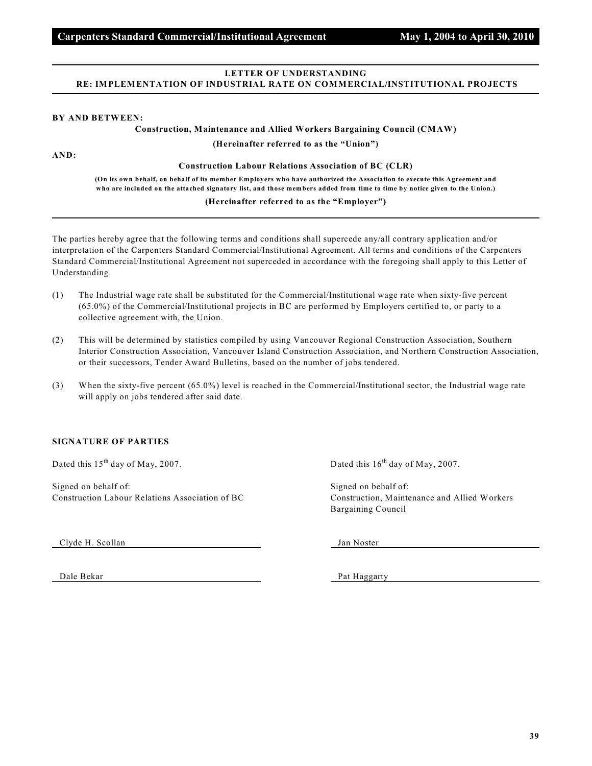## LETTER OF UNDERSTANDING
## RE: IMPLEMENTATION OF INDUSTRIAL RATE ON COMMERCIAL/INSTITUTIONAL PROJECTS

**BY AND BETWEEN:**

**Construction, Maintenance and Allied Workers Bargaining Council (CMAW)**

**(Hereinafter referred to as the "Union")**

**AND:**

**Construction Labour Relations Association of BC (CLR)**

**(On its own behalf, on behalf of its member Employers who have authorized the Association to execute this Agreement and who are included on the attached signatory list, and those members added from time to time by notice given to the Union.)**

**(Hereinafter referred to as the "Employer")**

---

The parties hereby agree that the following terms and conditions shall supercede any/all contrary application and/or interpretation of the Carpenters Standard Commercial/Institutional Agreement. All terms and conditions of the Carpenters Standard Commercial/Institutional Agreement not superceded in accordance with the foregoing shall apply to this Letter of Understanding.

(1) The Industrial wage rate shall be substituted for the Commercial/Institutional wage rate when sixty-five percent (65.0%) of the Commercial/Institutional projects in BC are performed by Employers certified to, or party to a collective agreement with, the Union.

(2) This will be determined by statistics compiled by using Vancouver Regional Construction Association, Southern Interior Construction Association, Vancouver Island Construction Association, and Northern Construction Association, or their successors, Tender Award Bulletins, based on the number of jobs tendered.

(3) When the sixty-five percent (65.0%) level is reached in the Commercial/Institutional sector, the Industrial wage rate will apply on jobs tendered after said date.

**SIGNATURE OF PARTIES**

Dated this 15th day of May, 2007.

Signed on behalf of:
Construction Labour Relations Association of BC

Clyde H. Scollan

Dale Bekar

Dated this 16th day of May, 2007.

Signed on behalf of:
Construction, Maintenance and Allied Workers Bargaining Council

Jan Noster

Pat Haggarty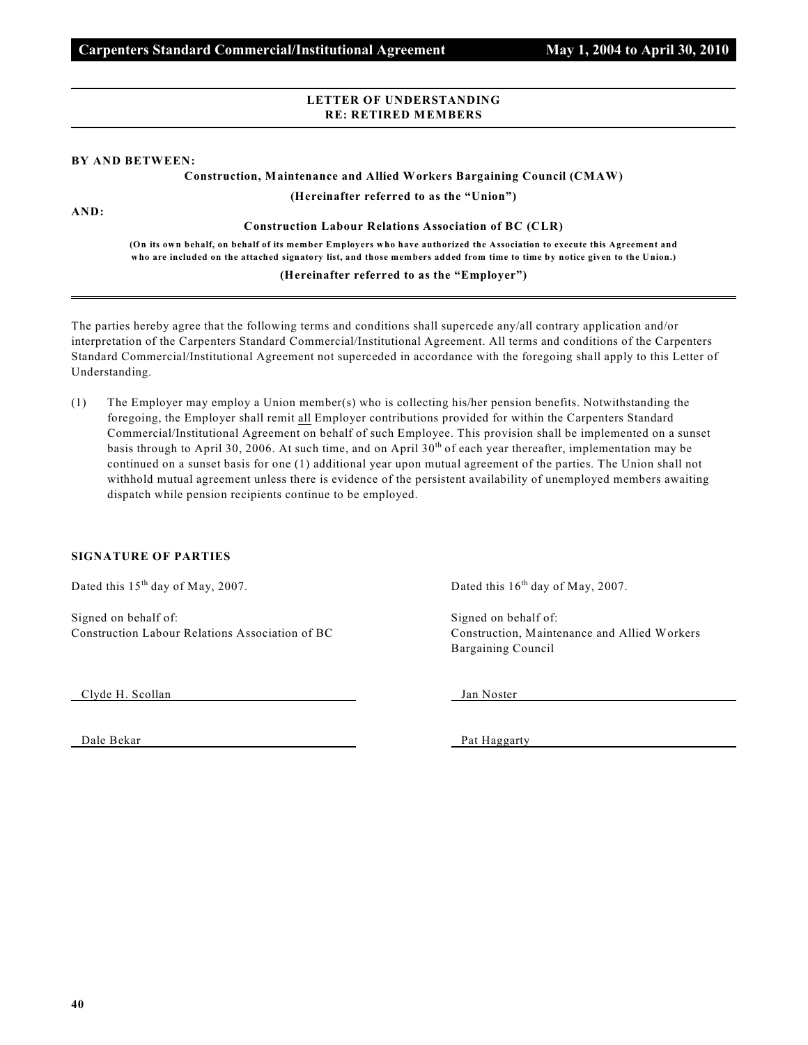## LETTER OF UNDERSTANDING
## RE: RETIRED MEMBERS

**BY AND BETWEEN:**

**Construction, Maintenance and Allied Workers Bargaining Council (CMAW)**

**(Hereinafter referred to as the "Union")**

**AND:**

**Construction Labour Relations Association of BC (CLR)**

**(On its own behalf, on behalf of its member Employers who have authorized the Association to execute this Agreement and who are included on the attached signatory list, and those members added from time to time by notice given to the Union.)**

**(Hereinafter referred to as the "Employer")**

The parties hereby agree that the following terms and conditions shall supercede any/all contrary application and/or interpretation of the Carpenters Standard Commercial/Institutional Agreement. All terms and conditions of the Carpenters Standard Commercial/Institutional Agreement not superceded in accordance with the foregoing shall apply to this Letter of Understanding.

(1) The Employer may employ a Union member(s) who is collecting his/her pension benefits. Notwithstanding the foregoing, the Employer shall remit all Employer contributions provided for within the Carpenters Standard Commercial/Institutional Agreement on behalf of such Employee. This provision shall be implemented on a sunset basis through to April 30, 2006. At such time, and on April 30th of each year thereafter, implementation may be continued on a sunset basis for one (1) additional year upon mutual agreement of the parties. The Union shall not withhold mutual agreement unless there is evidence of the persistent availability of unemployed members awaiting dispatch while pension recipients continue to be employed.

**SIGNATURE OF PARTIES**

Dated this 15th day of May, 2007.

Signed on behalf of:
Construction Labour Relations Association of BC

Clyde H. Scollan

Dale Bekar

Dated this 16th day of May, 2007.

Signed on behalf of:
Construction, Maintenance and Allied Workers Bargaining Council

Jan Noster

Pat Haggarty